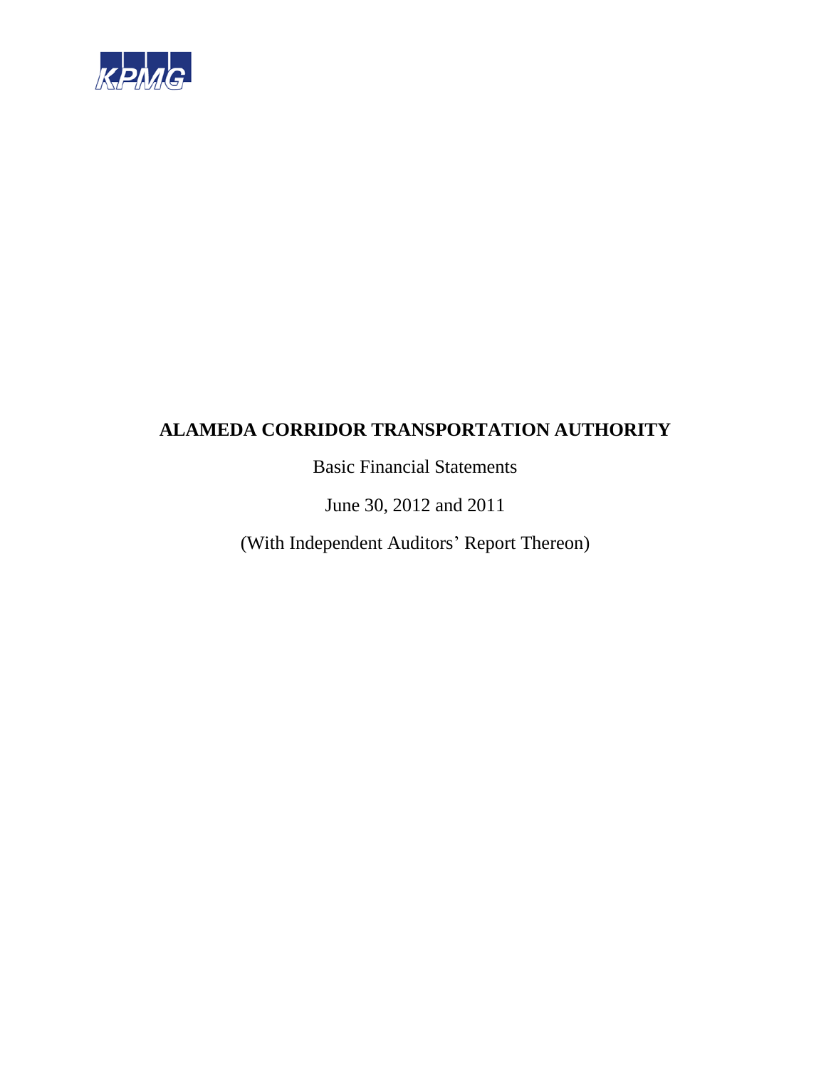KPMG

# ALAMEDA CORRIDOR TRANSPORTATION AUTHORITY

Basic Financial Statements

June 30, 2012 and 2011

(With Independent Auditors' Report Thereon)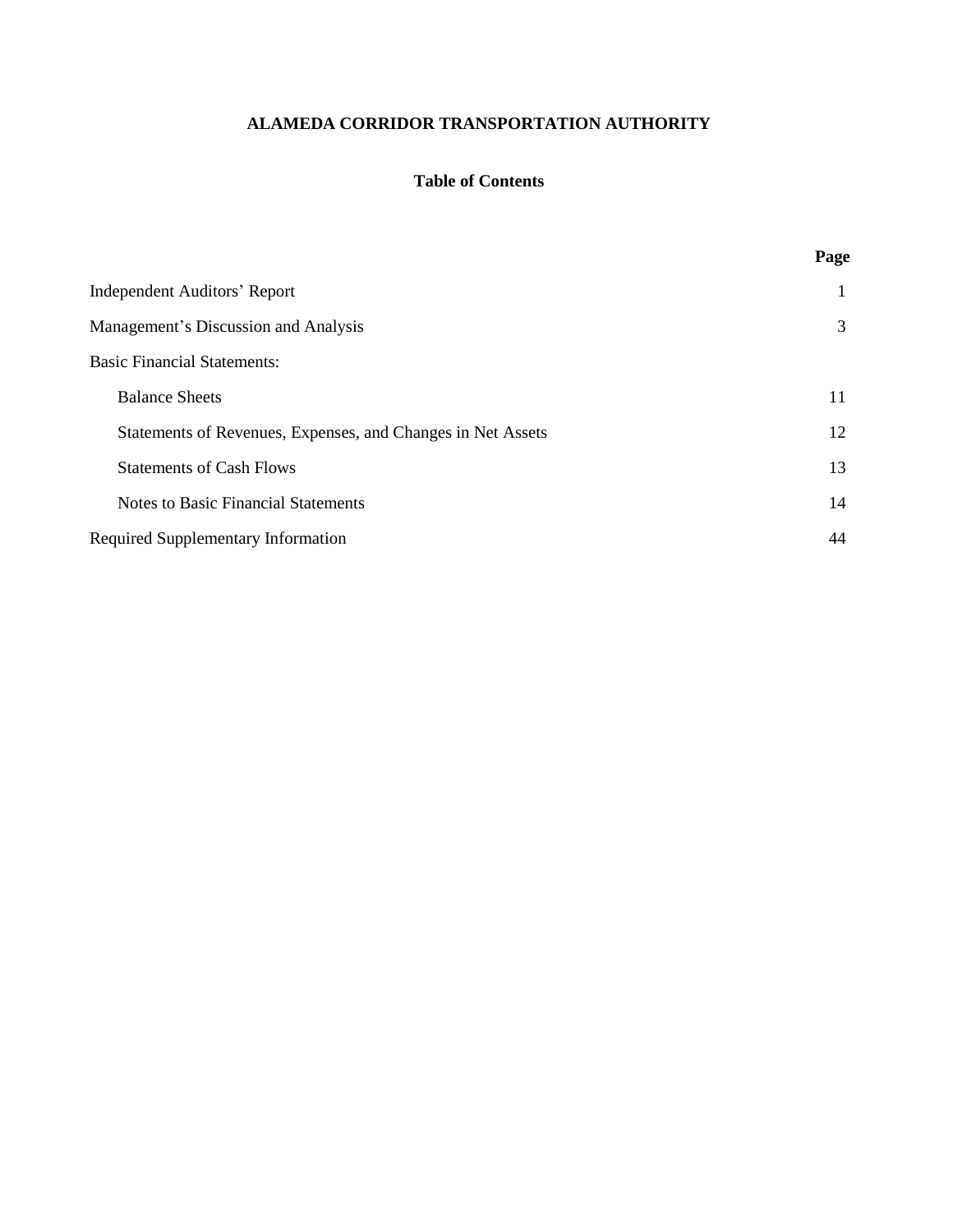# ALAMEDA CORRIDOR TRANSPORTATION AUTHORITY

## Table of Contents

| | Page |
|---|---|
| Independent Auditors' Report | 1 |
| Management's Discussion and Analysis | 3 |
| Basic Financial Statements: | |
| Balance Sheets | 11 |
| Statements of Revenues, Expenses, and Changes in Net Assets | 12 |
| Statements of Cash Flows | 13 |
| Notes to Basic Financial Statements | 14 |
| Required Supplementary Information | 44 |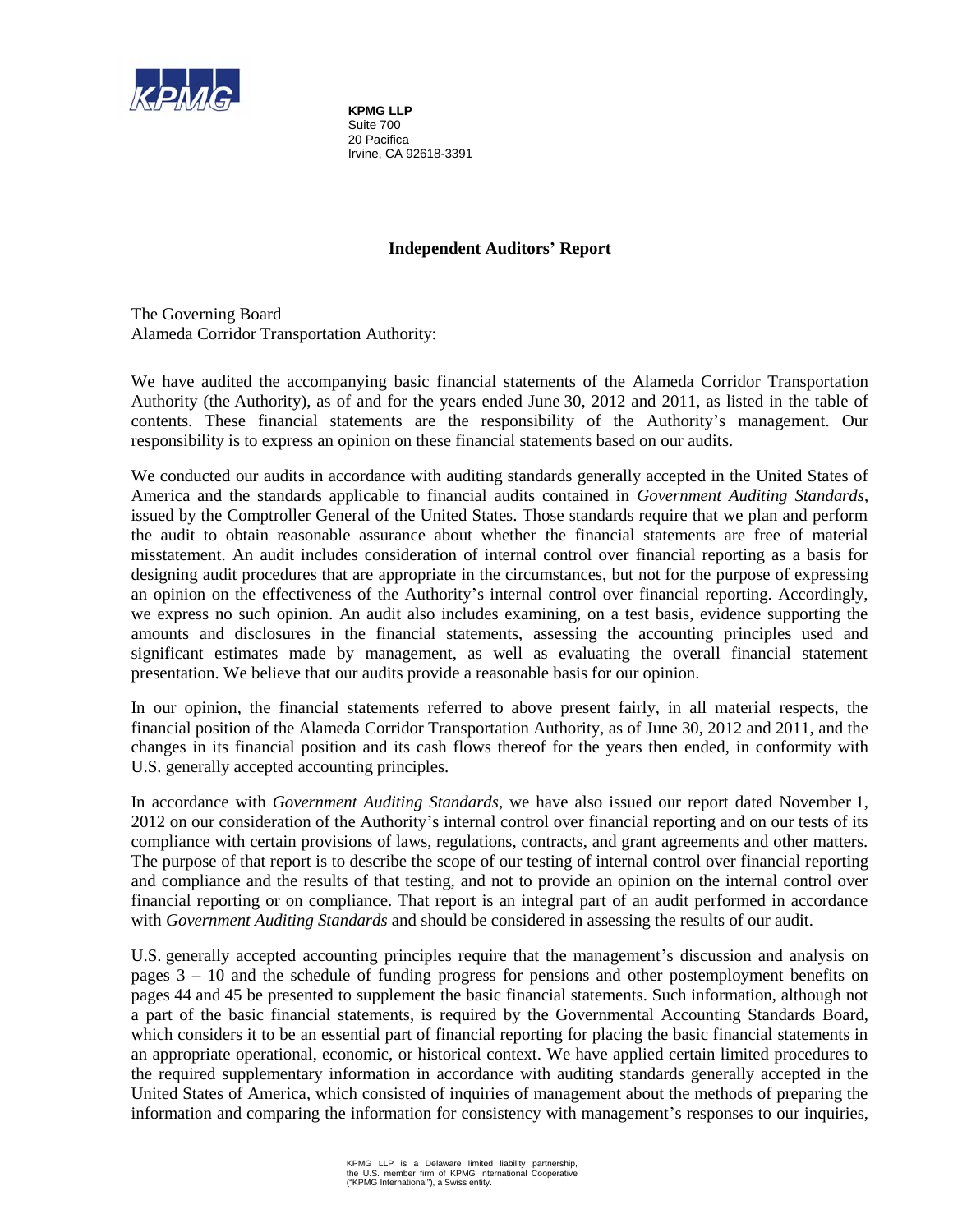**KPMG LLP**
Suite 700
20 Pacifica
Irvine, CA 92618-3391

## Independent Auditors' Report

The Governing Board
Alameda Corridor Transportation Authority:

We have audited the accompanying basic financial statements of the Alameda Corridor Transportation Authority (the Authority), as of and for the years ended June 30, 2012 and 2011, as listed in the table of contents. These financial statements are the responsibility of the Authority's management. Our responsibility is to express an opinion on these financial statements based on our audits.

We conducted our audits in accordance with auditing standards generally accepted in the United States of America and the standards applicable to financial audits contained in *Government Auditing Standards*, issued by the Comptroller General of the United States. Those standards require that we plan and perform the audit to obtain reasonable assurance about whether the financial statements are free of material misstatement. An audit includes consideration of internal control over financial reporting as a basis for designing audit procedures that are appropriate in the circumstances, but not for the purpose of expressing an opinion on the effectiveness of the Authority's internal control over financial reporting. Accordingly, we express no such opinion. An audit also includes examining, on a test basis, evidence supporting the amounts and disclosures in the financial statements, assessing the accounting principles used and significant estimates made by management, as well as evaluating the overall financial statement presentation. We believe that our audits provide a reasonable basis for our opinion.

In our opinion, the financial statements referred to above present fairly, in all material respects, the financial position of the Alameda Corridor Transportation Authority, as of June 30, 2012 and 2011, and the changes in its financial position and its cash flows thereof for the years then ended, in conformity with U.S. generally accepted accounting principles.

In accordance with *Government Auditing Standards*, we have also issued our report dated November 1, 2012 on our consideration of the Authority's internal control over financial reporting and on our tests of its compliance with certain provisions of laws, regulations, contracts, and grant agreements and other matters. The purpose of that report is to describe the scope of our testing of internal control over financial reporting and compliance and the results of that testing, and not to provide an opinion on the internal control over financial reporting or on compliance. That report is an integral part of an audit performed in accordance with *Government Auditing Standards* and should be considered in assessing the results of our audit.

U.S. generally accepted accounting principles require that the management's discussion and analysis on pages 3 – 10 and the schedule of funding progress for pensions and other postemployment benefits on pages 44 and 45 be presented to supplement the basic financial statements. Such information, although not a part of the basic financial statements, is required by the Governmental Accounting Standards Board, which considers it to be an essential part of financial reporting for placing the basic financial statements in an appropriate operational, economic, or historical context. We have applied certain limited procedures to the required supplementary information in accordance with auditing standards generally accepted in the United States of America, which consisted of inquiries of management about the methods of preparing the information and comparing the information for consistency with management's responses to our inquiries,

KPMG LLP is a Delaware limited liability partnership, the U.S. member firm of KPMG International Cooperative ("KPMG International"), a Swiss entity.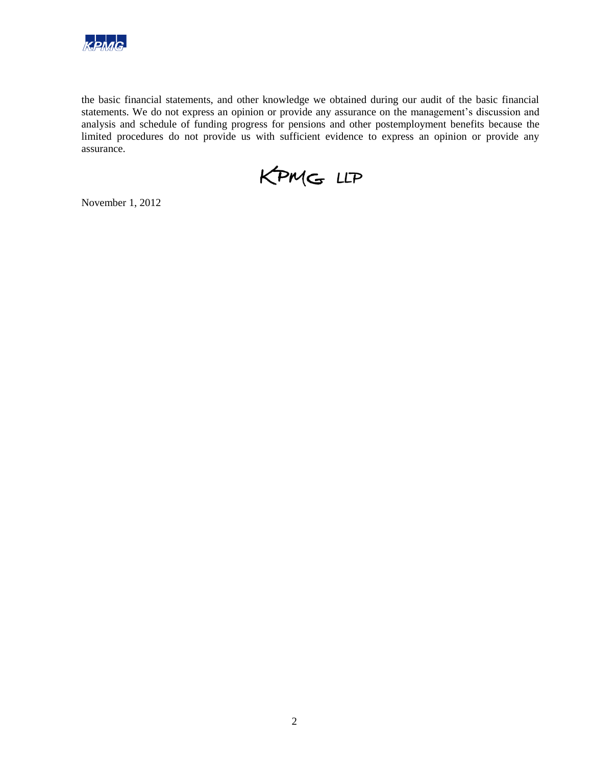the basic financial statements, and other knowledge we obtained during our audit of the basic financial statements. We do not express an opinion or provide any assurance on the management's discussion and analysis and schedule of funding progress for pensions and other postemployment benefits because the limited procedures do not provide us with sufficient evidence to express an opinion or provide any assurance.

KPMG LLP

November 1, 2012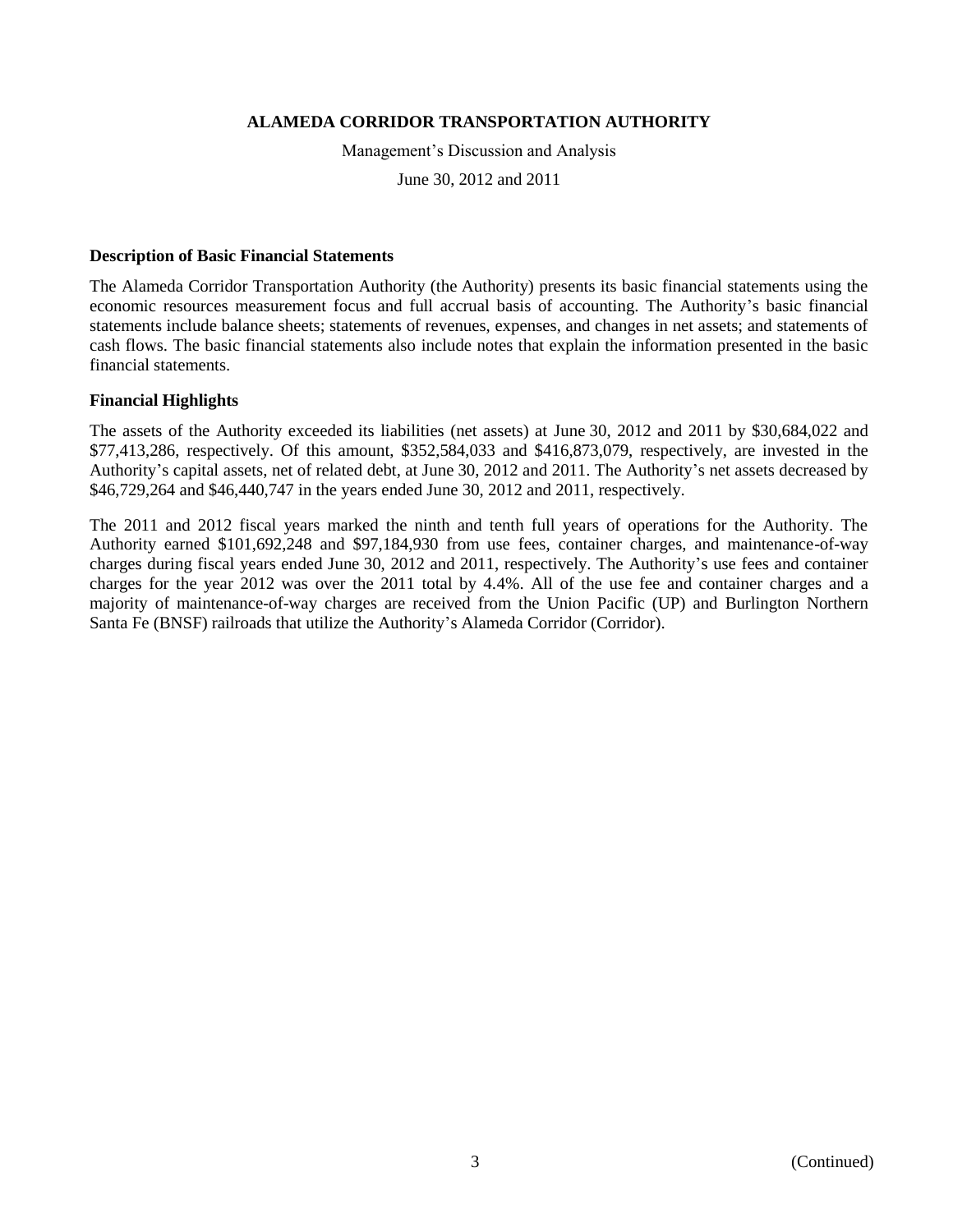# ALAMEDA CORRIDOR TRANSPORTATION AUTHORITY

Management's Discussion and Analysis

June 30, 2012 and 2011

**Description of Basic Financial Statements**

The Alameda Corridor Transportation Authority (the Authority) presents its basic financial statements using the economic resources measurement focus and full accrual basis of accounting. The Authority's basic financial statements include balance sheets; statements of revenues, expenses, and changes in net assets; and statements of cash flows. The basic financial statements also include notes that explain the information presented in the basic financial statements.

**Financial Highlights**

The assets of the Authority exceeded its liabilities (net assets) at June 30, 2012 and 2011 by $30,684,022 and $77,413,286, respectively. Of this amount, $352,584,033 and $416,873,079, respectively, are invested in the Authority's capital assets, net of related debt, at June 30, 2012 and 2011. The Authority's net assets decreased by $46,729,264 and $46,440,747 in the years ended June 30, 2012 and 2011, respectively.

The 2011 and 2012 fiscal years marked the ninth and tenth full years of operations for the Authority. The Authority earned $101,692,248 and $97,184,930 from use fees, container charges, and maintenance-of-way charges during fiscal years ended June 30, 2012 and 2011, respectively. The Authority's use fees and container charges for the year 2012 was over the 2011 total by 4.4%. All of the use fee and container charges and a majority of maintenance-of-way charges are received from the Union Pacific (UP) and Burlington Northern Santa Fe (BNSF) railroads that utilize the Authority's Alameda Corridor (Corridor).

(Continued)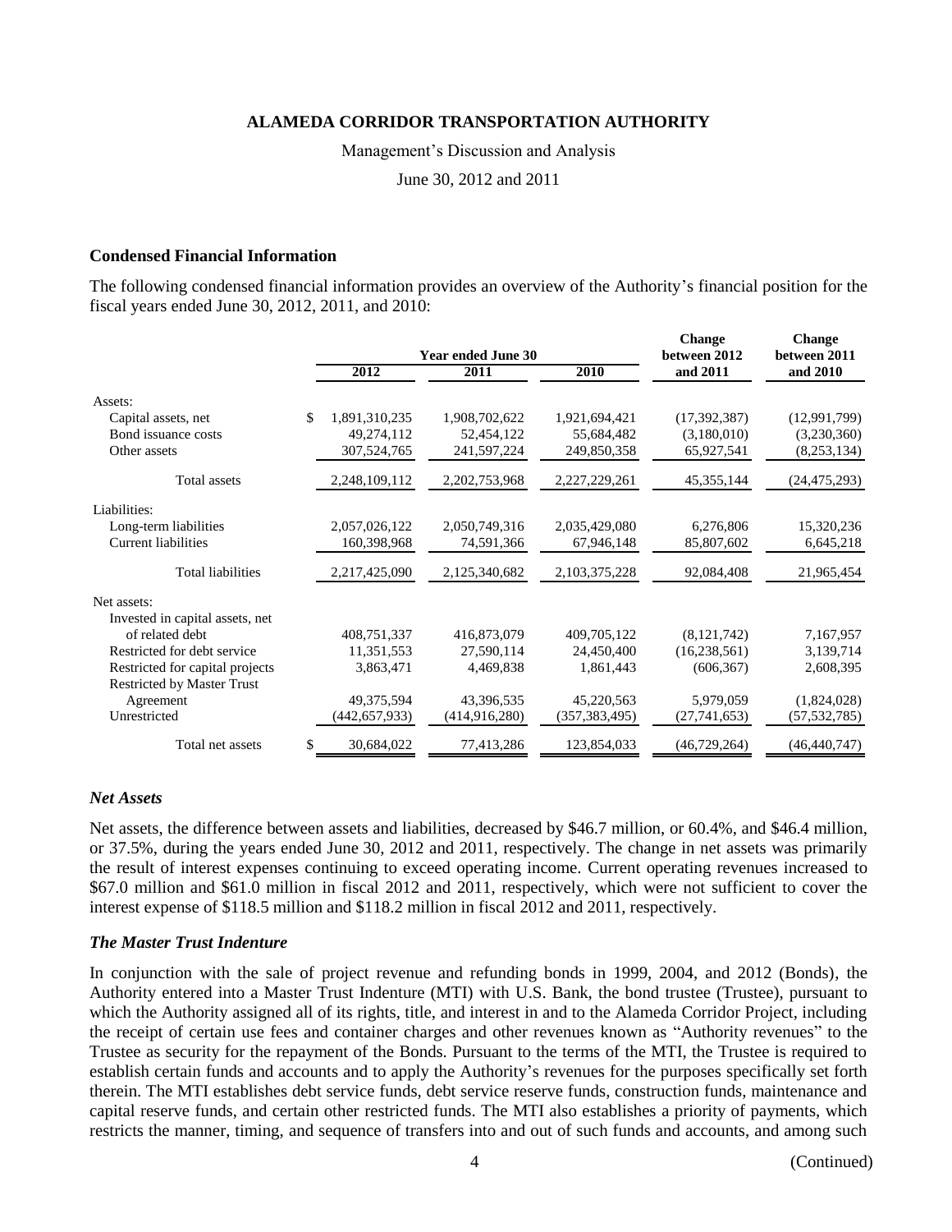**ALAMEDA CORRIDOR TRANSPORTATION AUTHORITY**

Management's Discussion and Analysis

June 30, 2012 and 2011

### Condensed Financial Information

The following condensed financial information provides an overview of the Authority's financial position for the fiscal years ended June 30, 2012, 2011, and 2010:

| | Year ended June 30 | | | Change between 2012 and 2011 | Change between 2011 and 2010 |
|---|---|---|---|---|---|
| | 2012 | 2011 | 2010 | | |
| Assets: | | | | | |
| Capital assets, net | $ 1,891,310,235 | 1,908,702,622 | 1,921,694,421 | (17,392,387) | (12,991,799) |
| Bond issuance costs | 49,274,112 | 52,454,122 | 55,684,482 | (3,180,010) | (3,230,360) |
| Other assets | 307,524,765 | 241,597,224 | 249,850,358 | 65,927,541 | (8,253,134) |
| Total assets | 2,248,109,112 | 2,202,753,968 | 2,227,229,261 | 45,355,144 | (24,475,293) |
| Liabilities: | | | | | |
| Long-term liabilities | 2,057,026,122 | 2,050,749,316 | 2,035,429,080 | 6,276,806 | 15,320,236 |
| Current liabilities | 160,398,968 | 74,591,366 | 67,946,148 | 85,807,602 | 6,645,218 |
| Total liabilities | 2,217,425,090 | 2,125,340,682 | 2,103,375,228 | 92,084,408 | 21,965,454 |
| Net assets: | | | | | |
| Invested in capital assets, net of related debt | 408,751,337 | 416,873,079 | 409,705,122 | (8,121,742) | 7,167,957 |
| Restricted for debt service | 11,351,553 | 27,590,114 | 24,450,400 | (16,238,561) | 3,139,714 |
| Restricted for capital projects | 3,863,471 | 4,469,838 | 1,861,443 | (606,367) | 2,608,395 |
| Restricted by Master Trust Agreement | 49,375,594 | 43,396,535 | 45,220,563 | 5,979,059 | (1,824,028) |
| Unrestricted | (442,657,933) | (414,916,280) | (357,383,495) | (27,741,653) | (57,532,785) |
| Total net assets | $ 30,684,022 | 77,413,286 | 123,854,033 | (46,729,264) | (46,440,747) |

#### *Net Assets*

Net assets, the difference between assets and liabilities, decreased by $46.7 million, or 60.4%, and $46.4 million, or 37.5%, during the years ended June 30, 2012 and 2011, respectively. The change in net assets was primarily the result of interest expenses continuing to exceed operating income. Current operating revenues increased to $67.0 million and $61.0 million in fiscal 2012 and 2011, respectively, which were not sufficient to cover the interest expense of $118.5 million and $118.2 million in fiscal 2012 and 2011, respectively.

#### *The Master Trust Indenture*

In conjunction with the sale of project revenue and refunding bonds in 1999, 2004, and 2012 (Bonds), the Authority entered into a Master Trust Indenture (MTI) with U.S. Bank, the bond trustee (Trustee), pursuant to which the Authority assigned all of its rights, title, and interest in and to the Alameda Corridor Project, including the receipt of certain use fees and container charges and other revenues known as "Authority revenues" to the Trustee as security for the repayment of the Bonds. Pursuant to the terms of the MTI, the Trustee is required to establish certain funds and accounts and to apply the Authority's revenues for the purposes specifically set forth therein. The MTI establishes debt service funds, debt service reserve funds, construction funds, maintenance and capital reserve funds, and certain other restricted funds. The MTI also establishes a priority of payments, which restricts the manner, timing, and sequence of transfers into and out of such funds and accounts, and among such

(Continued)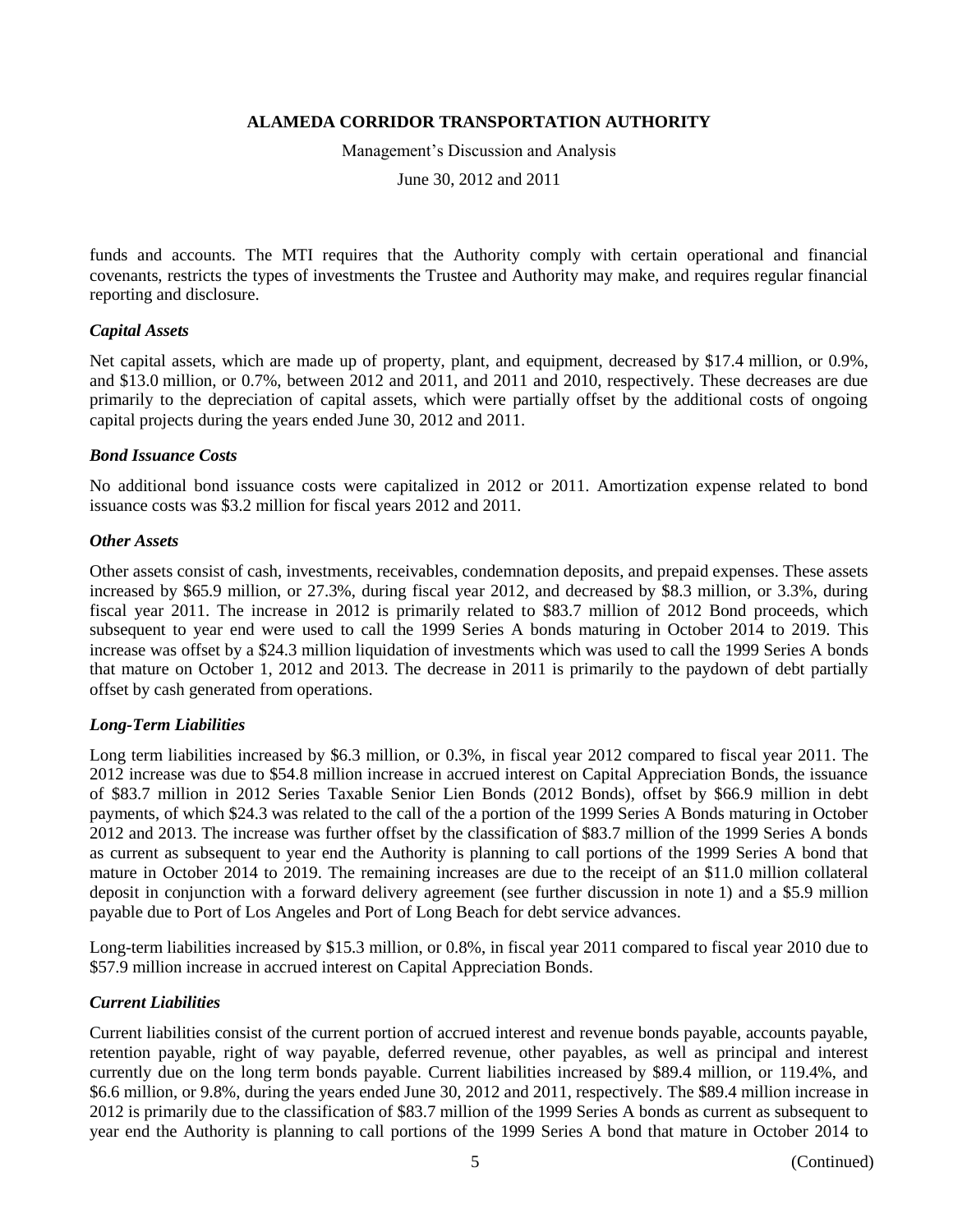funds and accounts. The MTI requires that the Authority comply with certain operational and financial covenants, restricts the types of investments the Trustee and Authority may make, and requires regular financial reporting and disclosure.

### *Capital Assets*

Net capital assets, which are made up of property, plant, and equipment, decreased by $17.4 million, or 0.9%, and $13.0 million, or 0.7%, between 2012 and 2011, and 2011 and 2010, respectively. These decreases are due primarily to the depreciation of capital assets, which were partially offset by the additional costs of ongoing capital projects during the years ended June 30, 2012 and 2011.

### *Bond Issuance Costs*

No additional bond issuance costs were capitalized in 2012 or 2011. Amortization expense related to bond issuance costs was $3.2 million for fiscal years 2012 and 2011.

### *Other Assets*

Other assets consist of cash, investments, receivables, condemnation deposits, and prepaid expenses. These assets increased by $65.9 million, or 27.3%, during fiscal year 2012, and decreased by $8.3 million, or 3.3%, during fiscal year 2011. The increase in 2012 is primarily related to $83.7 million of 2012 Bond proceeds, which subsequent to year end were used to call the 1999 Series A bonds maturing in October 2014 to 2019. This increase was offset by a $24.3 million liquidation of investments which was used to call the 1999 Series A bonds that mature on October 1, 2012 and 2013. The decrease in 2011 is primarily to the paydown of debt partially offset by cash generated from operations.

### *Long-Term Liabilities*

Long term liabilities increased by $6.3 million, or 0.3%, in fiscal year 2012 compared to fiscal year 2011. The 2012 increase was due to $54.8 million increase in accrued interest on Capital Appreciation Bonds, the issuance of $83.7 million in 2012 Series Taxable Senior Lien Bonds (2012 Bonds), offset by $66.9 million in debt payments, of which $24.3 was related to the call of the a portion of the 1999 Series A Bonds maturing in October 2012 and 2013. The increase was further offset by the classification of $83.7 million of the 1999 Series A bonds as current as subsequent to year end the Authority is planning to call portions of the 1999 Series A bond that mature in October 2014 to 2019. The remaining increases are due to the receipt of an $11.0 million collateral deposit in conjunction with a forward delivery agreement (see further discussion in note 1) and a $5.9 million payable due to Port of Los Angeles and Port of Long Beach for debt service advances.

Long-term liabilities increased by $15.3 million, or 0.8%, in fiscal year 2011 compared to fiscal year 2010 due to $57.9 million increase in accrued interest on Capital Appreciation Bonds.

### *Current Liabilities*

Current liabilities consist of the current portion of accrued interest and revenue bonds payable, accounts payable, retention payable, right of way payable, deferred revenue, other payables, as well as principal and interest currently due on the long term bonds payable. Current liabilities increased by $89.4 million, or 119.4%, and $6.6 million, or 9.8%, during the years ended June 30, 2012 and 2011, respectively. The $89.4 million increase in 2012 is primarily due to the classification of $83.7 million of the 1999 Series A bonds as current as subsequent to year end the Authority is planning to call portions of the 1999 Series A bond that mature in October 2014 to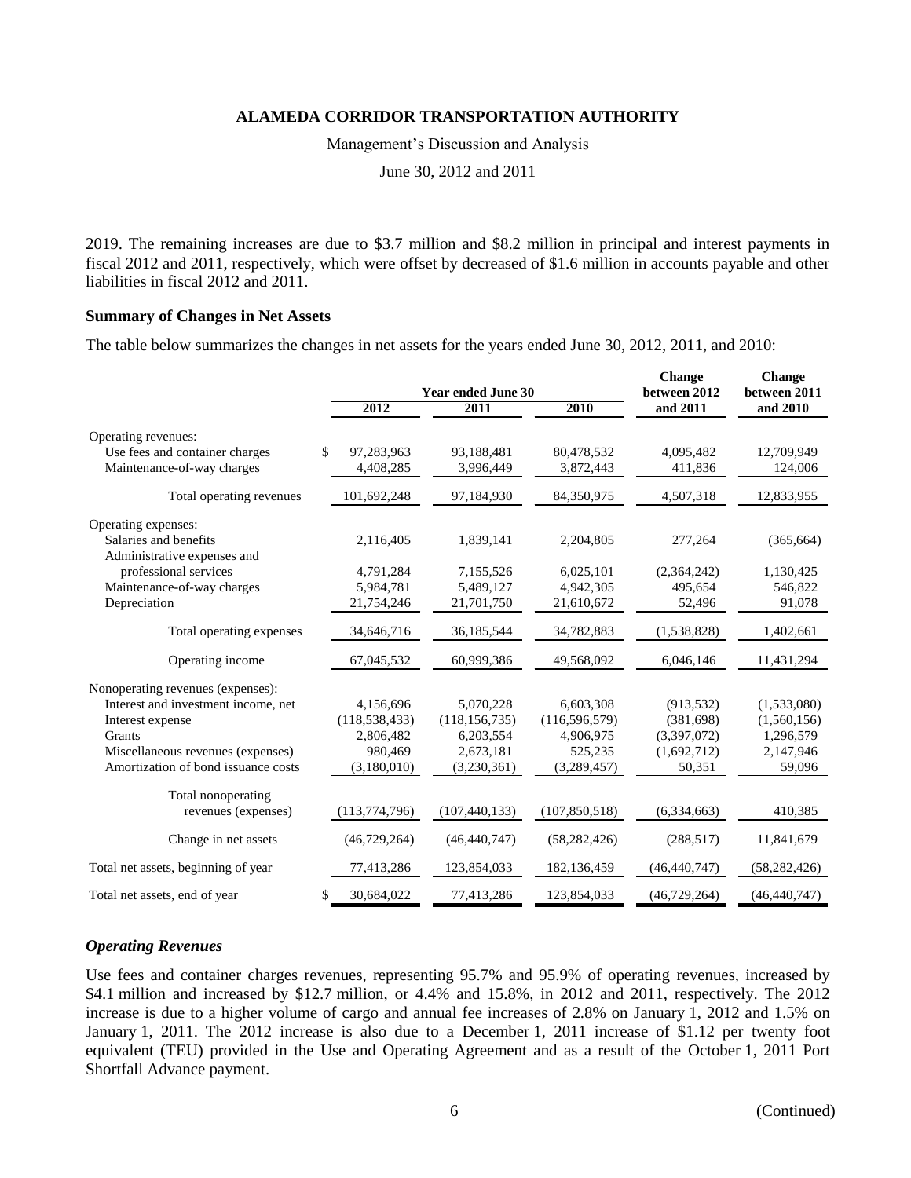2019. The remaining increases are due to \$3.7 million and \$8.2 million in principal and interest payments in fiscal 2012 and 2011, respectively, which were offset by decreased of \$1.6 million in accounts payable and other liabilities in fiscal 2012 and 2011.

### Summary of Changes in Net Assets

The table below summarizes the changes in net assets for the years ended June 30, 2012, 2011, and 2010:

| | Year ended June 30 | | | Change between 2012 and 2011 | Change between 2011 and 2010 |
|---|---|---|---|---|---|
| | 2012 | 2011 | 2010 | | |
| Operating revenues: | | | | | |
| Use fees and container charges | $ 97,283,963 | 93,188,481 | 80,478,532 | 4,095,482 | 12,709,949 |
| Maintenance-of-way charges | 4,408,285 | 3,996,449 | 3,872,443 | 411,836 | 124,006 |
| Total operating revenues | 101,692,248 | 97,184,930 | 84,350,975 | 4,507,318 | 12,833,955 |
| Operating expenses: | | | | | |
| Salaries and benefits | 2,116,405 | 1,839,141 | 2,204,805 | 277,264 | (365,664) |
| Administrative expenses and professional services | 4,791,284 | 7,155,526 | 6,025,101 | (2,364,242) | 1,130,425 |
| Maintenance-of-way charges | 5,984,781 | 5,489,127 | 4,942,305 | 495,654 | 546,822 |
| Depreciation | 21,754,246 | 21,701,750 | 21,610,672 | 52,496 | 91,078 |
| Total operating expenses | 34,646,716 | 36,185,544 | 34,782,883 | (1,538,828) | 1,402,661 |
| Operating income | 67,045,532 | 60,999,386 | 49,568,092 | 6,046,146 | 11,431,294 |
| Nonoperating revenues (expenses): | | | | | |
| Interest and investment income, net | 4,156,696 | 5,070,228 | 6,603,308 | (913,532) | (1,533,080) |
| Interest expense | (118,538,433) | (118,156,735) | (116,596,579) | (381,698) | (1,560,156) |
| Grants | 2,806,482 | 6,203,554 | 4,906,975 | (3,397,072) | 1,296,579 |
| Miscellaneous revenues (expenses) | 980,469 | 2,673,181 | 525,235 | (1,692,712) | 2,147,946 |
| Amortization of bond issuance costs | (3,180,010) | (3,230,361) | (3,289,457) | 50,351 | 59,096 |
| Total nonoperating revenues (expenses) | (113,774,796) | (107,440,133) | (107,850,518) | (6,334,663) | 410,385 |
| Change in net assets | (46,729,264) | (46,440,747) | (58,282,426) | (288,517) | 11,841,679 |
| Total net assets, beginning of year | 77,413,286 | 123,854,033 | 182,136,459 | (46,440,747) | (58,282,426) |
| Total net assets, end of year | $ 30,684,022 | 77,413,286 | 123,854,033 | (46,729,264) | (46,440,747) |

#### *Operating Revenues*

Use fees and container charges revenues, representing 95.7% and 95.9% of operating revenues, increased by \$4.1 million and increased by \$12.7 million, or 4.4% and 15.8%, in 2012 and 2011, respectively. The 2012 increase is due to a higher volume of cargo and annual fee increases of 2.8% on January 1, 2012 and 1.5% on January 1, 2011. The 2012 increase is also due to a December 1, 2011 increase of \$1.12 per twenty foot equivalent (TEU) provided in the Use and Operating Agreement and as a result of the October 1, 2011 Port Shortfall Advance payment.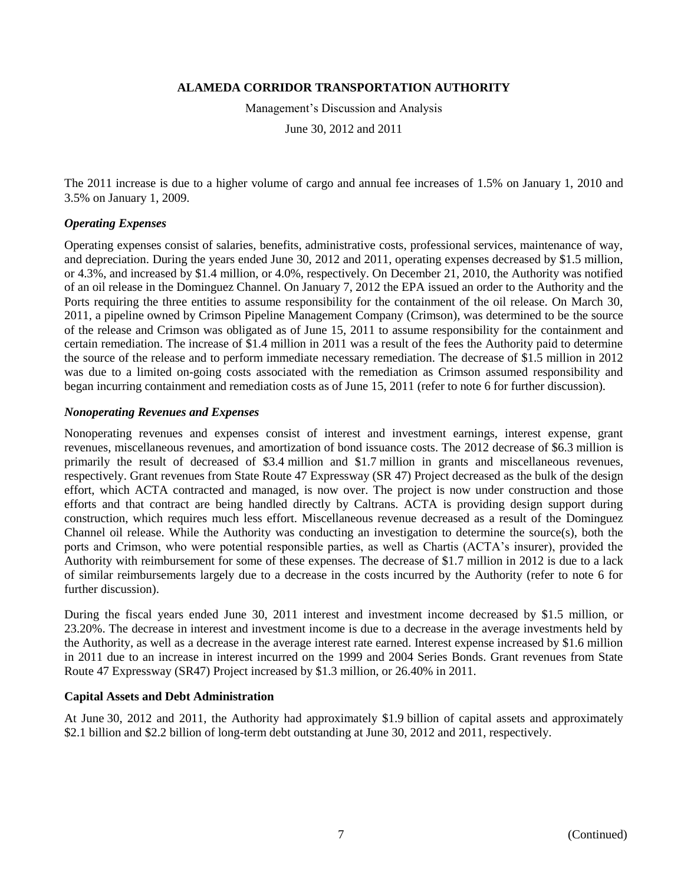The 2011 increase is due to a higher volume of cargo and annual fee increases of 1.5% on January 1, 2010 and 3.5% on January 1, 2009.

### *Operating Expenses*

Operating expenses consist of salaries, benefits, administrative costs, professional services, maintenance of way, and depreciation. During the years ended June 30, 2012 and 2011, operating expenses decreased by $1.5 million, or 4.3%, and increased by $1.4 million, or 4.0%, respectively. On December 21, 2010, the Authority was notified of an oil release in the Dominguez Channel. On January 7, 2012 the EPA issued an order to the Authority and the Ports requiring the three entities to assume responsibility for the containment of the oil release. On March 30, 2011, a pipeline owned by Crimson Pipeline Management Company (Crimson), was determined to be the source of the release and Crimson was obligated as of June 15, 2011 to assume responsibility for the containment and certain remediation. The increase of $1.4 million in 2011 was a result of the fees the Authority paid to determine the source of the release and to perform immediate necessary remediation. The decrease of $1.5 million in 2012 was due to a limited on-going costs associated with the remediation as Crimson assumed responsibility and began incurring containment and remediation costs as of June 15, 2011 (refer to note 6 for further discussion).

### *Nonoperating Revenues and Expenses*

Nonoperating revenues and expenses consist of interest and investment earnings, interest expense, grant revenues, miscellaneous revenues, and amortization of bond issuance costs. The 2012 decrease of $6.3 million is primarily the result of decreased of $3.4 million and $1.7 million in grants and miscellaneous revenues, respectively. Grant revenues from State Route 47 Expressway (SR 47) Project decreased as the bulk of the design effort, which ACTA contracted and managed, is now over. The project is now under construction and those efforts and that contract are being handled directly by Caltrans. ACTA is providing design support during construction, which requires much less effort. Miscellaneous revenue decreased as a result of the Dominguez Channel oil release. While the Authority was conducting an investigation to determine the source(s), both the ports and Crimson, who were potential responsible parties, as well as Chartis (ACTA's insurer), provided the Authority with reimbursement for some of these expenses. The decrease of $1.7 million in 2012 is due to a lack of similar reimbursements largely due to a decrease in the costs incurred by the Authority (refer to note 6 for further discussion).

During the fiscal years ended June 30, 2011 interest and investment income decreased by $1.5 million, or 23.20%. The decrease in interest and investment income is due to a decrease in the average investments held by the Authority, as well as a decrease in the average interest rate earned. Interest expense increased by $1.6 million in 2011 due to an increase in interest incurred on the 1999 and 2004 Series Bonds. Grant revenues from State Route 47 Expressway (SR47) Project increased by $1.3 million, or 26.40% in 2011.

## Capital Assets and Debt Administration

At June 30, 2012 and 2011, the Authority had approximately $1.9 billion of capital assets and approximately $2.1 billion and $2.2 billion of long-term debt outstanding at June 30, 2012 and 2011, respectively.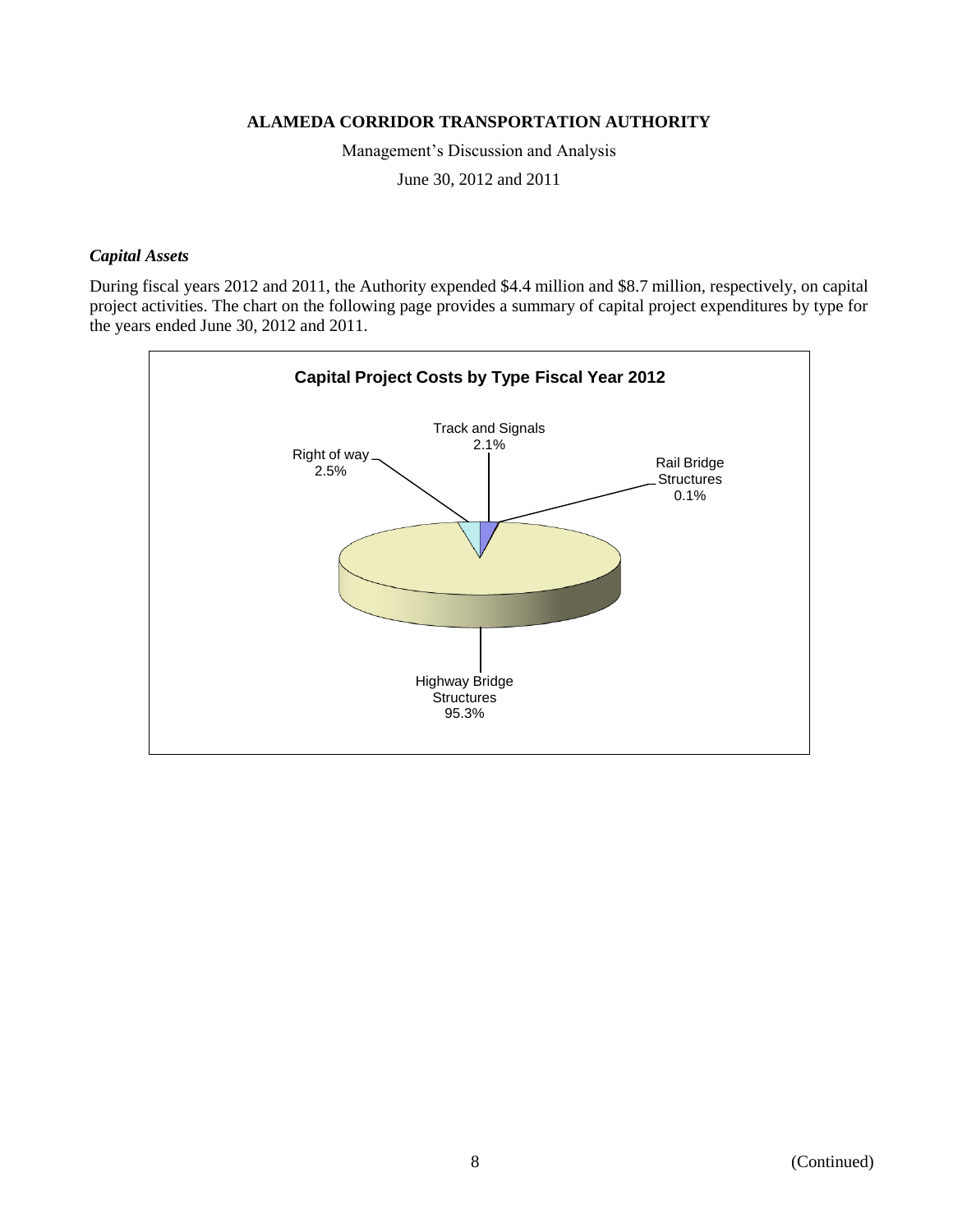### *Capital Assets*

During fiscal years 2012 and 2011, the Authority expended \$4.4 million and \$8.7 million, respectively, on capital project activities. The chart on the following page provides a summary of capital project expenditures by type for the years ended June 30, 2012 and 2011.

**Capital Project Costs by Type Fiscal Year 2012**

Track and Signals
2.1%

Right of way
2.5%

Rail Bridge Structures
0.1%

Highway Bridge Structures
95.3%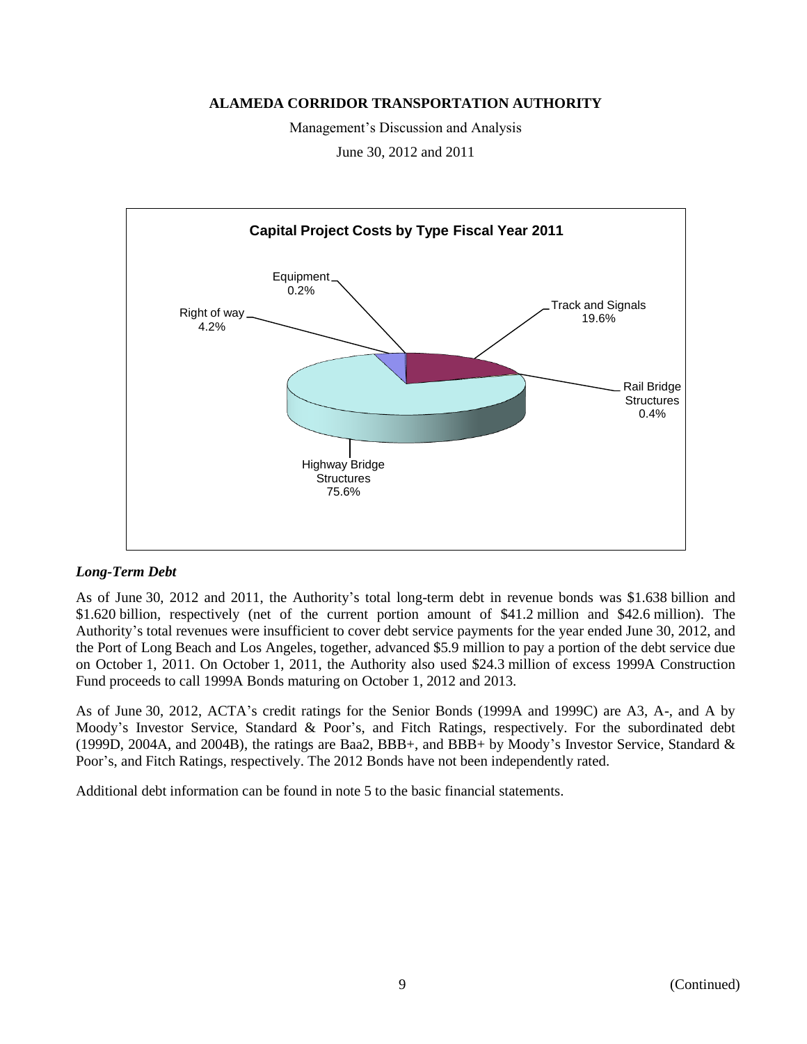**Capital Project Costs by Type Fiscal Year 2011**

Equipment
0.2%

Right of way
4.2%

Track and Signals
19.6%

Rail Bridge Structures
0.4%

Highway Bridge Structures
75.6%

### *Long-Term Debt*

As of June 30, 2012 and 2011, the Authority's total long-term debt in revenue bonds was $1.638 billion and $1.620 billion, respectively (net of the current portion amount of $41.2 million and $42.6 million). The Authority's total revenues were insufficient to cover debt service payments for the year ended June 30, 2012, and the Port of Long Beach and Los Angeles, together, advanced $5.9 million to pay a portion of the debt service due on October 1, 2011. On October 1, 2011, the Authority also used $24.3 million of excess 1999A Construction Fund proceeds to call 1999A Bonds maturing on October 1, 2012 and 2013.

As of June 30, 2012, ACTA's credit ratings for the Senior Bonds (1999A and 1999C) are A3, A-, and A by Moody's Investor Service, Standard & Poor's, and Fitch Ratings, respectively. For the subordinated debt (1999D, 2004A, and 2004B), the ratings are Baa2, BBB+, and BBB+ by Moody's Investor Service, Standard & Poor's, and Fitch Ratings, respectively. The 2012 Bonds have not been independently rated.

Additional debt information can be found in note 5 to the basic financial statements.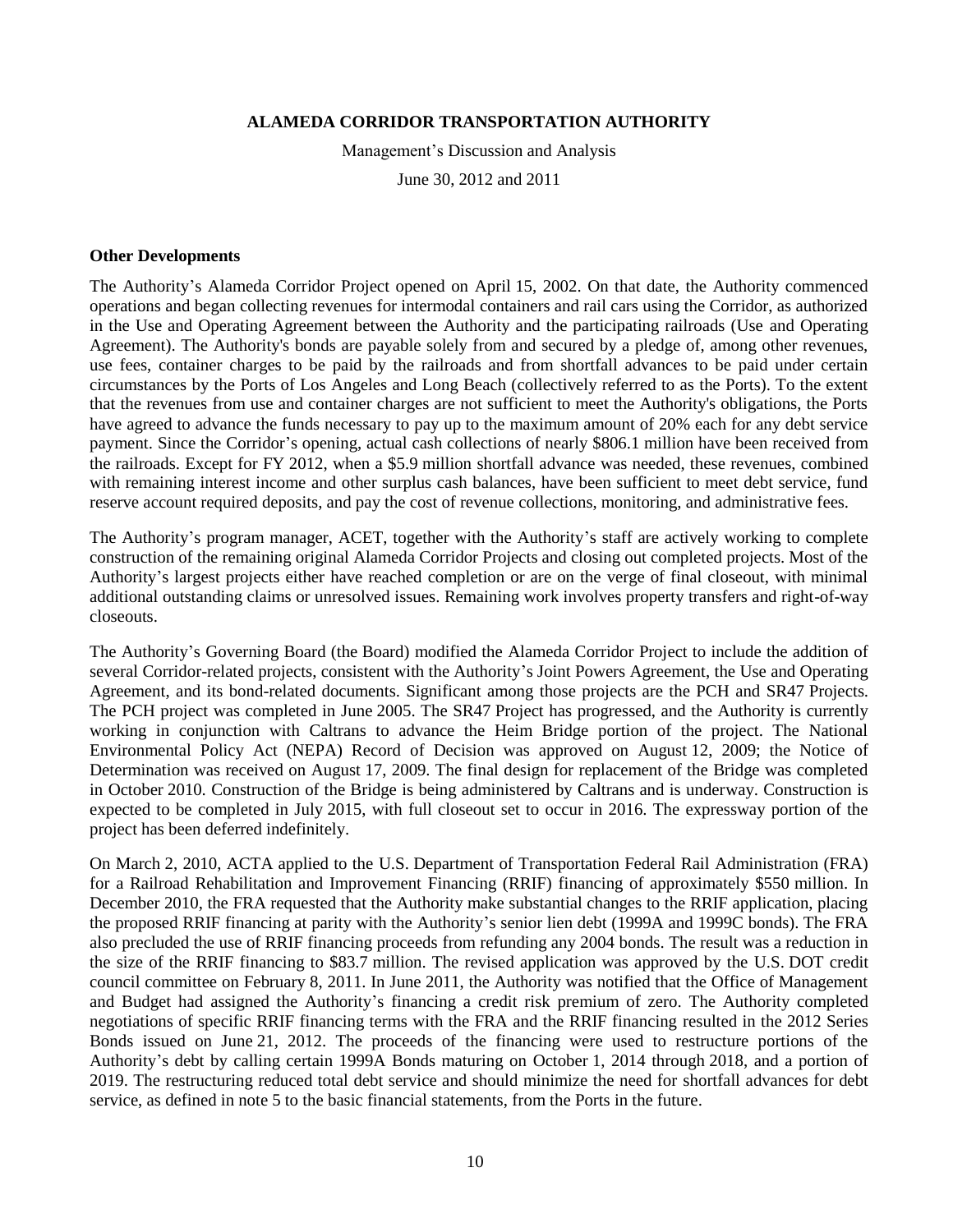**Other Developments**

The Authority's Alameda Corridor Project opened on April 15, 2002. On that date, the Authority commenced operations and began collecting revenues for intermodal containers and rail cars using the Corridor, as authorized in the Use and Operating Agreement between the Authority and the participating railroads (Use and Operating Agreement). The Authority's bonds are payable solely from and secured by a pledge of, among other revenues, use fees, container charges to be paid by the railroads and from shortfall advances to be paid under certain circumstances by the Ports of Los Angeles and Long Beach (collectively referred to as the Ports). To the extent that the revenues from use and container charges are not sufficient to meet the Authority's obligations, the Ports have agreed to advance the funds necessary to pay up to the maximum amount of 20% each for any debt service payment. Since the Corridor's opening, actual cash collections of nearly $806.1 million have been received from the railroads. Except for FY 2012, when a $5.9 million shortfall advance was needed, these revenues, combined with remaining interest income and other surplus cash balances, have been sufficient to meet debt service, fund reserve account required deposits, and pay the cost of revenue collections, monitoring, and administrative fees.

The Authority's program manager, ACET, together with the Authority's staff are actively working to complete construction of the remaining original Alameda Corridor Projects and closing out completed projects. Most of the Authority's largest projects either have reached completion or are on the verge of final closeout, with minimal additional outstanding claims or unresolved issues. Remaining work involves property transfers and right-of-way closeouts.

The Authority's Governing Board (the Board) modified the Alameda Corridor Project to include the addition of several Corridor-related projects, consistent with the Authority's Joint Powers Agreement, the Use and Operating Agreement, and its bond-related documents. Significant among those projects are the PCH and SR47 Projects. The PCH project was completed in June 2005. The SR47 Project has progressed, and the Authority is currently working in conjunction with Caltrans to advance the Heim Bridge portion of the project. The National Environmental Policy Act (NEPA) Record of Decision was approved on August 12, 2009; the Notice of Determination was received on August 17, 2009. The final design for replacement of the Bridge was completed in October 2010. Construction of the Bridge is being administered by Caltrans and is underway. Construction is expected to be completed in July 2015, with full closeout set to occur in 2016. The expressway portion of the project has been deferred indefinitely.

On March 2, 2010, ACTA applied to the U.S. Department of Transportation Federal Rail Administration (FRA) for a Railroad Rehabilitation and Improvement Financing (RRIF) financing of approximately $550 million. In December 2010, the FRA requested that the Authority make substantial changes to the RRIF application, placing the proposed RRIF financing at parity with the Authority's senior lien debt (1999A and 1999C bonds). The FRA also precluded the use of RRIF financing proceeds from refunding any 2004 bonds. The result was a reduction in the size of the RRIF financing to $83.7 million. The revised application was approved by the U.S. DOT credit council committee on February 8, 2011. In June 2011, the Authority was notified that the Office of Management and Budget had assigned the Authority's financing a credit risk premium of zero. The Authority completed negotiations of specific RRIF financing terms with the FRA and the RRIF financing resulted in the 2012 Series Bonds issued on June 21, 2012. The proceeds of the financing were used to restructure portions of the Authority's debt by calling certain 1999A Bonds maturing on October 1, 2014 through 2018, and a portion of 2019. The restructuring reduced total debt service and should minimize the need for shortfall advances for debt service, as defined in note 5 to the basic financial statements, from the Ports in the future.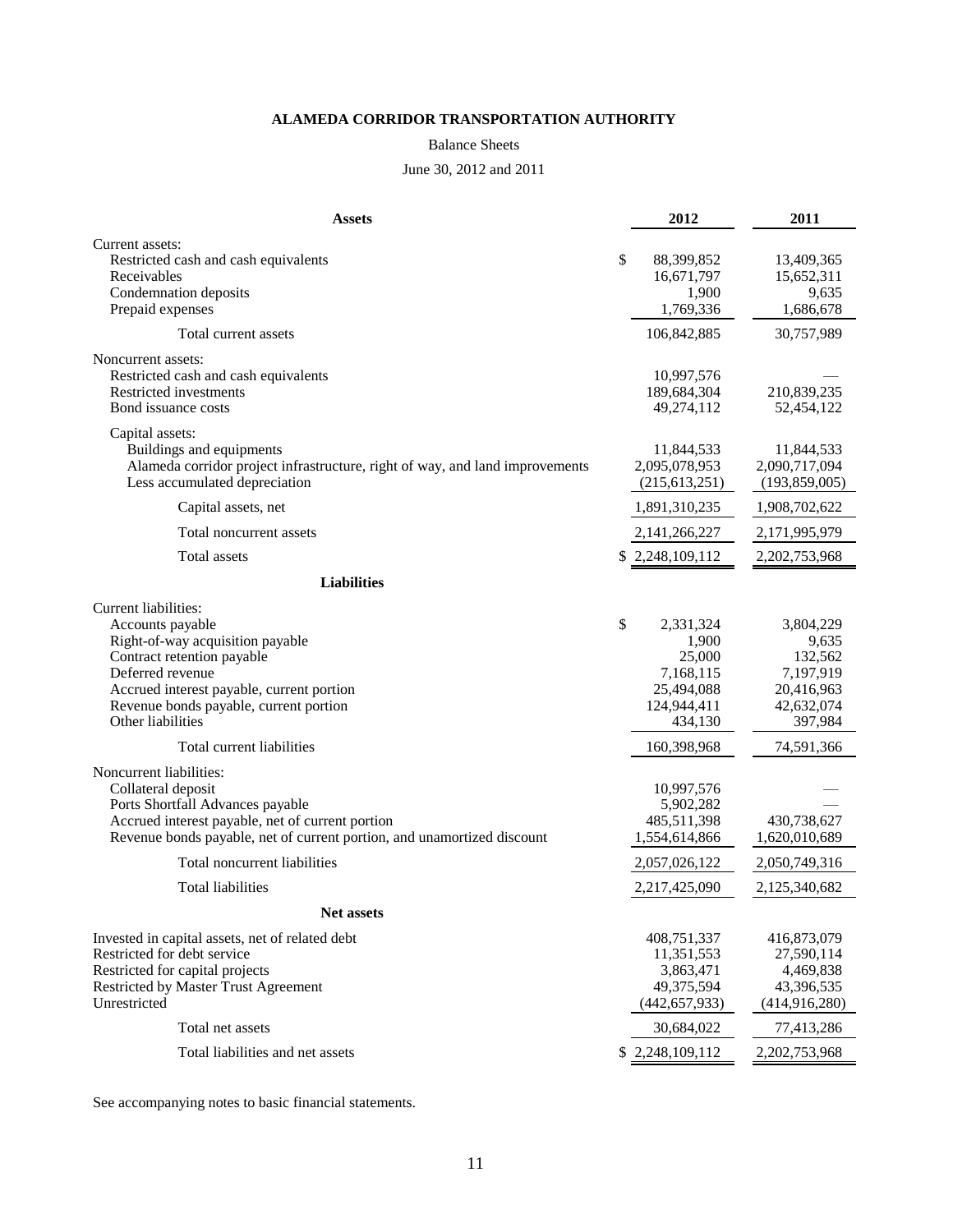# ALAMEDA CORRIDOR TRANSPORTATION AUTHORITY

Balance Sheets

June 30, 2012 and 2011

| Assets | | 2012 | 2011 |
|---|---|---|---|
| Current assets: | | | |
| Restricted cash and cash equivalents | $ | 88,399,852 | 13,409,365 |
| Receivables | | 16,671,797 | 15,652,311 |
| Condemnation deposits | | 1,900 | 9,635 |
| Prepaid expenses | | 1,769,336 | 1,686,678 |
| Total current assets | | 106,842,885 | 30,757,989 |
| Noncurrent assets: | | | |
| Restricted cash and cash equivalents | | 10,997,576 | — |
| Restricted investments | | 189,684,304 | 210,839,235 |
| Bond issuance costs | | 49,274,112 | 52,454,122 |
| Capital assets: | | | |
| Buildings and equipments | | 11,844,533 | 11,844,533 |
| Alameda corridor project infrastructure, right of way, and land improvements | | 2,095,078,953 | 2,090,717,094 |
| Less accumulated depreciation | | (215,613,251) | (193,859,005) |
| Capital assets, net | | 1,891,310,235 | 1,908,702,622 |
| Total noncurrent assets | | 2,141,266,227 | 2,171,995,979 |
| Total assets | $ | 2,248,109,112 | 2,202,753,968 |
| **Liabilities** | | | |
| Current liabilities: | | | |
| Accounts payable | $ | 2,331,324 | 3,804,229 |
| Right-of-way acquisition payable | | 1,900 | 9,635 |
| Contract retention payable | | 25,000 | 132,562 |
| Deferred revenue | | 7,168,115 | 7,197,919 |
| Accrued interest payable, current portion | | 25,494,088 | 20,416,963 |
| Revenue bonds payable, current portion | | 124,944,411 | 42,632,074 |
| Other liabilities | | 434,130 | 397,984 |
| Total current liabilities | | 160,398,968 | 74,591,366 |
| Noncurrent liabilities: | | | |
| Collateral deposit | | 10,997,576 | — |
| Ports Shortfall Advances payable | | 5,902,282 | — |
| Accrued interest payable, net of current portion | | 485,511,398 | 430,738,627 |
| Revenue bonds payable, net of current portion, and unamortized discount | | 1,554,614,866 | 1,620,010,689 |
| Total noncurrent liabilities | | 2,057,026,122 | 2,050,749,316 |
| Total liabilities | | 2,217,425,090 | 2,125,340,682 |
| **Net assets** | | | |
| Invested in capital assets, net of related debt | | 408,751,337 | 416,873,079 |
| Restricted for debt service | | 11,351,553 | 27,590,114 |
| Restricted for capital projects | | 3,863,471 | 4,469,838 |
| Restricted by Master Trust Agreement | | 49,375,594 | 43,396,535 |
| Unrestricted | | (442,657,933) | (414,916,280) |
| Total net assets | | 30,684,022 | 77,413,286 |
| Total liabilities and net assets | $ | 2,248,109,112 | 2,202,753,968 |

See accompanying notes to basic financial statements.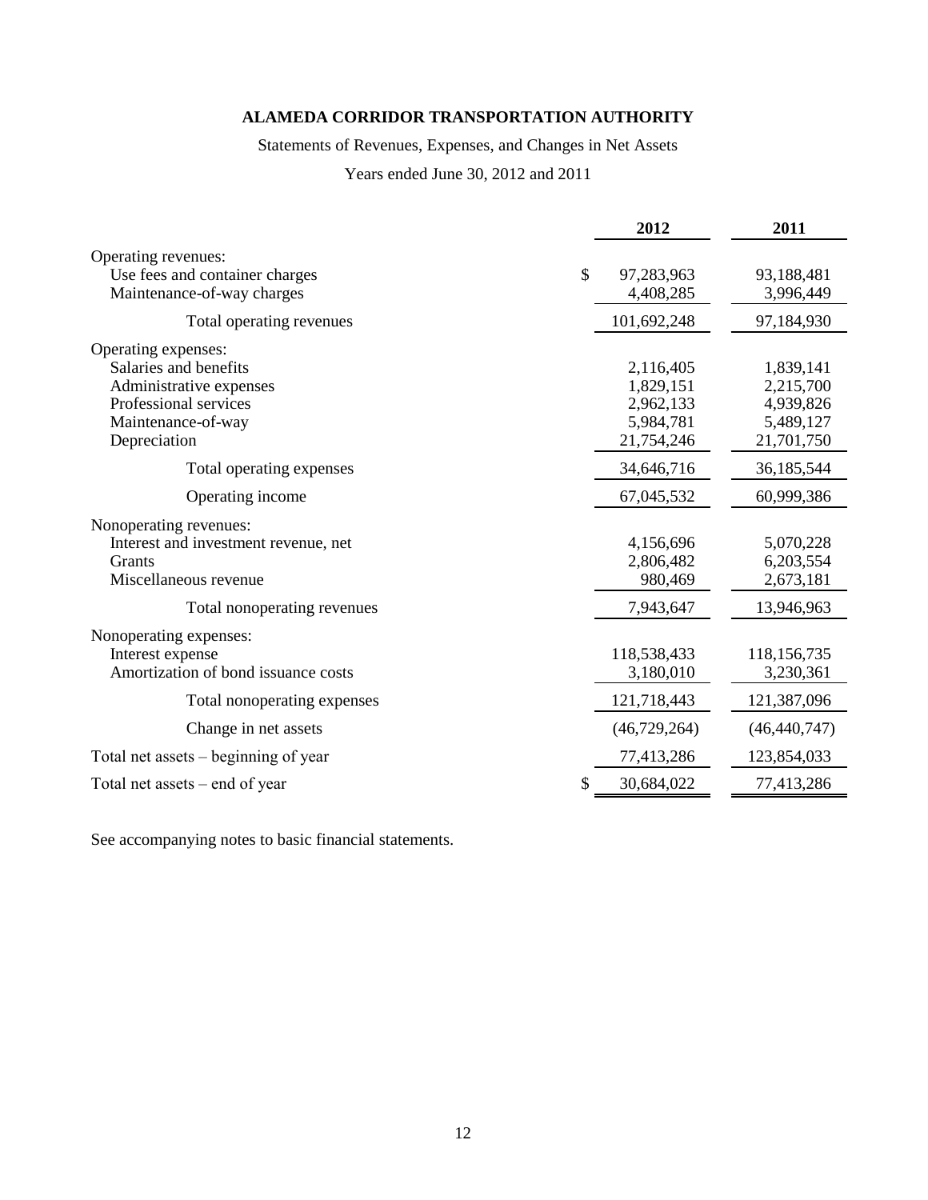# ALAMEDA CORRIDOR TRANSPORTATION AUTHORITY

Statements of Revenues, Expenses, and Changes in Net Assets

Years ended June 30, 2012 and 2011

| | 2012 | 2011 |
|---|---|---|
| Operating revenues: | | |
| Use fees and container charges | $ 97,283,963 | 93,188,481 |
| Maintenance-of-way charges | 4,408,285 | 3,996,449 |
| Total operating revenues | 101,692,248 | 97,184,930 |
| Operating expenses: | | |
| Salaries and benefits | 2,116,405 | 1,839,141 |
| Administrative expenses | 1,829,151 | 2,215,700 |
| Professional services | 2,962,133 | 4,939,826 |
| Maintenance-of-way | 5,984,781 | 5,489,127 |
| Depreciation | 21,754,246 | 21,701,750 |
| Total operating expenses | 34,646,716 | 36,185,544 |
| Operating income | 67,045,532 | 60,999,386 |
| Nonoperating revenues: | | |
| Interest and investment revenue, net | 4,156,696 | 5,070,228 |
| Grants | 2,806,482 | 6,203,554 |
| Miscellaneous revenue | 980,469 | 2,673,181 |
| Total nonoperating revenues | 7,943,647 | 13,946,963 |
| Nonoperating expenses: | | |
| Interest expense | 118,538,433 | 118,156,735 |
| Amortization of bond issuance costs | 3,180,010 | 3,230,361 |
| Total nonoperating expenses | 121,718,443 | 121,387,096 |
| Change in net assets | (46,729,264) | (46,440,747) |
| Total net assets – beginning of year | 77,413,286 | 123,854,033 |
| Total net assets – end of year | $ 30,684,022 | 77,413,286 |

See accompanying notes to basic financial statements.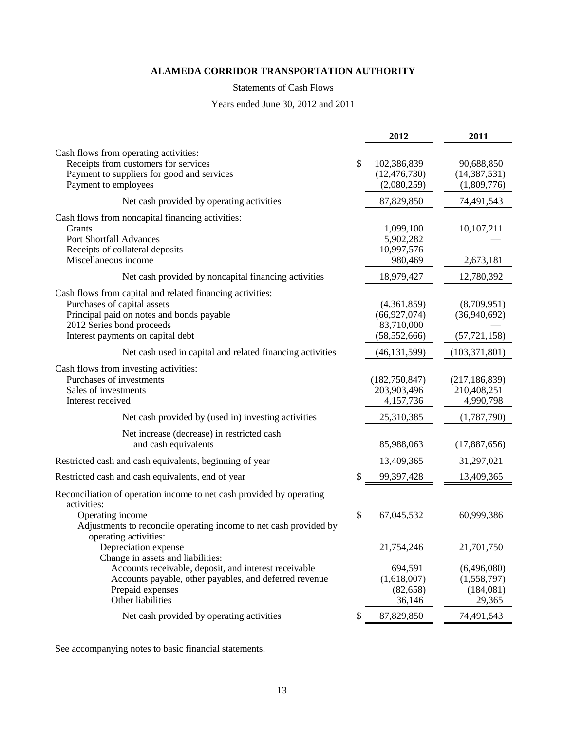# ALAMEDA CORRIDOR TRANSPORTATION AUTHORITY

Statements of Cash Flows

Years ended June 30, 2012 and 2011

| | | 2012 | 2011 |
|---|---|---|---|
| Cash flows from operating activities: | | | |
| Receipts from customers for services | $ | 102,386,839 | 90,688,850 |
| Payment to suppliers for good and services | | (12,476,730) | (14,387,531) |
| Payment to employees | | (2,080,259) | (1,809,776) |
| Net cash provided by operating activities | | 87,829,850 | 74,491,543 |
| Cash flows from noncapital financing activities: | | | |
| Grants | | 1,099,100 | 10,107,211 |
| Port Shortfall Advances | | 5,902,282 | — |
| Receipts of collateral deposits | | 10,997,576 | — |
| Miscellaneous income | | 980,469 | 2,673,181 |
| Net cash provided by noncapital financing activities | | 18,979,427 | 12,780,392 |
| Cash flows from capital and related financing activities: | | | |
| Purchases of capital assets | | (4,361,859) | (8,709,951) |
| Principal paid on notes and bonds payable | | (66,927,074) | (36,940,692) |
| 2012 Series bond proceeds | | 83,710,000 | — |
| Interest payments on capital debt | | (58,552,666) | (57,721,158) |
| Net cash used in capital and related financing activities | | (46,131,599) | (103,371,801) |
| Cash flows from investing activities: | | | |
| Purchases of investments | | (182,750,847) | (217,186,839) |
| Sales of investments | | 203,903,496 | 210,408,251 |
| Interest received | | 4,157,736 | 4,990,798 |
| Net cash provided by (used in) investing activities | | 25,310,385 | (1,787,790) |
| Net increase (decrease) in restricted cash and cash equivalents | | 85,988,063 | (17,887,656) |
| Restricted cash and cash equivalents, beginning of year | | 13,409,365 | 31,297,021 |
| Restricted cash and cash equivalents, end of year | $ | 99,397,428 | 13,409,365 |
| Reconciliation of operation income to net cash provided by operating activities: | | | |
| Operating income | $ | 67,045,532 | 60,999,386 |
| Adjustments to reconcile operating income to net cash provided by operating activities: | | | |
| Depreciation expense | | 21,754,246 | 21,701,750 |
| Change in assets and liabilities: | | | |
| Accounts receivable, deposit, and interest receivable | | 694,591 | (6,496,080) |
| Accounts payable, other payables, and deferred revenue | | (1,618,007) | (1,558,797) |
| Prepaid expenses | | (82,658) | (184,081) |
| Other liabilities | | 36,146 | 29,365 |
| Net cash provided by operating activities | $ | 87,829,850 | 74,491,543 |

See accompanying notes to basic financial statements.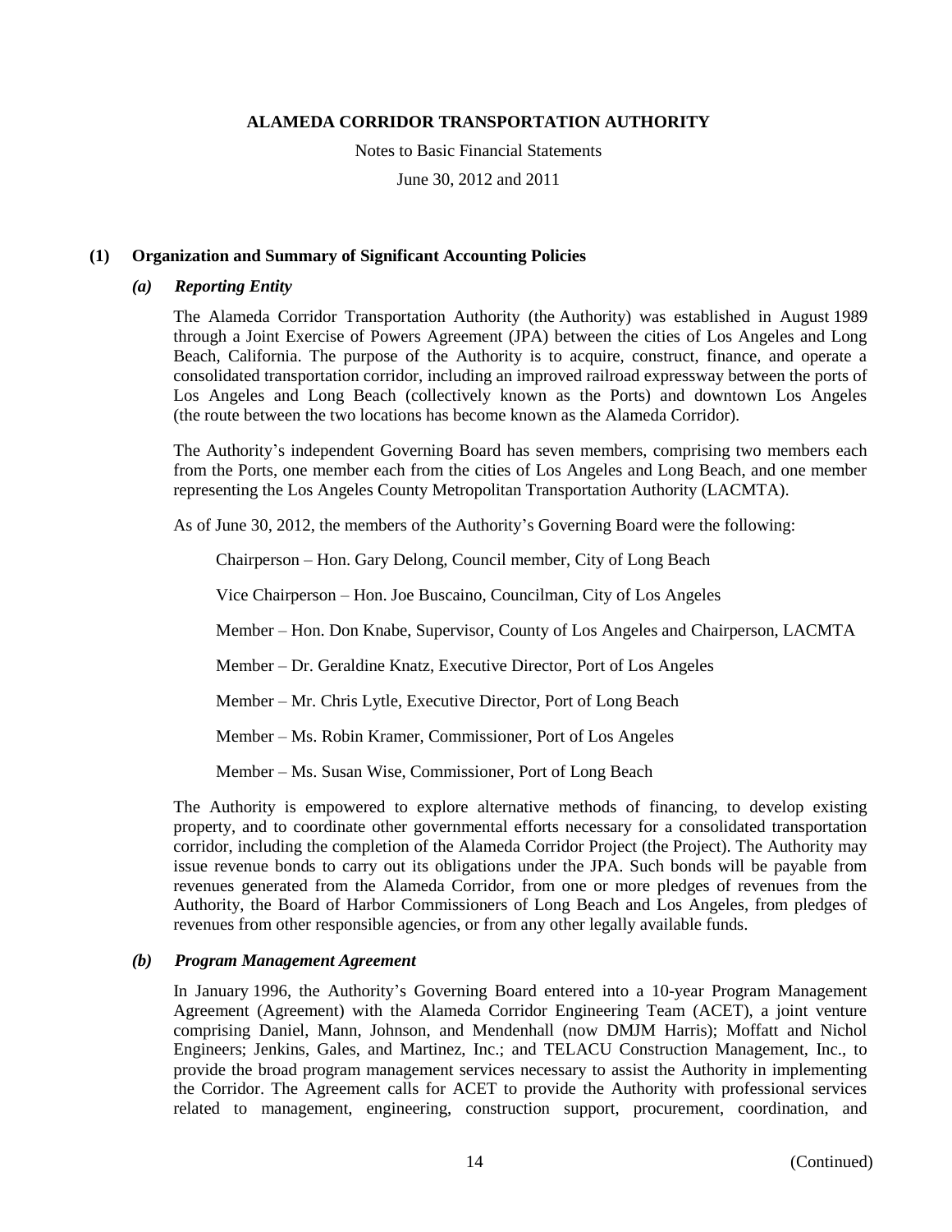**ALAMEDA CORRIDOR TRANSPORTATION AUTHORITY**

Notes to Basic Financial Statements

June 30, 2012 and 2011

## (1) Organization and Summary of Significant Accounting Policies

### *(a) Reporting Entity*

The Alameda Corridor Transportation Authority (the Authority) was established in August 1989 through a Joint Exercise of Powers Agreement (JPA) between the cities of Los Angeles and Long Beach, California. The purpose of the Authority is to acquire, construct, finance, and operate a consolidated transportation corridor, including an improved railroad expressway between the ports of Los Angeles and Long Beach (collectively known as the Ports) and downtown Los Angeles (the route between the two locations has become known as the Alameda Corridor).

The Authority's independent Governing Board has seven members, comprising two members each from the Ports, one member each from the cities of Los Angeles and Long Beach, and one member representing the Los Angeles County Metropolitan Transportation Authority (LACMTA).

As of June 30, 2012, the members of the Authority's Governing Board were the following:

Chairperson – Hon. Gary Delong, Council member, City of Long Beach

Vice Chairperson – Hon. Joe Buscaino, Councilman, City of Los Angeles

Member – Hon. Don Knabe, Supervisor, County of Los Angeles and Chairperson, LACMTA

Member – Dr. Geraldine Knatz, Executive Director, Port of Los Angeles

Member – Mr. Chris Lytle, Executive Director, Port of Long Beach

Member – Ms. Robin Kramer, Commissioner, Port of Los Angeles

Member – Ms. Susan Wise, Commissioner, Port of Long Beach

The Authority is empowered to explore alternative methods of financing, to develop existing property, and to coordinate other governmental efforts necessary for a consolidated transportation corridor, including the completion of the Alameda Corridor Project (the Project). The Authority may issue revenue bonds to carry out its obligations under the JPA. Such bonds will be payable from revenues generated from the Alameda Corridor, from one or more pledges of revenues from the Authority, the Board of Harbor Commissioners of Long Beach and Los Angeles, from pledges of revenues from other responsible agencies, or from any other legally available funds.

### *(b) Program Management Agreement*

In January 1996, the Authority's Governing Board entered into a 10-year Program Management Agreement (Agreement) with the Alameda Corridor Engineering Team (ACET), a joint venture comprising Daniel, Mann, Johnson, and Mendenhall (now DMJM Harris); Moffatt and Nichol Engineers; Jenkins, Gales, and Martinez, Inc.; and TELACU Construction Management, Inc., to provide the broad program management services necessary to assist the Authority in implementing the Corridor. The Agreement calls for ACET to provide the Authority with professional services related to management, engineering, construction support, procurement, coordination, and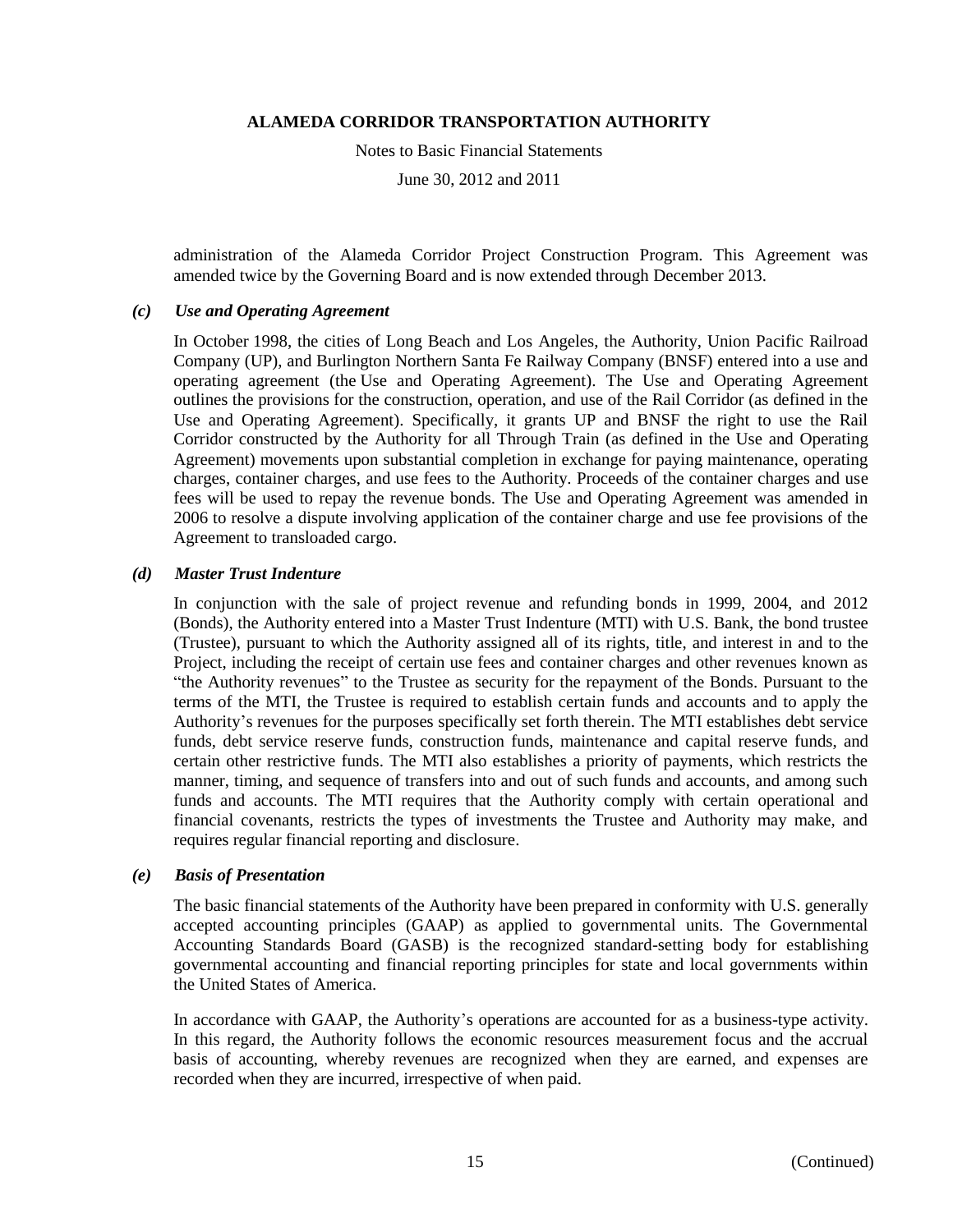administration of the Alameda Corridor Project Construction Program. This Agreement was amended twice by the Governing Board and is now extended through December 2013.

### *(c) Use and Operating Agreement*

In October 1998, the cities of Long Beach and Los Angeles, the Authority, Union Pacific Railroad Company (UP), and Burlington Northern Santa Fe Railway Company (BNSF) entered into a use and operating agreement (the Use and Operating Agreement). The Use and Operating Agreement outlines the provisions for the construction, operation, and use of the Rail Corridor (as defined in the Use and Operating Agreement). Specifically, it grants UP and BNSF the right to use the Rail Corridor constructed by the Authority for all Through Train (as defined in the Use and Operating Agreement) movements upon substantial completion in exchange for paying maintenance, operating charges, container charges, and use fees to the Authority. Proceeds of the container charges and use fees will be used to repay the revenue bonds. The Use and Operating Agreement was amended in 2006 to resolve a dispute involving application of the container charge and use fee provisions of the Agreement to transloaded cargo.

### *(d) Master Trust Indenture*

In conjunction with the sale of project revenue and refunding bonds in 1999, 2004, and 2012 (Bonds), the Authority entered into a Master Trust Indenture (MTI) with U.S. Bank, the bond trustee (Trustee), pursuant to which the Authority assigned all of its rights, title, and interest in and to the Project, including the receipt of certain use fees and container charges and other revenues known as "the Authority revenues" to the Trustee as security for the repayment of the Bonds. Pursuant to the terms of the MTI, the Trustee is required to establish certain funds and accounts and to apply the Authority's revenues for the purposes specifically set forth therein. The MTI establishes debt service funds, debt service reserve funds, construction funds, maintenance and capital reserve funds, and certain other restrictive funds. The MTI also establishes a priority of payments, which restricts the manner, timing, and sequence of transfers into and out of such funds and accounts, and among such funds and accounts. The MTI requires that the Authority comply with certain operational and financial covenants, restricts the types of investments the Trustee and Authority may make, and requires regular financial reporting and disclosure.

### *(e) Basis of Presentation*

The basic financial statements of the Authority have been prepared in conformity with U.S. generally accepted accounting principles (GAAP) as applied to governmental units. The Governmental Accounting Standards Board (GASB) is the recognized standard-setting body for establishing governmental accounting and financial reporting principles for state and local governments within the United States of America.

In accordance with GAAP, the Authority's operations are accounted for as a business-type activity. In this regard, the Authority follows the economic resources measurement focus and the accrual basis of accounting, whereby revenues are recognized when they are earned, and expenses are recorded when they are incurred, irrespective of when paid.

(Continued)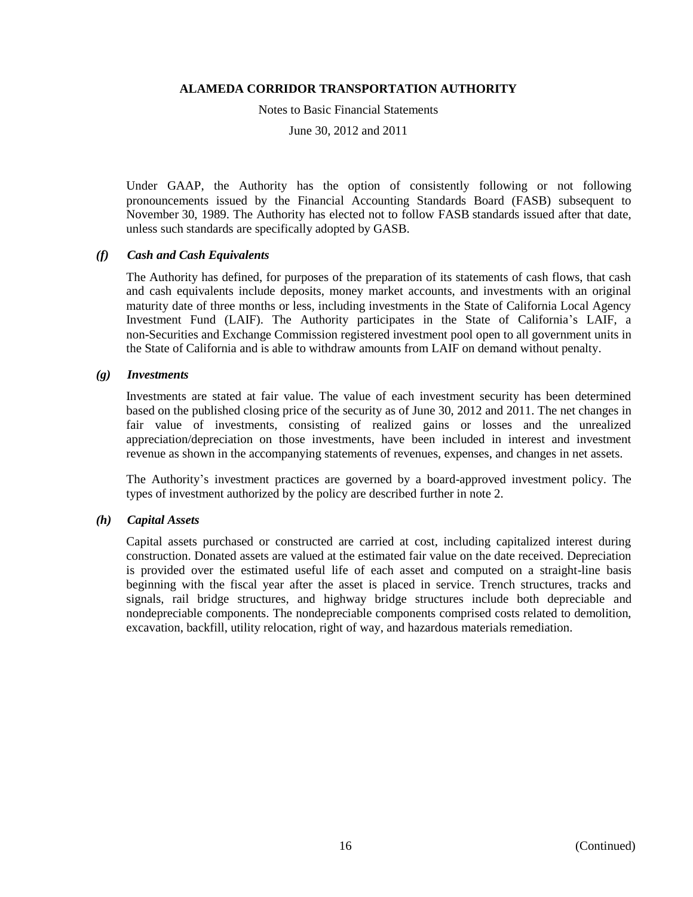Under GAAP, the Authority has the option of consistently following or not following pronouncements issued by the Financial Accounting Standards Board (FASB) subsequent to November 30, 1989. The Authority has elected not to follow FASB standards issued after that date, unless such standards are specifically adopted by GASB.

### *(f) Cash and Cash Equivalents*

The Authority has defined, for purposes of the preparation of its statements of cash flows, that cash and cash equivalents include deposits, money market accounts, and investments with an original maturity date of three months or less, including investments in the State of California Local Agency Investment Fund (LAIF). The Authority participates in the State of California's LAIF, a non-Securities and Exchange Commission registered investment pool open to all government units in the State of California and is able to withdraw amounts from LAIF on demand without penalty.

### *(g) Investments*

Investments are stated at fair value. The value of each investment security has been determined based on the published closing price of the security as of June 30, 2012 and 2011. The net changes in fair value of investments, consisting of realized gains or losses and the unrealized appreciation/depreciation on those investments, have been included in interest and investment revenue as shown in the accompanying statements of revenues, expenses, and changes in net assets.

The Authority's investment practices are governed by a board-approved investment policy. The types of investment authorized by the policy are described further in note 2.

### *(h) Capital Assets*

Capital assets purchased or constructed are carried at cost, including capitalized interest during construction. Donated assets are valued at the estimated fair value on the date received. Depreciation is provided over the estimated useful life of each asset and computed on a straight-line basis beginning with the fiscal year after the asset is placed in service. Trench structures, tracks and signals, rail bridge structures, and highway bridge structures include both depreciable and nondepreciable components. The nondepreciable components comprised costs related to demolition, excavation, backfill, utility relocation, right of way, and hazardous materials remediation.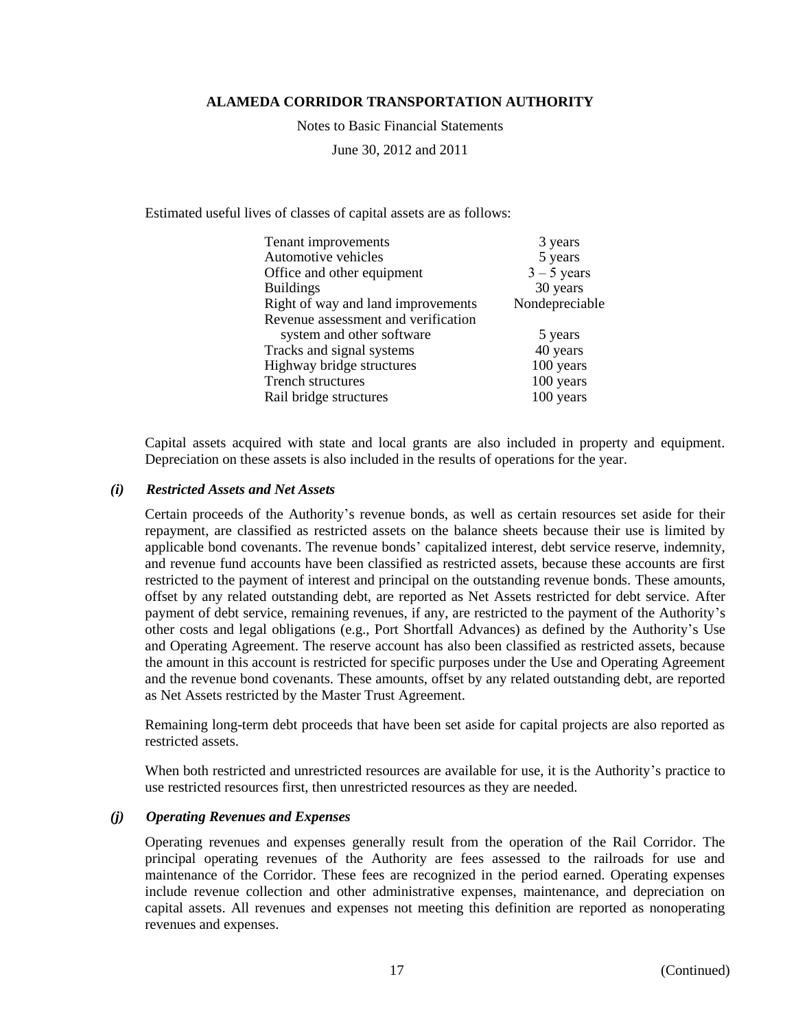Estimated useful lives of classes of capital assets are as follows:

| | |
|---|---|
| Tenant improvements | 3 years |
| Automotive vehicles | 5 years |
| Office and other equipment | 3 – 5 years |
| Buildings | 30 years |
| Right of way and land improvements | Nondepreciable |
| Revenue assessment and verification system and other software | 5 years |
| Tracks and signal systems | 40 years |
| Highway bridge structures | 100 years |
| Trench structures | 100 years |
| Rail bridge structures | 100 years |

Capital assets acquired with state and local grants are also included in property and equipment. Depreciation on these assets is also included in the results of operations for the year.

### *(i) Restricted Assets and Net Assets*

Certain proceeds of the Authority's revenue bonds, as well as certain resources set aside for their repayment, are classified as restricted assets on the balance sheets because their use is limited by applicable bond covenants. The revenue bonds' capitalized interest, debt service reserve, indemnity, and revenue fund accounts have been classified as restricted assets, because these accounts are first restricted to the payment of interest and principal on the outstanding revenue bonds. These amounts, offset by any related outstanding debt, are reported as Net Assets restricted for debt service. After payment of debt service, remaining revenues, if any, are restricted to the payment of the Authority's other costs and legal obligations (e.g., Port Shortfall Advances) as defined by the Authority's Use and Operating Agreement. The reserve account has also been classified as restricted assets, because the amount in this account is restricted for specific purposes under the Use and Operating Agreement and the revenue bond covenants. These amounts, offset by any related outstanding debt, are reported as Net Assets restricted by the Master Trust Agreement.

Remaining long-term debt proceeds that have been set aside for capital projects are also reported as restricted assets.

When both restricted and unrestricted resources are available for use, it is the Authority's practice to use restricted resources first, then unrestricted resources as they are needed.

### *(j) Operating Revenues and Expenses*

Operating revenues and expenses generally result from the operation of the Rail Corridor. The principal operating revenues of the Authority are fees assessed to the railroads for use and maintenance of the Corridor. These fees are recognized in the period earned. Operating expenses include revenue collection and other administrative expenses, maintenance, and depreciation on capital assets. All revenues and expenses not meeting this definition are reported as nonoperating revenues and expenses.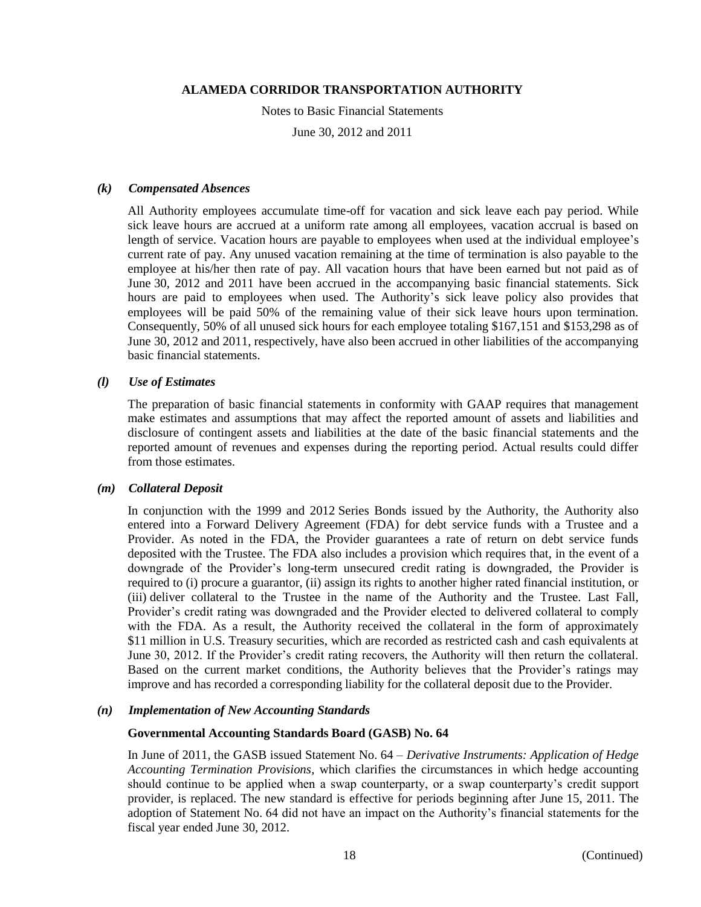### *(k) Compensated Absences*

All Authority employees accumulate time-off for vacation and sick leave each pay period. While sick leave hours are accrued at a uniform rate among all employees, vacation accrual is based on length of service. Vacation hours are payable to employees when used at the individual employee's current rate of pay. Any unused vacation remaining at the time of termination is also payable to the employee at his/her then rate of pay. All vacation hours that have been earned but not paid as of June 30, 2012 and 2011 have been accrued in the accompanying basic financial statements. Sick hours are paid to employees when used. The Authority's sick leave policy also provides that employees will be paid 50% of the remaining value of their sick leave hours upon termination. Consequently, 50% of all unused sick hours for each employee totaling $167,151 and $153,298 as of June 30, 2012 and 2011, respectively, have also been accrued in other liabilities of the accompanying basic financial statements.

### *(l) Use of Estimates*

The preparation of basic financial statements in conformity with GAAP requires that management make estimates and assumptions that may affect the reported amount of assets and liabilities and disclosure of contingent assets and liabilities at the date of the basic financial statements and the reported amount of revenues and expenses during the reporting period. Actual results could differ from those estimates.

### *(m) Collateral Deposit*

In conjunction with the 1999 and 2012 Series Bonds issued by the Authority, the Authority also entered into a Forward Delivery Agreement (FDA) for debt service funds with a Trustee and a Provider. As noted in the FDA, the Provider guarantees a rate of return on debt service funds deposited with the Trustee. The FDA also includes a provision which requires that, in the event of a downgrade of the Provider's long-term unsecured credit rating is downgraded, the Provider is required to (i) procure a guarantor, (ii) assign its rights to another higher rated financial institution, or (iii) deliver collateral to the Trustee in the name of the Authority and the Trustee. Last Fall, Provider's credit rating was downgraded and the Provider elected to delivered collateral to comply with the FDA. As a result, the Authority received the collateral in the form of approximately $11 million in U.S. Treasury securities, which are recorded as restricted cash and cash equivalents at June 30, 2012. If the Provider's credit rating recovers, the Authority will then return the collateral. Based on the current market conditions, the Authority believes that the Provider's ratings may improve and has recorded a corresponding liability for the collateral deposit due to the Provider.

### *(n) Implementation of New Accounting Standards*

**Governmental Accounting Standards Board (GASB) No. 64**

In June of 2011, the GASB issued Statement No. 64 – *Derivative Instruments: Application of Hedge Accounting Termination Provisions*, which clarifies the circumstances in which hedge accounting should continue to be applied when a swap counterparty, or a swap counterparty's credit support provider, is replaced. The new standard is effective for periods beginning after June 15, 2011. The adoption of Statement No. 64 did not have an impact on the Authority's financial statements for the fiscal year ended June 30, 2012.

(Continued)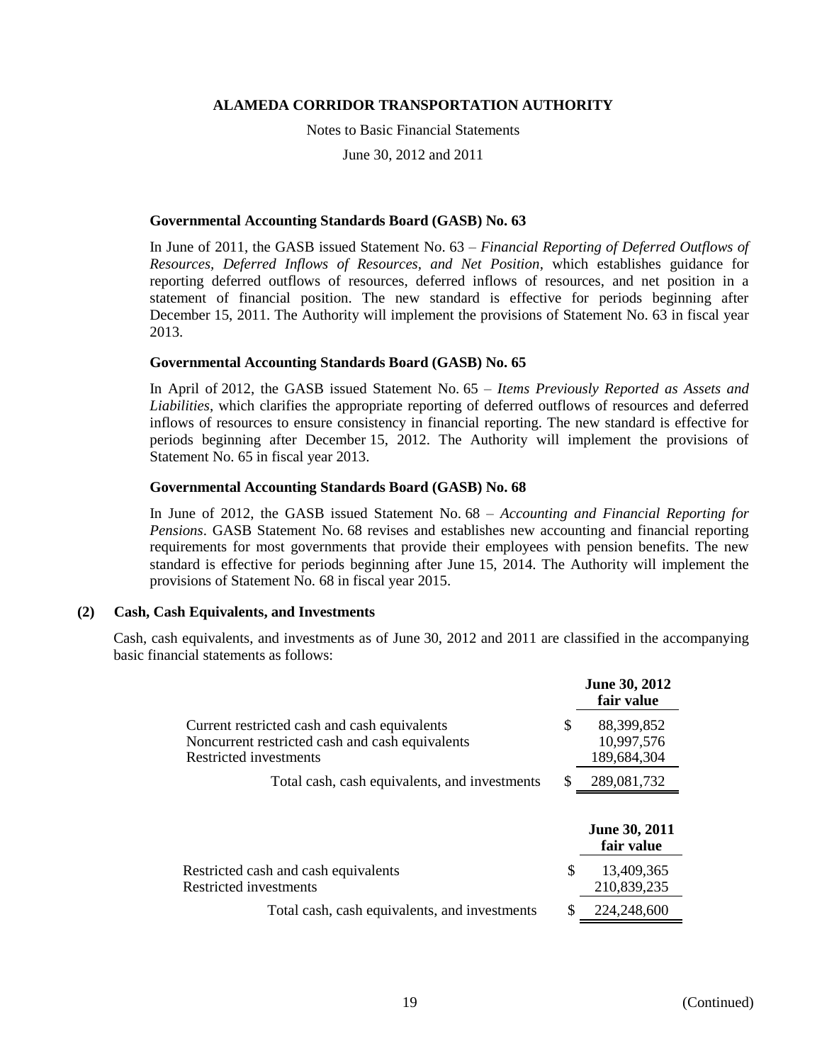### Governmental Accounting Standards Board (GASB) No. 63

In June of 2011, the GASB issued Statement No. 63 – *Financial Reporting of Deferred Outflows of Resources, Deferred Inflows of Resources, and Net Position*, which establishes guidance for reporting deferred outflows of resources, deferred inflows of resources, and net position in a statement of financial position. The new standard is effective for periods beginning after December 15, 2011. The Authority will implement the provisions of Statement No. 63 in fiscal year 2013.

### Governmental Accounting Standards Board (GASB) No. 65

In April of 2012, the GASB issued Statement No. 65 – *Items Previously Reported as Assets and Liabilities*, which clarifies the appropriate reporting of deferred outflows of resources and deferred inflows of resources to ensure consistency in financial reporting. The new standard is effective for periods beginning after December 15, 2012. The Authority will implement the provisions of Statement No. 65 in fiscal year 2013.

### Governmental Accounting Standards Board (GASB) No. 68

In June of 2012, the GASB issued Statement No. 68 – *Accounting and Financial Reporting for Pensions*. GASB Statement No. 68 revises and establishes new accounting and financial reporting requirements for most governments that provide their employees with pension benefits. The new standard is effective for periods beginning after June 15, 2014. The Authority will implement the provisions of Statement No. 68 in fiscal year 2015.

## (2) Cash, Cash Equivalents, and Investments

Cash, cash equivalents, and investments as of June 30, 2012 and 2011 are classified in the accompanying basic financial statements as follows:

| | June 30, 2012 fair value |
|---|---|
| Current restricted cash and cash equivalents | $ 88,399,852 |
| Noncurrent restricted cash and cash equivalents | 10,997,576 |
| Restricted investments | 189,684,304 |
| Total cash, cash equivalents, and investments | $ 289,081,732 |

| | June 30, 2011 fair value |
|---|---|
| Restricted cash and cash equivalents | $ 13,409,365 |
| Restricted investments | 210,839,235 |
| Total cash, cash equivalents, and investments | $ 224,248,600 |

(Continued)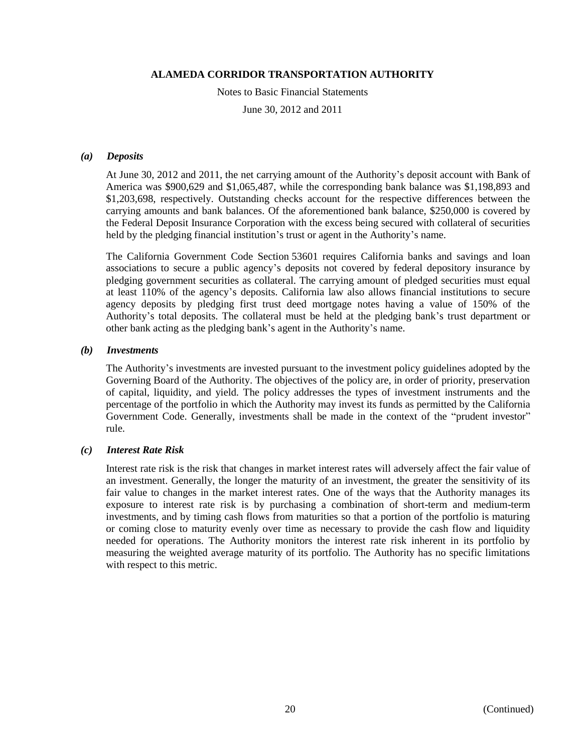### *(a) Deposits*

At June 30, 2012 and 2011, the net carrying amount of the Authority's deposit account with Bank of America was $900,629 and $1,065,487, while the corresponding bank balance was $1,198,893 and $1,203,698, respectively. Outstanding checks account for the respective differences between the carrying amounts and bank balances. Of the aforementioned bank balance, $250,000 is covered by the Federal Deposit Insurance Corporation with the excess being secured with collateral of securities held by the pledging financial institution's trust or agent in the Authority's name.

The California Government Code Section 53601 requires California banks and savings and loan associations to secure a public agency's deposits not covered by federal depository insurance by pledging government securities as collateral. The carrying amount of pledged securities must equal at least 110% of the agency's deposits. California law also allows financial institutions to secure agency deposits by pledging first trust deed mortgage notes having a value of 150% of the Authority's total deposits. The collateral must be held at the pledging bank's trust department or other bank acting as the pledging bank's agent in the Authority's name.

### *(b) Investments*

The Authority's investments are invested pursuant to the investment policy guidelines adopted by the Governing Board of the Authority. The objectives of the policy are, in order of priority, preservation of capital, liquidity, and yield. The policy addresses the types of investment instruments and the percentage of the portfolio in which the Authority may invest its funds as permitted by the California Government Code. Generally, investments shall be made in the context of the "prudent investor" rule.

### *(c) Interest Rate Risk*

Interest rate risk is the risk that changes in market interest rates will adversely affect the fair value of an investment. Generally, the longer the maturity of an investment, the greater the sensitivity of its fair value to changes in the market interest rates. One of the ways that the Authority manages its exposure to interest rate risk is by purchasing a combination of short-term and medium-term investments, and by timing cash flows from maturities so that a portion of the portfolio is maturing or coming close to maturity evenly over time as necessary to provide the cash flow and liquidity needed for operations. The Authority monitors the interest rate risk inherent in its portfolio by measuring the weighted average maturity of its portfolio. The Authority has no specific limitations with respect to this metric.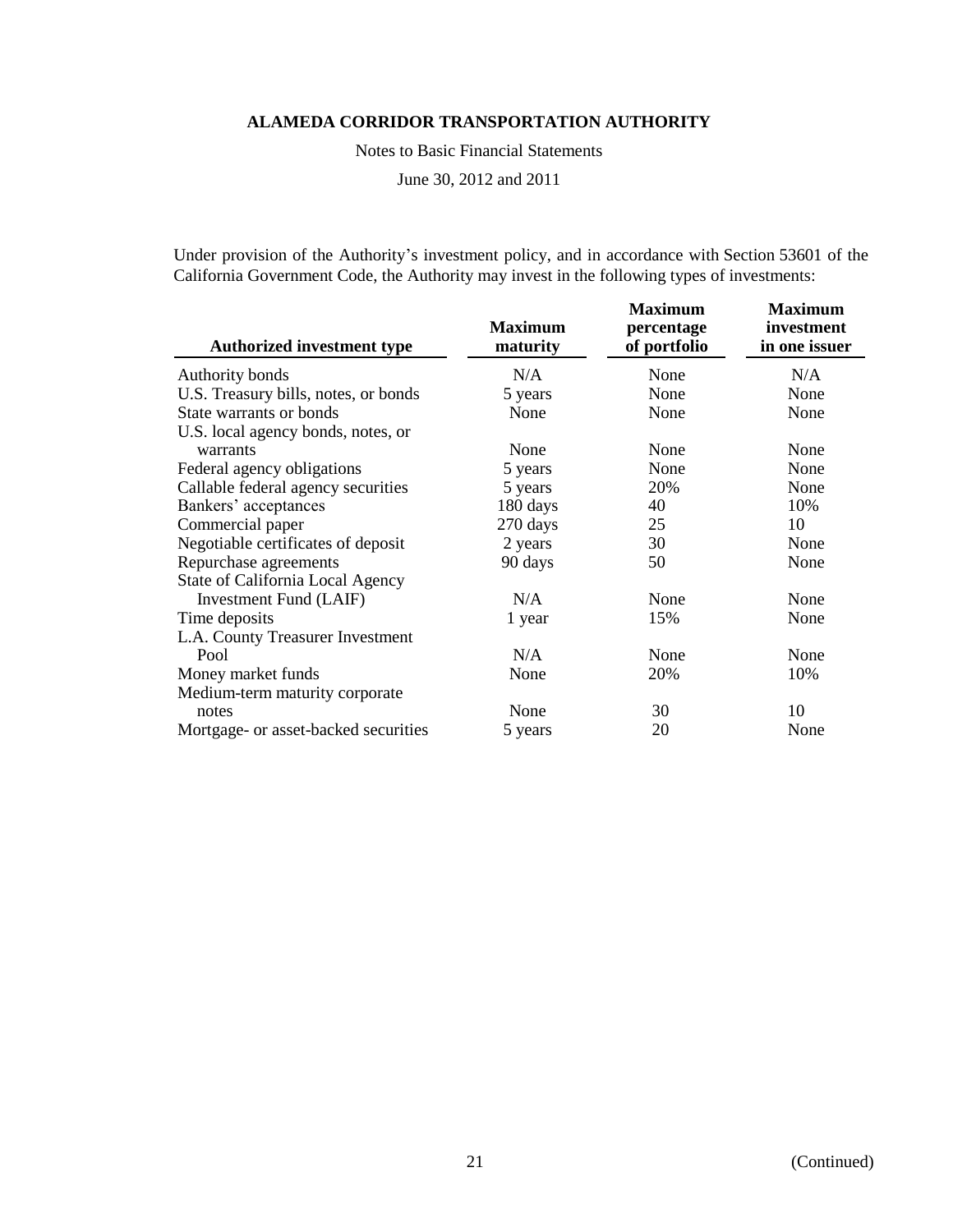**ALAMEDA CORRIDOR TRANSPORTATION AUTHORITY**

Notes to Basic Financial Statements

June 30, 2012 and 2011

Under provision of the Authority's investment policy, and in accordance with Section 53601 of the California Government Code, the Authority may invest in the following types of investments:

| Authorized investment type | Maximum maturity | Maximum percentage of portfolio | Maximum investment in one issuer |
|---|---|---|---|
| Authority bonds | N/A | None | N/A |
| U.S. Treasury bills, notes, or bonds | 5 years | None | None |
| State warrants or bonds | None | None | None |
| U.S. local agency bonds, notes, or warrants | None | None | None |
| Federal agency obligations | 5 years | None | None |
| Callable federal agency securities | 5 years | 20% | None |
| Bankers' acceptances | 180 days | 40 | 10% |
| Commercial paper | 270 days | 25 | 10 |
| Negotiable certificates of deposit | 2 years | 30 | None |
| Repurchase agreements | 90 days | 50 | None |
| State of California Local Agency Investment Fund (LAIF) | N/A | None | None |
| Time deposits | 1 year | 15% | None |
| L.A. County Treasurer Investment Pool | N/A | None | None |
| Money market funds | None | 20% | 10% |
| Medium-term maturity corporate notes | None | 30 | 10 |
| Mortgage- or asset-backed securities | 5 years | 20 | None |

(Continued)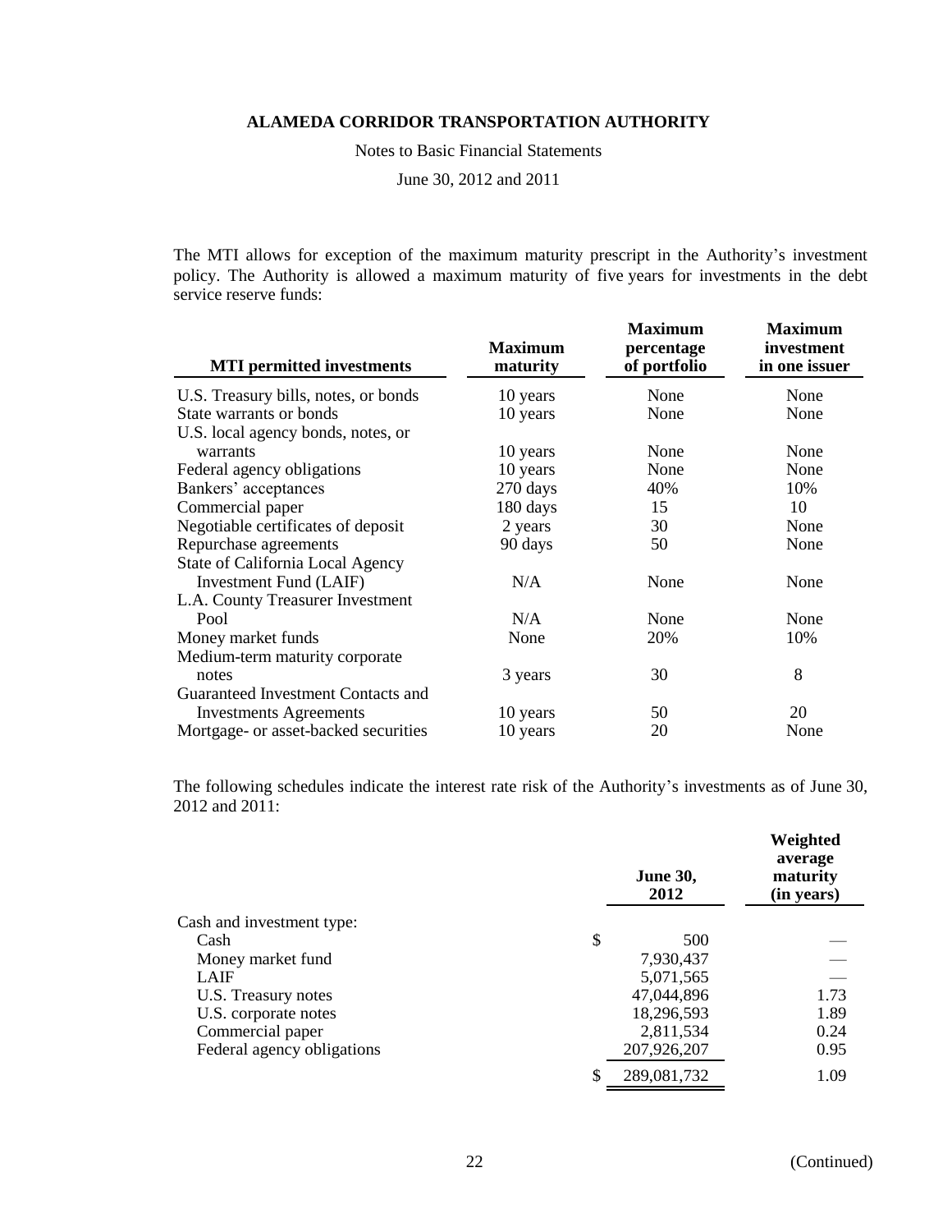**ALAMEDA CORRIDOR TRANSPORTATION AUTHORITY**

Notes to Basic Financial Statements

June 30, 2012 and 2011

The MTI allows for exception of the maximum maturity prescript in the Authority's investment policy. The Authority is allowed a maximum maturity of five years for investments in the debt service reserve funds:

| MTI permitted investments | Maximum maturity | Maximum percentage of portfolio | Maximum investment in one issuer |
|---|---|---|---|
| U.S. Treasury bills, notes, or bonds | 10 years | None | None |
| State warrants or bonds | 10 years | None | None |
| U.S. local agency bonds, notes, or warrants | 10 years | None | None |
| Federal agency obligations | 10 years | None | None |
| Bankers' acceptances | 270 days | 40% | 10% |
| Commercial paper | 180 days | 15 | 10 |
| Negotiable certificates of deposit | 2 years | 30 | None |
| Repurchase agreements | 90 days | 50 | None |
| State of California Local Agency Investment Fund (LAIF) | N/A | None | None |
| L.A. County Treasurer Investment Pool | N/A | None | None |
| Money market funds | None | 20% | 10% |
| Medium-term maturity corporate notes | 3 years | 30 | 8 |
| Guaranteed Investment Contacts and Investments Agreements | 10 years | 50 | 20 |
| Mortgage- or asset-backed securities | 10 years | 20 | None |

The following schedules indicate the interest rate risk of the Authority's investments as of June 30, 2012 and 2011:

| | June 30, 2012 | Weighted average maturity (in years) |
|---|---|---|
| Cash and investment type: | | |
| Cash | $ 500 | — |
| Money market fund | 7,930,437 | — |
| LAIF | 5,071,565 | — |
| U.S. Treasury notes | 47,044,896 | 1.73 |
| U.S. corporate notes | 18,296,593 | 1.89 |
| Commercial paper | 2,811,534 | 0.24 |
| Federal agency obligations | 207,926,207 | 0.95 |
| | $ 289,081,732 | 1.09 |

(Continued)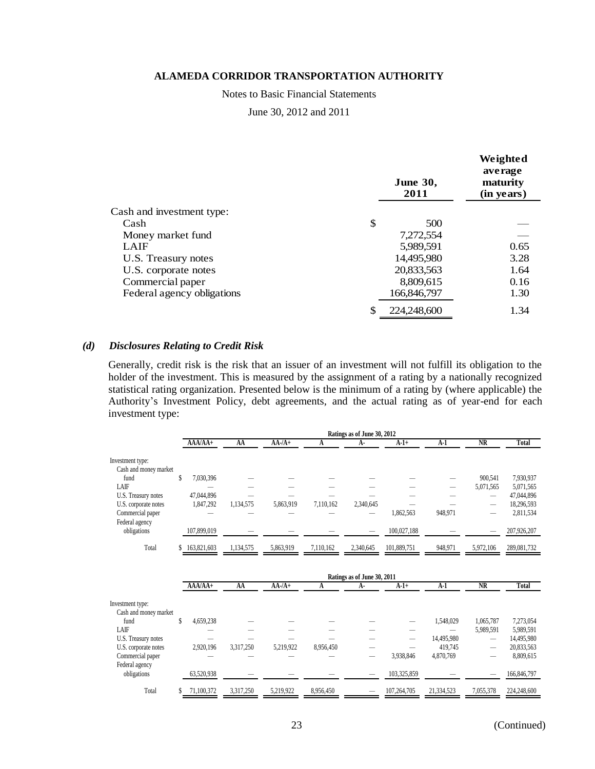| | June 30, 2011 | Weighted average maturity (in years) |
|---|---|---|
| Cash and investment type: | | |
| Cash | $ 500 | — |
| Money market fund | 7,272,554 | — |
| LAIF | 5,989,591 | 0.65 |
| U.S. Treasury notes | 14,495,980 | 3.28 |
| U.S. corporate notes | 20,833,563 | 1.64 |
| Commercial paper | 8,809,615 | 0.16 |
| Federal agency obligations | 166,846,797 | 1.30 |
| | $ 224,248,600 | 1.34 |

### *(d) Disclosures Relating to Credit Risk*

Generally, credit risk is the risk that an issuer of an investment will not fulfill its obligation to the holder of the investment. This is measured by the assignment of a rating by a nationally recognized statistical rating organization. Presented below is the minimum of a rating by (where applicable) the Authority's Investment Policy, debt agreements, and the actual rating as of year-end for each investment type:

| | Ratings as of June 30, 2012 | | | | | | | | |
|---|---|---|---|---|---|---|---|---|---|
| | AAA/AA+ | AA | AA-/A+ | A | A- | A-1+ | A-1 | NR | Total |
| Investment type: | | | | | | | | | |
| Cash and money market fund | $ 7,030,396 | — | — | — | — | — | — | 900,541 | 7,930,937 |
| LAIF | — | — | — | — | — | — | — | 5,071,565 | 5,071,565 |
| U.S. Treasury notes | 47,044,896 | — | — | — | — | — | — | — | 47,044,896 |
| U.S. corporate notes | 1,847,292 | 1,134,575 | 5,863,919 | 7,110,162 | 2,340,645 | — | — | — | 18,296,593 |
| Commercial paper | — | — | — | — | — | 1,862,563 | 948,971 | — | 2,811,534 |
| Federal agency obligations | 107,899,019 | — | — | — | — | 100,027,188 | — | — | 207,926,207 |
| Total | $ 163,821,603 | 1,134,575 | 5,863,919 | 7,110,162 | 2,340,645 | 101,889,751 | 948,971 | 5,972,106 | 289,081,732 |

| | Ratings as of June 30, 2011 | | | | | | | | |
|---|---|---|---|---|---|---|---|---|---|
| | AAA/AA+ | AA | AA-/A+ | A | A- | A-1+ | A-1 | NR | Total |
| Investment type: | | | | | | | | | |
| Cash and money market fund | $ 4,659,238 | — | — | — | — | — | 1,548,029 | 1,065,787 | 7,273,054 |
| LAIF | — | — | — | — | — | — | — | 5,989,591 | 5,989,591 |
| U.S. Treasury notes | — | — | — | — | — | — | 14,495,980 | — | 14,495,980 |
| U.S. corporate notes | 2,920,196 | 3,317,250 | 5,219,922 | 8,956,450 | — | — | 419,745 | — | 20,833,563 |
| Commercial paper | — | — | — | — | — | 3,938,846 | 4,870,769 | — | 8,809,615 |
| Federal agency obligations | 63,520,938 | — | — | — | — | 103,325,859 | — | — | 166,846,797 |
| Total | $ 71,100,372 | 3,317,250 | 5,219,922 | 8,956,450 | — | 107,264,705 | 21,334,523 | 7,055,378 | 224,248,600 |

(Continued)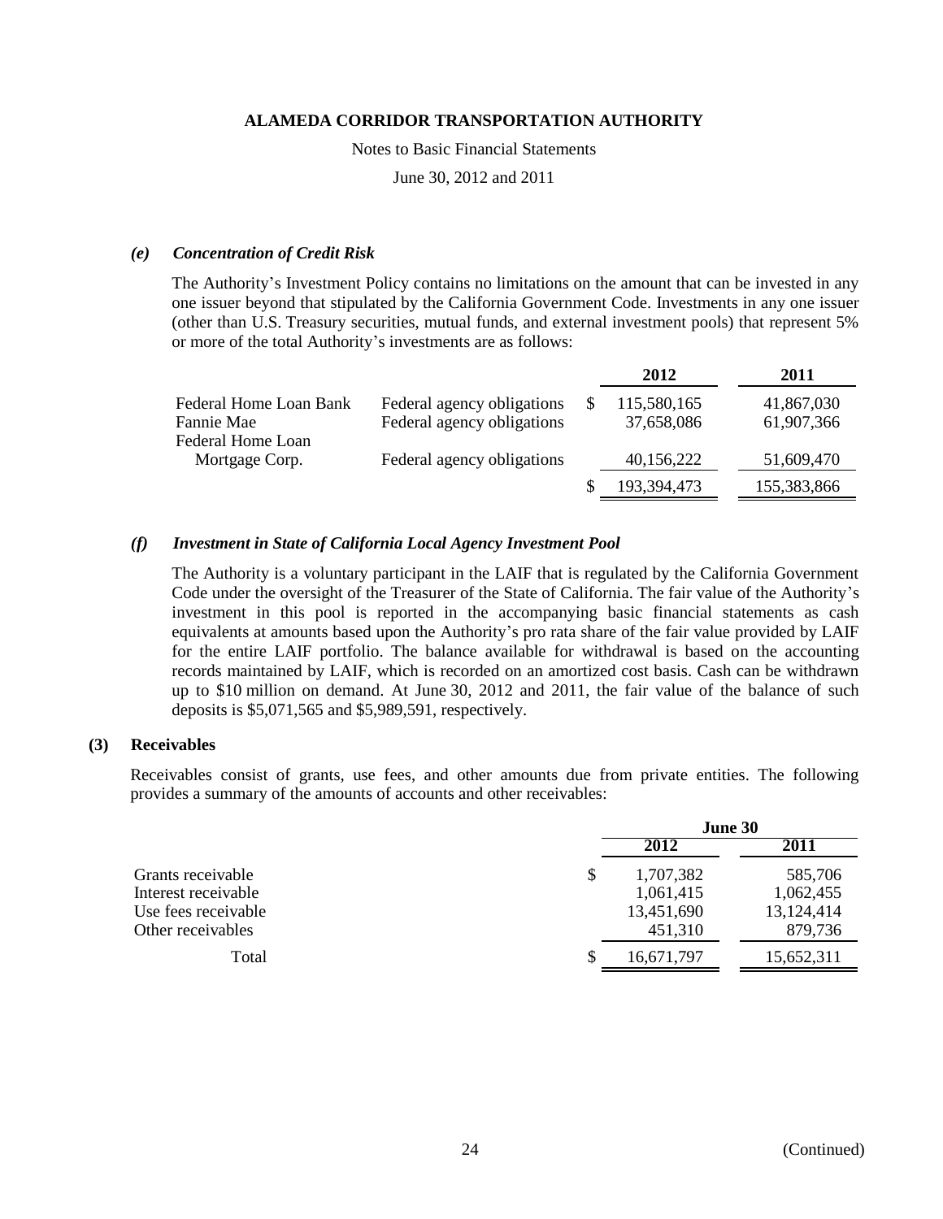#### *(e) Concentration of Credit Risk*

The Authority's Investment Policy contains no limitations on the amount that can be invested in any one issuer beyond that stipulated by the California Government Code. Investments in any one issuer (other than U.S. Treasury securities, mutual funds, and external investment pools) that represent 5% or more of the total Authority's investments are as follows:

| | | 2012 | 2011 |
|---|---|---|---|
| Federal Home Loan Bank | Federal agency obligations | $ 115,580,165 | 41,867,030 |
| Fannie Mae | Federal agency obligations | 37,658,086 | 61,907,366 |
| Federal Home Loan Mortgage Corp. | Federal agency obligations | 40,156,222 | 51,609,470 |
| | | $ 193,394,473 | 155,383,866 |

#### *(f) Investment in State of California Local Agency Investment Pool*

The Authority is a voluntary participant in the LAIF that is regulated by the California Government Code under the oversight of the Treasurer of the State of California. The fair value of the Authority's investment in this pool is reported in the accompanying basic financial statements as cash equivalents at amounts based upon the Authority's pro rata share of the fair value provided by LAIF for the entire LAIF portfolio. The balance available for withdrawal is based on the accounting records maintained by LAIF, which is recorded on an amortized cost basis. Cash can be withdrawn up to $10 million on demand. At June 30, 2012 and 2011, the fair value of the balance of such deposits is $5,071,565 and $5,989,591, respectively.

### (3) Receivables

Receivables consist of grants, use fees, and other amounts due from private entities. The following provides a summary of the amounts of accounts and other receivables:

| | June 30 | |
|---|---|---|
| | 2012 | 2011 |
| Grants receivable | $ 1,707,382 | 585,706 |
| Interest receivable | 1,061,415 | 1,062,455 |
| Use fees receivable | 13,451,690 | 13,124,414 |
| Other receivables | 451,310 | 879,736 |
| Total | $ 16,671,797 | 15,652,311 |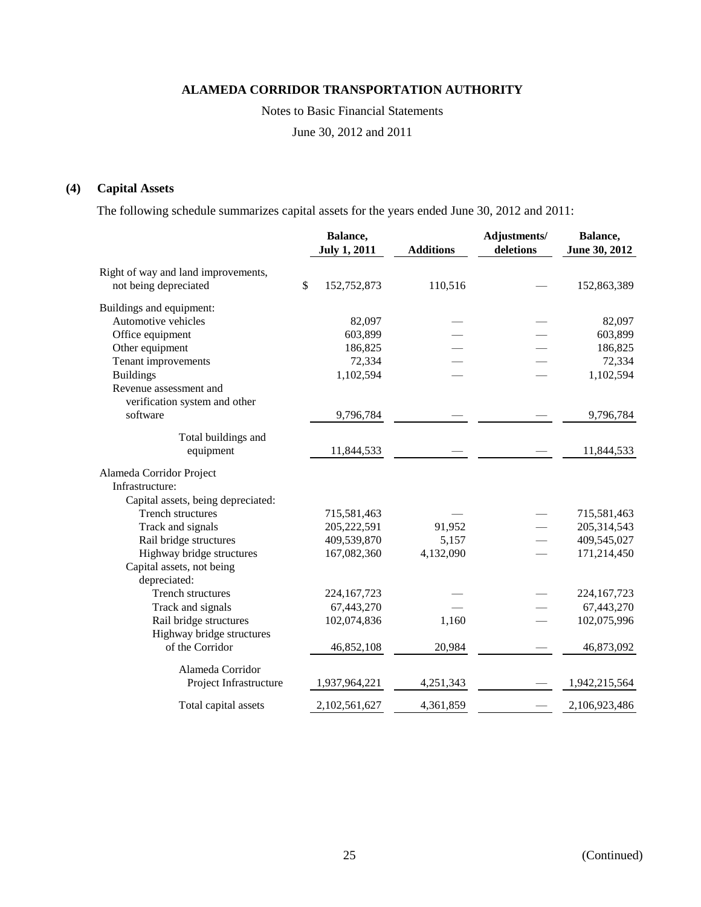**ALAMEDA CORRIDOR TRANSPORTATION AUTHORITY**

Notes to Basic Financial Statements

June 30, 2012 and 2011

## (4) Capital Assets

The following schedule summarizes capital assets for the years ended June 30, 2012 and 2011:

| | Balance, July 1, 2011 | Additions | Adjustments/ deletions | Balance, June 30, 2012 |
|---|---|---|---|---|
| Right of way and land improvements, not being depreciated | $ 152,752,873 | 110,516 | — | 152,863,389 |
| Buildings and equipment: | | | | |
| Automotive vehicles | 82,097 | — | — | 82,097 |
| Office equipment | 603,899 | — | — | 603,899 |
| Other equipment | 186,825 | — | — | 186,825 |
| Tenant improvements | 72,334 | — | — | 72,334 |
| Buildings | 1,102,594 | — | — | 1,102,594 |
| Revenue assessment and verification system and other software | 9,796,784 | — | — | 9,796,784 |
| Total buildings and equipment | 11,844,533 | — | — | 11,844,533 |
| Alameda Corridor Project Infrastructure: | | | | |
| Capital assets, being depreciated: | | | | |
| Trench structures | 715,581,463 | — | — | 715,581,463 |
| Track and signals | 205,222,591 | 91,952 | — | 205,314,543 |
| Rail bridge structures | 409,539,870 | 5,157 | — | 409,545,027 |
| Highway bridge structures | 167,082,360 | 4,132,090 | — | 171,214,450 |
| Capital assets, not being depreciated: | | | | |
| Trench structures | 224,167,723 | — | — | 224,167,723 |
| Track and signals | 67,443,270 | — | — | 67,443,270 |
| Rail bridge structures | 102,074,836 | 1,160 | — | 102,075,996 |
| Highway bridge structures of the Corridor | 46,852,108 | 20,984 | — | 46,873,092 |
| Alameda Corridor Project Infrastructure | 1,937,964,221 | 4,251,343 | — | 1,942,215,564 |
| Total capital assets | 2,102,561,627 | 4,361,859 | — | 2,106,923,486 |

(Continued)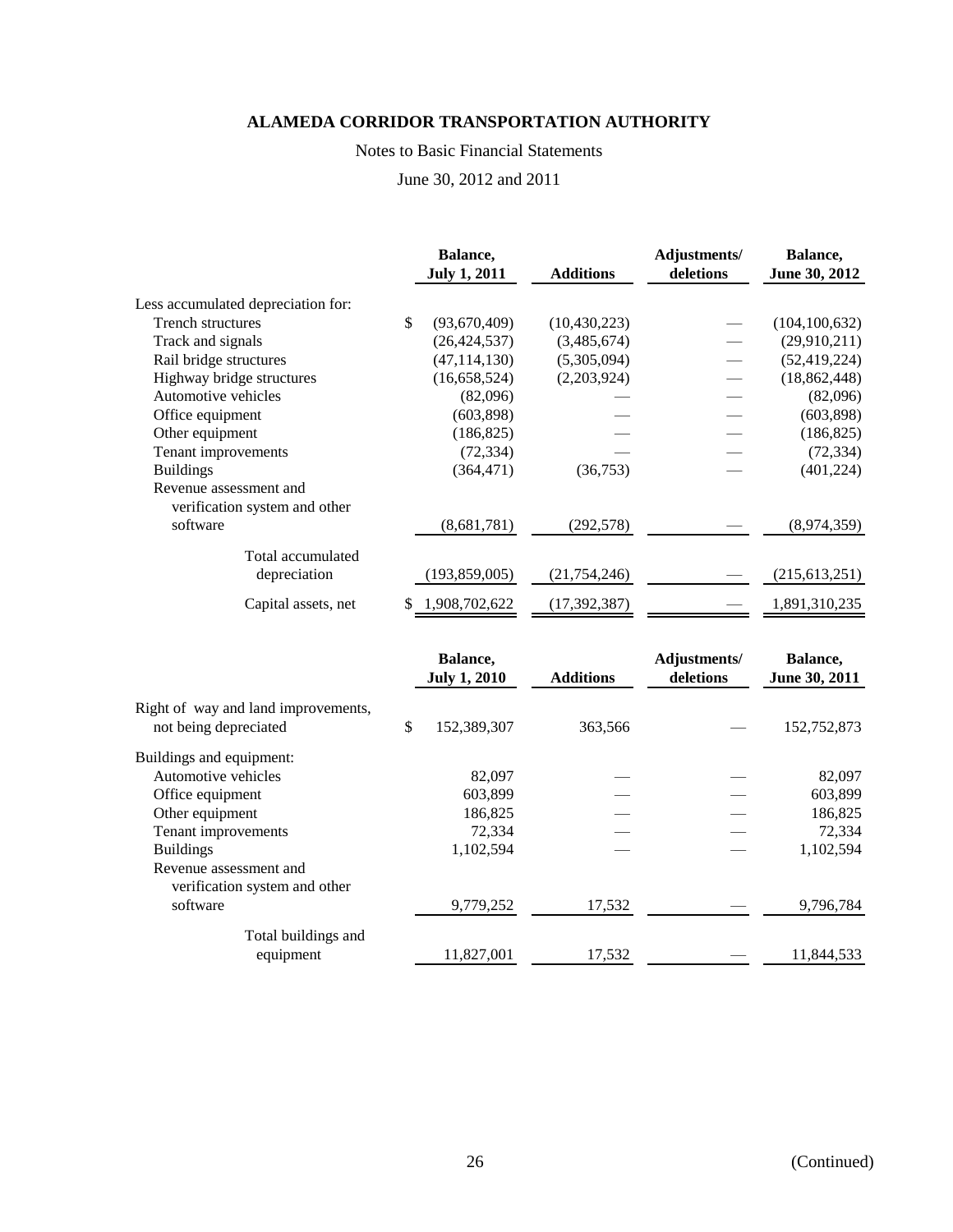**ALAMEDA CORRIDOR TRANSPORTATION AUTHORITY**

Notes to Basic Financial Statements

June 30, 2012 and 2011

| | Balance, July 1, 2011 | Additions | Adjustments/ deletions | Balance, June 30, 2012 |
|---|---|---|---|---|
| Less accumulated depreciation for: | | | | |
| Trench structures | $ (93,670,409) | (10,430,223) | — | (104,100,632) |
| Track and signals | (26,424,537) | (3,485,674) | — | (29,910,211) |
| Rail bridge structures | (47,114,130) | (5,305,094) | — | (52,419,224) |
| Highway bridge structures | (16,658,524) | (2,203,924) | — | (18,862,448) |
| Automotive vehicles | (82,096) | — | — | (82,096) |
| Office equipment | (603,898) | — | — | (603,898) |
| Other equipment | (186,825) | — | — | (186,825) |
| Tenant improvements | (72,334) | — | — | (72,334) |
| Buildings | (364,471) | (36,753) | — | (401,224) |
| Revenue assessment and verification system and other software | (8,681,781) | (292,578) | — | (8,974,359) |
| Total accumulated depreciation | (193,859,005) | (21,754,246) | — | (215,613,251) |
| Capital assets, net | $ 1,908,702,622 | (17,392,387) | — | 1,891,310,235 |

| | Balance, July 1, 2010 | Additions | Adjustments/ deletions | Balance, June 30, 2011 |
|---|---|---|---|---|
| Right of way and land improvements, not being depreciated | $ 152,389,307 | 363,566 | — | 152,752,873 |
| Buildings and equipment: | | | | |
| Automotive vehicles | 82,097 | — | — | 82,097 |
| Office equipment | 603,899 | — | — | 603,899 |
| Other equipment | 186,825 | — | — | 186,825 |
| Tenant improvements | 72,334 | — | — | 72,334 |
| Buildings | 1,102,594 | — | — | 1,102,594 |
| Revenue assessment and verification system and other software | 9,779,252 | 17,532 | — | 9,796,784 |
| Total buildings and equipment | 11,827,001 | 17,532 | — | 11,844,533 |

(Continued)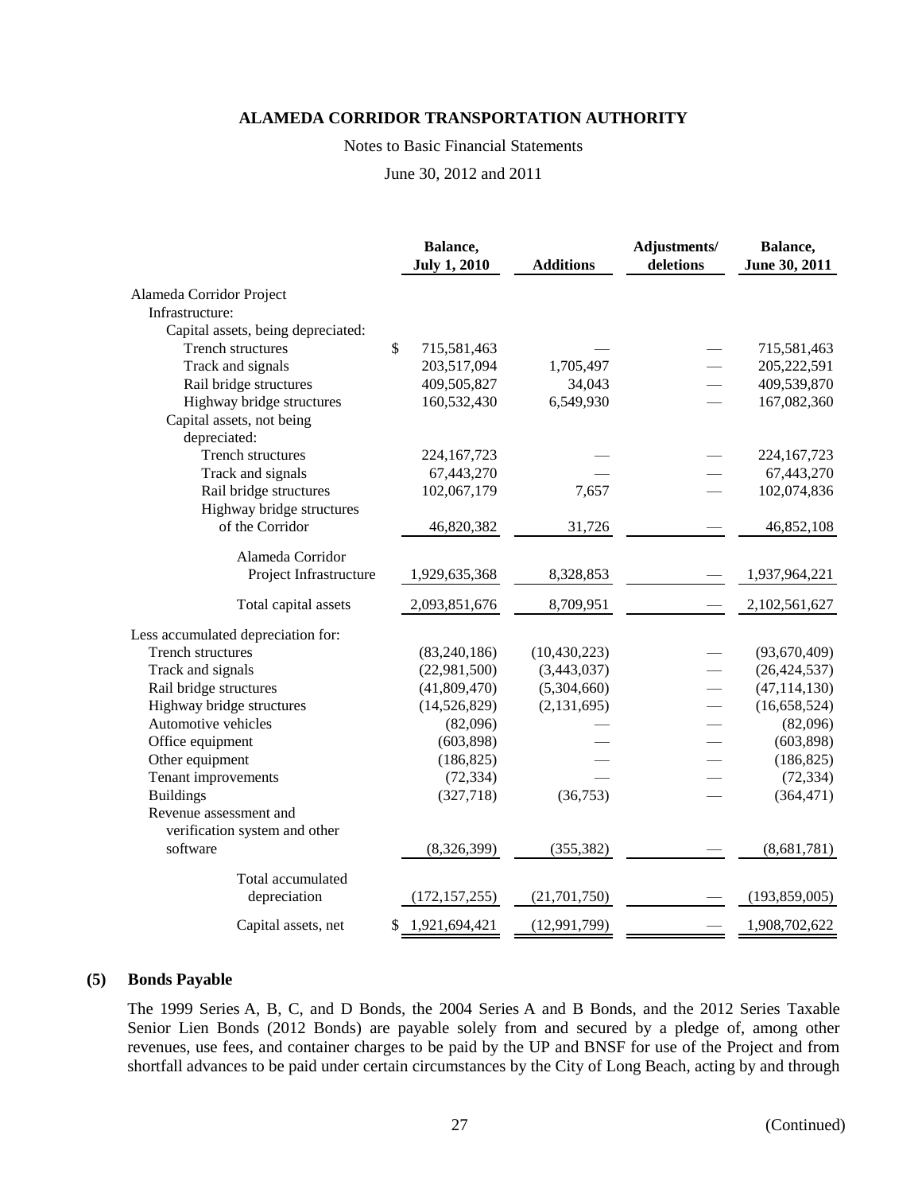# ALAMEDA CORRIDOR TRANSPORTATION AUTHORITY

Notes to Basic Financial Statements

June 30, 2012 and 2011

| | Balance, July 1, 2010 | Additions | Adjustments/ deletions | Balance, June 30, 2011 |
|---|---|---|---|---|
| Alameda Corridor Project | | | | |
| Infrastructure: | | | | |
| Capital assets, being depreciated: | | | | |
| Trench structures | $ 715,581,463 | — | — | 715,581,463 |
| Track and signals | 203,517,094 | 1,705,497 | — | 205,222,591 |
| Rail bridge structures | 409,505,827 | 34,043 | — | 409,539,870 |
| Highway bridge structures | 160,532,430 | 6,549,930 | — | 167,082,360 |
| Capital assets, not being depreciated: | | | | |
| Trench structures | 224,167,723 | — | — | 224,167,723 |
| Track and signals | 67,443,270 | — | — | 67,443,270 |
| Rail bridge structures | 102,067,179 | 7,657 | — | 102,074,836 |
| Highway bridge structures of the Corridor | 46,820,382 | 31,726 | — | 46,852,108 |
| Alameda Corridor Project Infrastructure | 1,929,635,368 | 8,328,853 | — | 1,937,964,221 |
| Total capital assets | 2,093,851,676 | 8,709,951 | — | 2,102,561,627 |
| Less accumulated depreciation for: | | | | |
| Trench structures | (83,240,186) | (10,430,223) | — | (93,670,409) |
| Track and signals | (22,981,500) | (3,443,037) | — | (26,424,537) |
| Rail bridge structures | (41,809,470) | (5,304,660) | — | (47,114,130) |
| Highway bridge structures | (14,526,829) | (2,131,695) | — | (16,658,524) |
| Automotive vehicles | (82,096) | — | — | (82,096) |
| Office equipment | (603,898) | — | — | (603,898) |
| Other equipment | (186,825) | — | — | (186,825) |
| Tenant improvements | (72,334) | — | — | (72,334) |
| Buildings | (327,718) | (36,753) | — | (364,471) |
| Revenue assessment and verification system and other software | (8,326,399) | (355,382) | — | (8,681,781) |
| Total accumulated depreciation | (172,157,255) | (21,701,750) | — | (193,859,005) |
| Capital assets, net | $ 1,921,694,421 | (12,991,799) | — | 1,908,702,622 |

## (5) Bonds Payable

The 1999 Series A, B, C, and D Bonds, the 2004 Series A and B Bonds, and the 2012 Series Taxable Senior Lien Bonds (2012 Bonds) are payable solely from and secured by a pledge of, among other revenues, use fees, and container charges to be paid by the UP and BNSF for use of the Project and from shortfall advances to be paid under certain circumstances by the City of Long Beach, acting by and through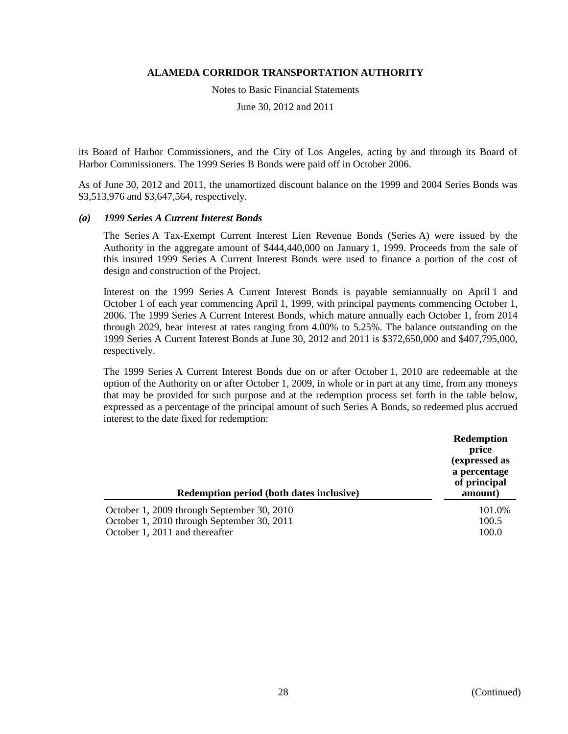its Board of Harbor Commissioners, and the City of Los Angeles, acting by and through its Board of Harbor Commissioners. The 1999 Series B Bonds were paid off in October 2006.

As of June 30, 2012 and 2011, the unamortized discount balance on the 1999 and 2004 Series Bonds was \$3,513,976 and \$3,647,564, respectively.

### *(a) 1999 Series A Current Interest Bonds*

The Series A Tax-Exempt Current Interest Lien Revenue Bonds (Series A) were issued by the Authority in the aggregate amount of \$444,440,000 on January 1, 1999. Proceeds from the sale of this insured 1999 Series A Current Interest Bonds were used to finance a portion of the cost of design and construction of the Project.

Interest on the 1999 Series A Current Interest Bonds is payable semiannually on April 1 and October 1 of each year commencing April 1, 1999, with principal payments commencing October 1, 2006. The 1999 Series A Current Interest Bonds, which mature annually each October 1, from 2014 through 2029, bear interest at rates ranging from 4.00% to 5.25%. The balance outstanding on the 1999 Series A Current Interest Bonds at June 30, 2012 and 2011 is \$372,650,000 and \$407,795,000, respectively.

The 1999 Series A Current Interest Bonds due on or after October 1, 2010 are redeemable at the option of the Authority on or after October 1, 2009, in whole or in part at any time, from any moneys that may be provided for such purpose and at the redemption process set forth in the table below, expressed as a percentage of the principal amount of such Series A Bonds, so redeemed plus accrued interest to the date fixed for redemption:

| Redemption period (both dates inclusive) | Redemption price (expressed as a percentage of principal amount) |
|---|---|
| October 1, 2009 through September 30, 2010 | 101.0% |
| October 1, 2010 through September 30, 2011 | 100.5 |
| October 1, 2011 and thereafter | 100.0 |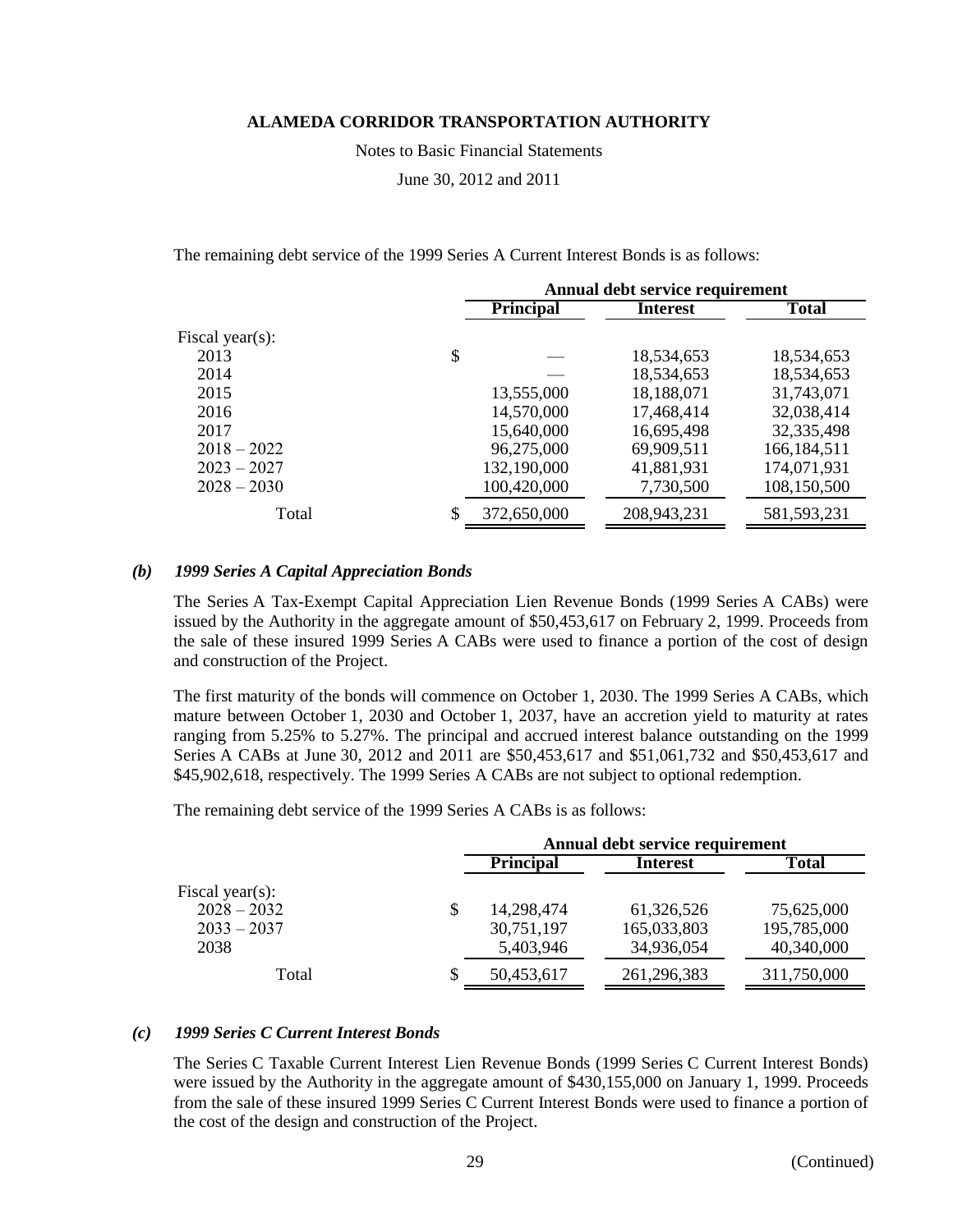The remaining debt service of the 1999 Series A Current Interest Bonds is as follows:

| | Annual debt service requirement | | |
|---|---|---|---|
| | Principal | Interest | Total |
| Fiscal year(s): | | | |
| 2013 | $ — | 18,534,653 | 18,534,653 |
| 2014 | — | 18,534,653 | 18,534,653 |
| 2015 | 13,555,000 | 18,188,071 | 31,743,071 |
| 2016 | 14,570,000 | 17,468,414 | 32,038,414 |
| 2017 | 15,640,000 | 16,695,498 | 32,335,498 |
| 2018 – 2022 | 96,275,000 | 69,909,511 | 166,184,511 |
| 2023 – 2027 | 132,190,000 | 41,881,931 | 174,071,931 |
| 2028 – 2030 | 100,420,000 | 7,730,500 | 108,150,500 |
| Total | $ 372,650,000 | 208,943,231 | 581,593,231 |

### *(b) 1999 Series A Capital Appreciation Bonds*

The Series A Tax-Exempt Capital Appreciation Lien Revenue Bonds (1999 Series A CABs) were issued by the Authority in the aggregate amount of $50,453,617 on February 2, 1999. Proceeds from the sale of these insured 1999 Series A CABs were used to finance a portion of the cost of design and construction of the Project.

The first maturity of the bonds will commence on October 1, 2030. The 1999 Series A CABs, which mature between October 1, 2030 and October 1, 2037, have an accretion yield to maturity at rates ranging from 5.25% to 5.27%. The principal and accrued interest balance outstanding on the 1999 Series A CABs at June 30, 2012 and 2011 are $50,453,617 and $51,061,732 and $50,453,617 and $45,902,618, respectively. The 1999 Series A CABs are not subject to optional redemption.

The remaining debt service of the 1999 Series A CABs is as follows:

| | Annual debt service requirement | | |
|---|---|---|---|
| | Principal | Interest | Total |
| Fiscal year(s): | | | |
| 2028 – 2032 | $ 14,298,474 | 61,326,526 | 75,625,000 |
| 2033 – 2037 | 30,751,197 | 165,033,803 | 195,785,000 |
| 2038 | 5,403,946 | 34,936,054 | 40,340,000 |
| Total | $ 50,453,617 | 261,296,383 | 311,750,000 |

### *(c) 1999 Series C Current Interest Bonds*

The Series C Taxable Current Interest Lien Revenue Bonds (1999 Series C Current Interest Bonds) were issued by the Authority in the aggregate amount of $430,155,000 on January 1, 1999. Proceeds from the sale of these insured 1999 Series C Current Interest Bonds were used to finance a portion of the cost of the design and construction of the Project.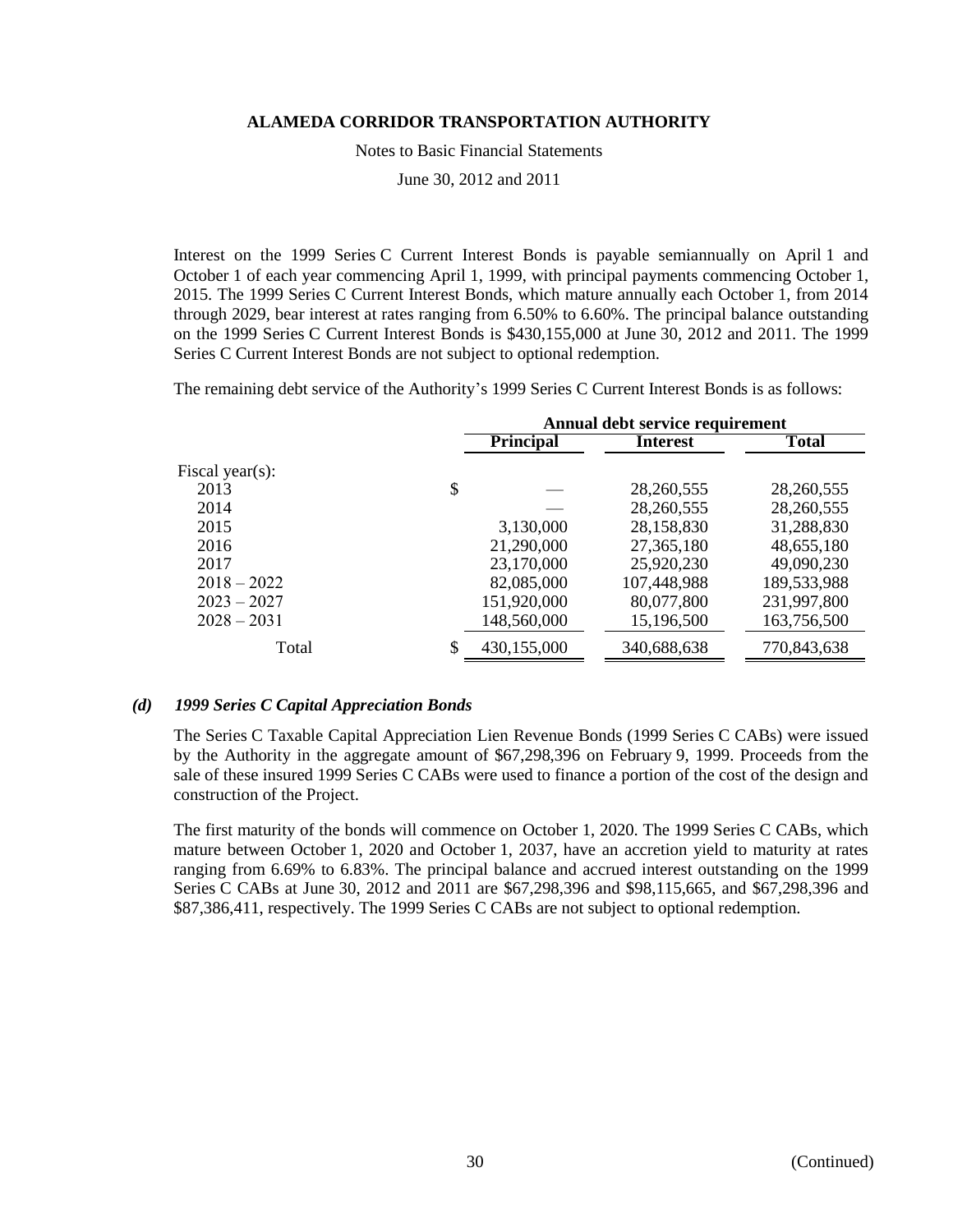Interest on the 1999 Series C Current Interest Bonds is payable semiannually on April 1 and October 1 of each year commencing April 1, 1999, with principal payments commencing October 1, 2015. The 1999 Series C Current Interest Bonds, which mature annually each October 1, from 2014 through 2029, bear interest at rates ranging from 6.50% to 6.60%. The principal balance outstanding on the 1999 Series C Current Interest Bonds is $430,155,000 at June 30, 2012 and 2011. The 1999 Series C Current Interest Bonds are not subject to optional redemption.

The remaining debt service of the Authority's 1999 Series C Current Interest Bonds is as follows:

| | Annual debt service requirement | | |
|---|---|---|---|
| | **Principal** | **Interest** | **Total** |
| Fiscal year(s): | | | |
| 2013 | $ — | 28,260,555 | 28,260,555 |
| 2014 | — | 28,260,555 | 28,260,555 |
| 2015 | 3,130,000 | 28,158,830 | 31,288,830 |
| 2016 | 21,290,000 | 27,365,180 | 48,655,180 |
| 2017 | 23,170,000 | 25,920,230 | 49,090,230 |
| 2018 – 2022 | 82,085,000 | 107,448,988 | 189,533,988 |
| 2023 – 2027 | 151,920,000 | 80,077,800 | 231,997,800 |
| 2028 – 2031 | 148,560,000 | 15,196,500 | 163,756,500 |
| Total | $ 430,155,000 | 340,688,638 | 770,843,638 |

### *(d) 1999 Series C Capital Appreciation Bonds*

The Series C Taxable Capital Appreciation Lien Revenue Bonds (1999 Series C CABs) were issued by the Authority in the aggregate amount of $67,298,396 on February 9, 1999. Proceeds from the sale of these insured 1999 Series C CABs were used to finance a portion of the cost of the design and construction of the Project.

The first maturity of the bonds will commence on October 1, 2020. The 1999 Series C CABs, which mature between October 1, 2020 and October 1, 2037, have an accretion yield to maturity at rates ranging from 6.69% to 6.83%. The principal balance and accrued interest outstanding on the 1999 Series C CABs at June 30, 2012 and 2011 are $67,298,396 and $98,115,665, and $67,298,396 and $87,386,411, respectively. The 1999 Series C CABs are not subject to optional redemption.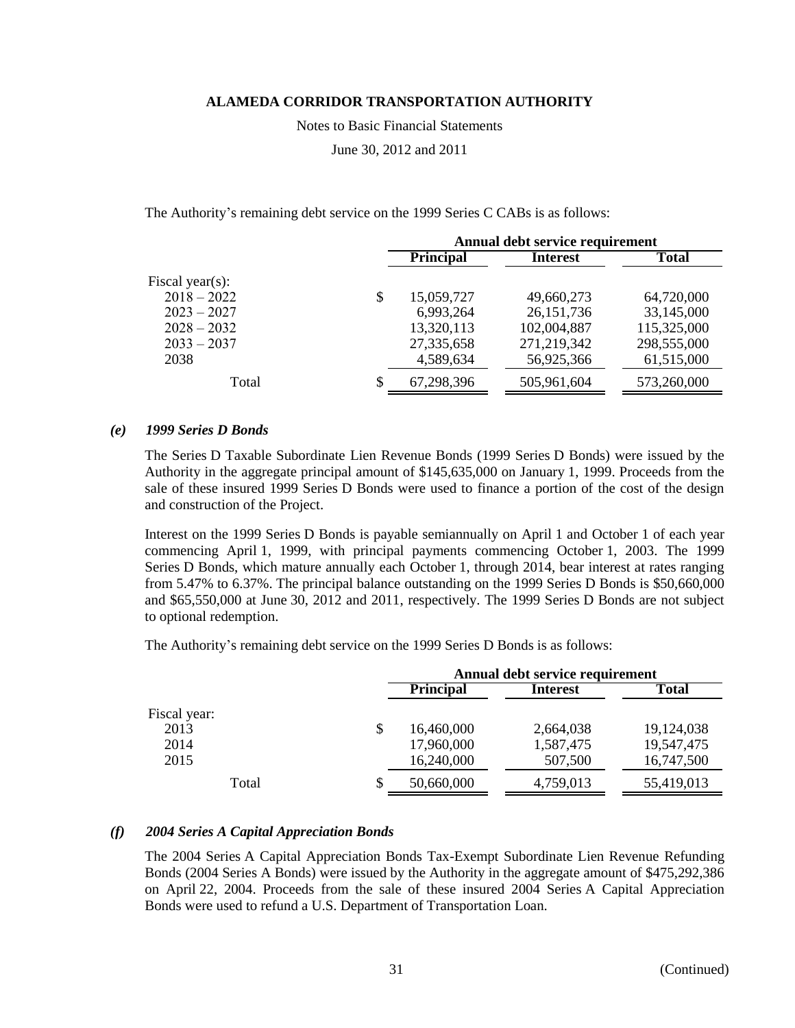The Authority's remaining debt service on the 1999 Series C CABs is as follows:

| | | Annual debt service requirement | |
|---|---|---|---|
| | **Principal** | **Interest** | **Total** |
| Fiscal year(s): | | | |
| 2018 – 2022 | $ 15,059,727 | 49,660,273 | 64,720,000 |
| 2023 – 2027 | 6,993,264 | 26,151,736 | 33,145,000 |
| 2028 – 2032 | 13,320,113 | 102,004,887 | 115,325,000 |
| 2033 – 2037 | 27,335,658 | 271,219,342 | 298,555,000 |
| 2038 | 4,589,634 | 56,925,366 | 61,515,000 |
| Total | $ 67,298,396 | 505,961,604 | 573,260,000 |

### *(e) 1999 Series D Bonds*

The Series D Taxable Subordinate Lien Revenue Bonds (1999 Series D Bonds) were issued by the Authority in the aggregate principal amount of $145,635,000 on January 1, 1999. Proceeds from the sale of these insured 1999 Series D Bonds were used to finance a portion of the cost of the design and construction of the Project.

Interest on the 1999 Series D Bonds is payable semiannually on April 1 and October 1 of each year commencing April 1, 1999, with principal payments commencing October 1, 2003. The 1999 Series D Bonds, which mature annually each October 1, through 2014, bear interest at rates ranging from 5.47% to 6.37%. The principal balance outstanding on the 1999 Series D Bonds is $50,660,000 and $65,550,000 at June 30, 2012 and 2011, respectively. The 1999 Series D Bonds are not subject to optional redemption.

The Authority's remaining debt service on the 1999 Series D Bonds is as follows:

| | | Annual debt service requirement | |
|---|---|---|---|
| | **Principal** | **Interest** | **Total** |
| Fiscal year: | | | |
| 2013 | $ 16,460,000 | 2,664,038 | 19,124,038 |
| 2014 | 17,960,000 | 1,587,475 | 19,547,475 |
| 2015 | 16,240,000 | 507,500 | 16,747,500 |
| Total | $ 50,660,000 | 4,759,013 | 55,419,013 |

### *(f) 2004 Series A Capital Appreciation Bonds*

The 2004 Series A Capital Appreciation Bonds Tax-Exempt Subordinate Lien Revenue Refunding Bonds (2004 Series A Bonds) were issued by the Authority in the aggregate amount of $475,292,386 on April 22, 2004. Proceeds from the sale of these insured 2004 Series A Capital Appreciation Bonds were used to refund a U.S. Department of Transportation Loan.

(Continued)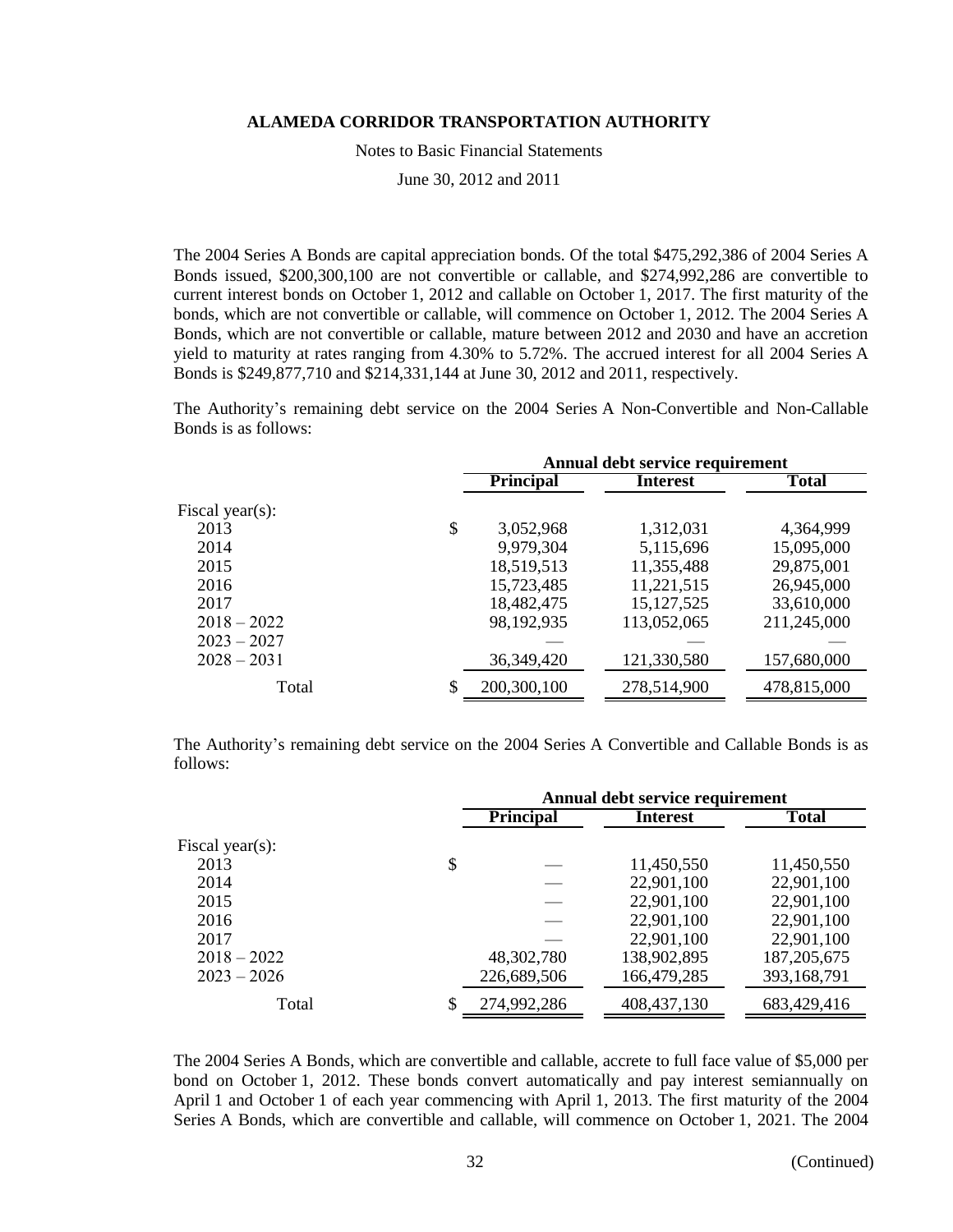**ALAMEDA CORRIDOR TRANSPORTATION AUTHORITY**

Notes to Basic Financial Statements

June 30, 2012 and 2011

The 2004 Series A Bonds are capital appreciation bonds. Of the total $475,292,386 of 2004 Series A Bonds issued, $200,300,100 are not convertible or callable, and $274,992,286 are convertible to current interest bonds on October 1, 2012 and callable on October 1, 2017. The first maturity of the bonds, which are not convertible or callable, will commence on October 1, 2012. The 2004 Series A Bonds, which are not convertible or callable, mature between 2012 and 2030 and have an accretion yield to maturity at rates ranging from 4.30% to 5.72%. The accrued interest for all 2004 Series A Bonds is $249,877,710 and $214,331,144 at June 30, 2012 and 2011, respectively.

The Authority's remaining debt service on the 2004 Series A Non-Convertible and Non-Callable Bonds is as follows:

| | Annual debt service requirement | | |
|---|---|---|---|
| | **Principal** | **Interest** | **Total** |
| Fiscal year(s): | | | |
| 2013 | $ 3,052,968 | 1,312,031 | 4,364,999 |
| 2014 | 9,979,304 | 5,115,696 | 15,095,000 |
| 2015 | 18,519,513 | 11,355,488 | 29,875,001 |
| 2016 | 15,723,485 | 11,221,515 | 26,945,000 |
| 2017 | 18,482,475 | 15,127,525 | 33,610,000 |
| 2018 – 2022 | 98,192,935 | 113,052,065 | 211,245,000 |
| 2023 – 2027 | — | — | — |
| 2028 – 2031 | 36,349,420 | 121,330,580 | 157,680,000 |
| Total | $ 200,300,100 | 278,514,900 | 478,815,000 |

The Authority's remaining debt service on the 2004 Series A Convertible and Callable Bonds is as follows:

| | Annual debt service requirement | | |
|---|---|---|---|
| | **Principal** | **Interest** | **Total** |
| Fiscal year(s): | | | |
| 2013 | $ — | 11,450,550 | 11,450,550 |
| 2014 | — | 22,901,100 | 22,901,100 |
| 2015 | — | 22,901,100 | 22,901,100 |
| 2016 | — | 22,901,100 | 22,901,100 |
| 2017 | — | 22,901,100 | 22,901,100 |
| 2018 – 2022 | 48,302,780 | 138,902,895 | 187,205,675 |
| 2023 – 2026 | 226,689,506 | 166,479,285 | 393,168,791 |
| Total | $ 274,992,286 | 408,437,130 | 683,429,416 |

The 2004 Series A Bonds, which are convertible and callable, accrete to full face value of $5,000 per bond on October 1, 2012. These bonds convert automatically and pay interest semiannually on April 1 and October 1 of each year commencing with April 1, 2013. The first maturity of the 2004 Series A Bonds, which are convertible and callable, will commence on October 1, 2021. The 2004

(Continued)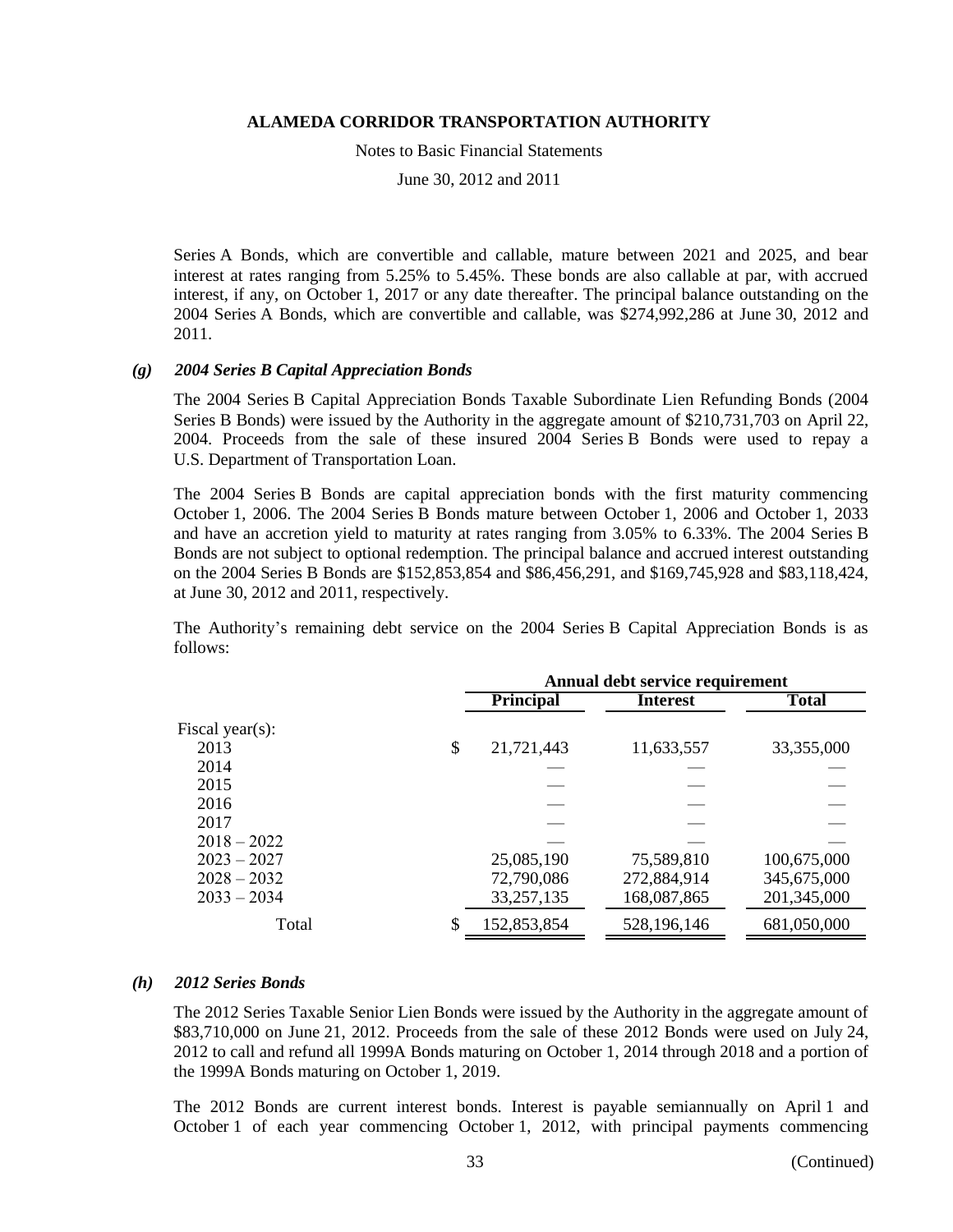Series A Bonds, which are convertible and callable, mature between 2021 and 2025, and bear interest at rates ranging from 5.25% to 5.45%. These bonds are also callable at par, with accrued interest, if any, on October 1, 2017 or any date thereafter. The principal balance outstanding on the 2004 Series A Bonds, which are convertible and callable, was $274,992,286 at June 30, 2012 and 2011.

### *(g) 2004 Series B Capital Appreciation Bonds*

The 2004 Series B Capital Appreciation Bonds Taxable Subordinate Lien Refunding Bonds (2004 Series B Bonds) were issued by the Authority in the aggregate amount of $210,731,703 on April 22, 2004. Proceeds from the sale of these insured 2004 Series B Bonds were used to repay a U.S. Department of Transportation Loan.

The 2004 Series B Bonds are capital appreciation bonds with the first maturity commencing October 1, 2006. The 2004 Series B Bonds mature between October 1, 2006 and October 1, 2033 and have an accretion yield to maturity at rates ranging from 3.05% to 6.33%. The 2004 Series B Bonds are not subject to optional redemption. The principal balance and accrued interest outstanding on the 2004 Series B Bonds are $152,853,854 and $86,456,291, and $169,745,928 and $83,118,424, at June 30, 2012 and 2011, respectively.

The Authority's remaining debt service on the 2004 Series B Capital Appreciation Bonds is as follows:

| | Annual debt service requirement | | |
|---|---|---|---|
| | **Principal** | **Interest** | **Total** |
| Fiscal year(s): | | | |
| 2013 | $ 21,721,443 | 11,633,557 | 33,355,000 |
| 2014 | — | — | — |
| 2015 | — | — | — |
| 2016 | — | — | — |
| 2017 | — | — | — |
| 2018 – 2022 | — | — | — |
| 2023 – 2027 | 25,085,190 | 75,589,810 | 100,675,000 |
| 2028 – 2032 | 72,790,086 | 272,884,914 | 345,675,000 |
| 2033 – 2034 | 33,257,135 | 168,087,865 | 201,345,000 |
| Total | $ 152,853,854 | 528,196,146 | 681,050,000 |

### *(h) 2012 Series Bonds*

The 2012 Series Taxable Senior Lien Bonds were issued by the Authority in the aggregate amount of $83,710,000 on June 21, 2012. Proceeds from the sale of these 2012 Bonds were used on July 24, 2012 to call and refund all 1999A Bonds maturing on October 1, 2014 through 2018 and a portion of the 1999A Bonds maturing on October 1, 2019.

The 2012 Bonds are current interest bonds. Interest is payable semiannually on April 1 and October 1 of each year commencing October 1, 2012, with principal payments commencing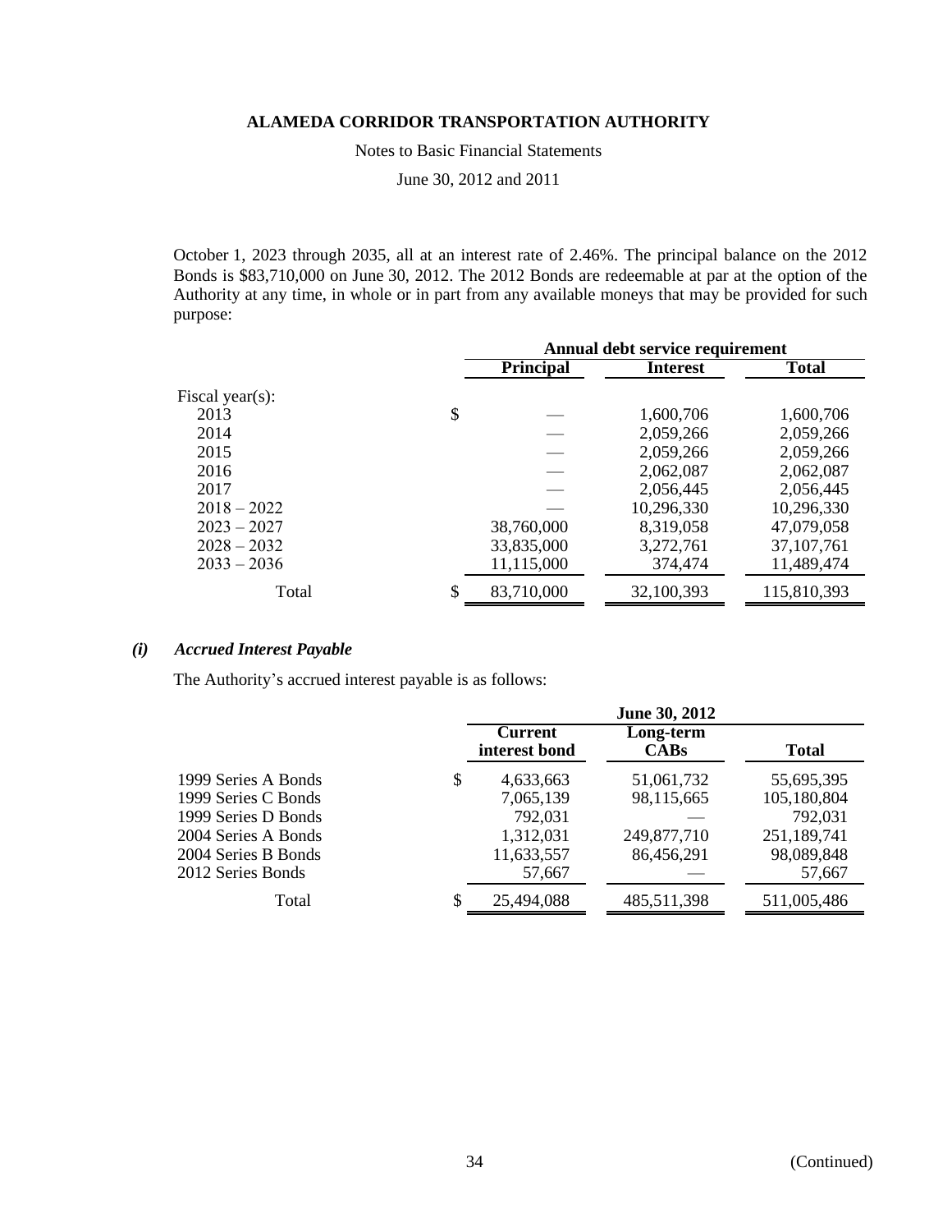October 1, 2023 through 2035, all at an interest rate of 2.46%. The principal balance on the 2012 Bonds is $83,710,000 on June 30, 2012. The 2012 Bonds are redeemable at par at the option of the Authority at any time, in whole or in part from any available moneys that may be provided for such purpose:

| | Annual debt service requirement | | |
|---|---|---|---|
| | **Principal** | **Interest** | **Total** |
| Fiscal year(s): | | | |
| 2013 | $ — | 1,600,706 | 1,600,706 |
| 2014 | — | 2,059,266 | 2,059,266 |
| 2015 | — | 2,059,266 | 2,059,266 |
| 2016 | — | 2,062,087 | 2,062,087 |
| 2017 | — | 2,056,445 | 2,056,445 |
| 2018 – 2022 | — | 10,296,330 | 10,296,330 |
| 2023 – 2027 | 38,760,000 | 8,319,058 | 47,079,058 |
| 2028 – 2032 | 33,835,000 | 3,272,761 | 37,107,761 |
| 2033 – 2036 | 11,115,000 | 374,474 | 11,489,474 |
| Total | $ 83,710,000 | 32,100,393 | 115,810,393 |

### *(i) Accrued Interest Payable*

The Authority's accrued interest payable is as follows:

| | June 30, 2012 | | |
|---|---|---|---|
| | **Current interest bond** | **Long-term CABs** | **Total** |
| 1999 Series A Bonds | $ 4,633,663 | 51,061,732 | 55,695,395 |
| 1999 Series C Bonds | 7,065,139 | 98,115,665 | 105,180,804 |
| 1999 Series D Bonds | 792,031 | — | 792,031 |
| 2004 Series A Bonds | 1,312,031 | 249,877,710 | 251,189,741 |
| 2004 Series B Bonds | 11,633,557 | 86,456,291 | 98,089,848 |
| 2012 Series Bonds | 57,667 | — | 57,667 |
| Total | $ 25,494,088 | 485,511,398 | 511,005,486 |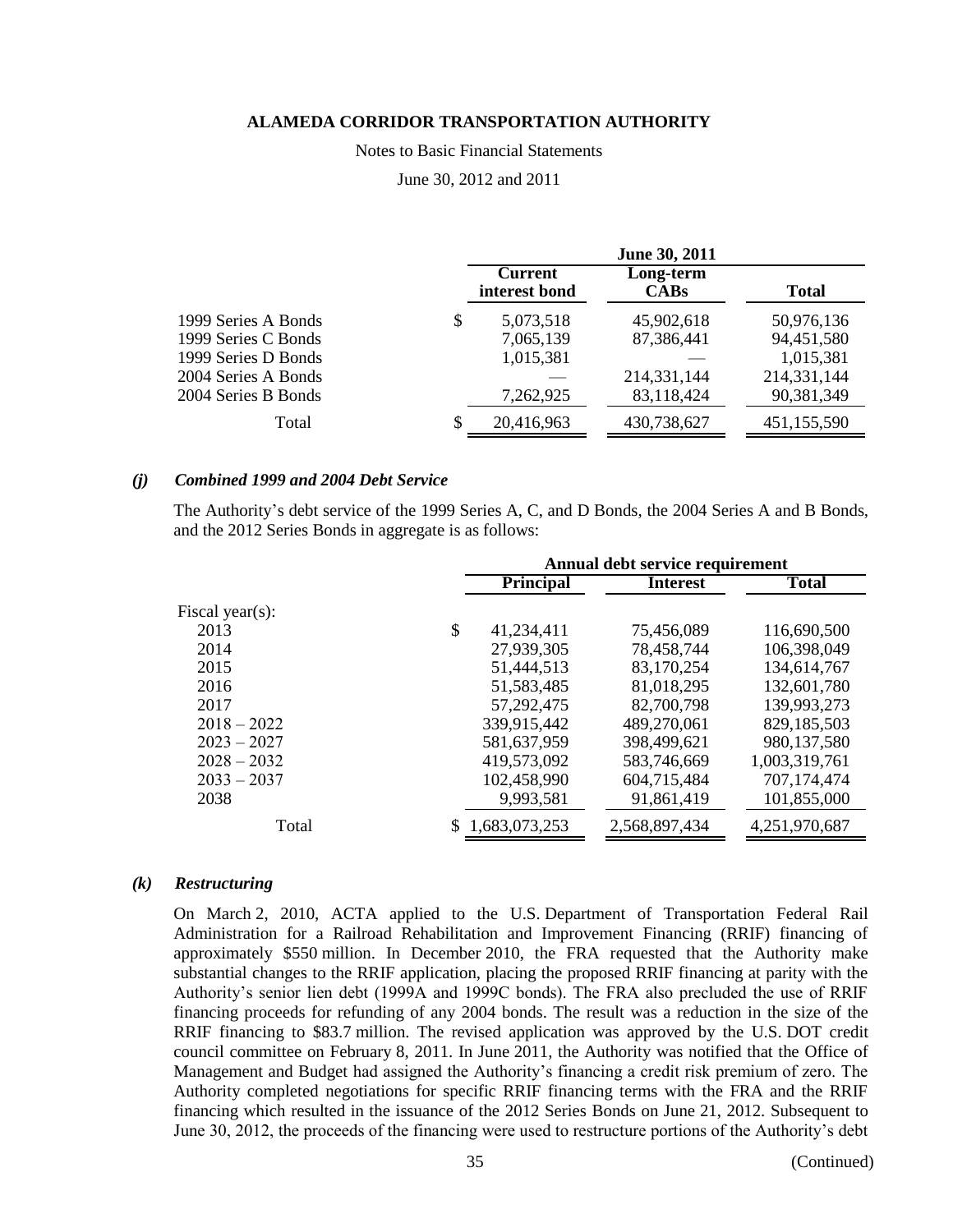| | June 30, 2011 | | |
| --- | --- | --- | --- |
| | Current interest bond | Long-term CABs | Total |
| 1999 Series A Bonds | $ 5,073,518 | 45,902,618 | 50,976,136 |
| 1999 Series C Bonds | 7,065,139 | 87,386,441 | 94,451,580 |
| 1999 Series D Bonds | 1,015,381 | — | 1,015,381 |
| 2004 Series A Bonds | — | 214,331,144 | 214,331,144 |
| 2004 Series B Bonds | 7,262,925 | 83,118,424 | 90,381,349 |
| Total | $ 20,416,963 | 430,738,627 | 451,155,590 |

### *(j) Combined 1999 and 2004 Debt Service*

The Authority's debt service of the 1999 Series A, C, and D Bonds, the 2004 Series A and B Bonds, and the 2012 Series Bonds in aggregate is as follows:

| | Annual debt service requirement | | |
| --- | --- | --- | --- |
| | Principal | Interest | Total |
| Fiscal year(s): | | | |
| 2013 | $ 41,234,411 | 75,456,089 | 116,690,500 |
| 2014 | 27,939,305 | 78,458,744 | 106,398,049 |
| 2015 | 51,444,513 | 83,170,254 | 134,614,767 |
| 2016 | 51,583,485 | 81,018,295 | 132,601,780 |
| 2017 | 57,292,475 | 82,700,798 | 139,993,273 |
| 2018 – 2022 | 339,915,442 | 489,270,061 | 829,185,503 |
| 2023 – 2027 | 581,637,959 | 398,499,621 | 980,137,580 |
| 2028 – 2032 | 419,573,092 | 583,746,669 | 1,003,319,761 |
| 2033 – 2037 | 102,458,990 | 604,715,484 | 707,174,474 |
| 2038 | 9,993,581 | 91,861,419 | 101,855,000 |
| Total | $ 1,683,073,253 | 2,568,897,434 | 4,251,970,687 |

### *(k) Restructuring*

On March 2, 2010, ACTA applied to the U.S. Department of Transportation Federal Rail Administration for a Railroad Rehabilitation and Improvement Financing (RRIF) financing of approximately $550 million. In December 2010, the FRA requested that the Authority make substantial changes to the RRIF application, placing the proposed RRIF financing at parity with the Authority's senior lien debt (1999A and 1999C bonds). The FRA also precluded the use of RRIF financing proceeds for refunding of any 2004 bonds. The result was a reduction in the size of the RRIF financing to $83.7 million. The revised application was approved by the U.S. DOT credit council committee on February 8, 2011. In June 2011, the Authority was notified that the Office of Management and Budget had assigned the Authority's financing a credit risk premium of zero. The Authority completed negotiations for specific RRIF financing terms with the FRA and the RRIF financing which resulted in the issuance of the 2012 Series Bonds on June 21, 2012. Subsequent to June 30, 2012, the proceeds of the financing were used to restructure portions of the Authority's debt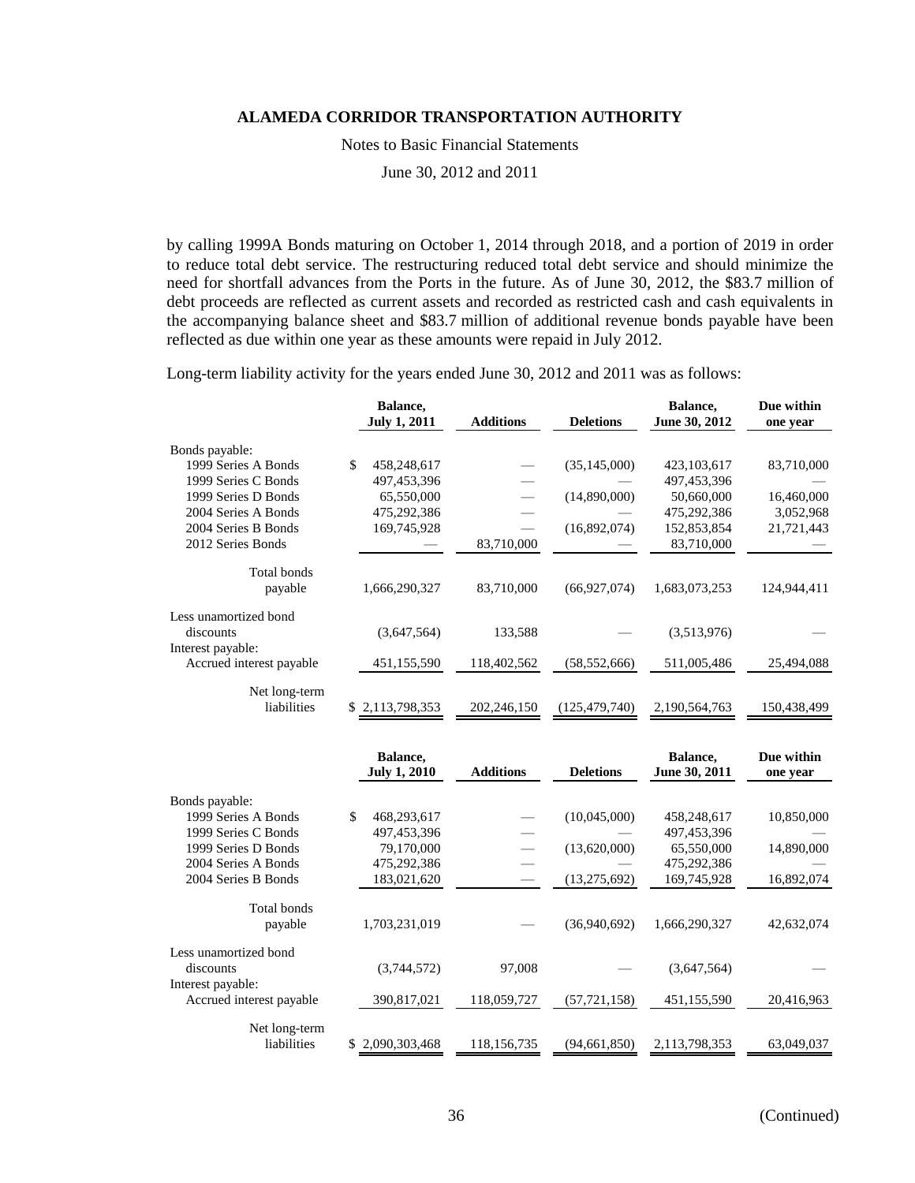by calling 1999A Bonds maturing on October 1, 2014 through 2018, and a portion of 2019 in order to reduce total debt service. The restructuring reduced total debt service and should minimize the need for shortfall advances from the Ports in the future. As of June 30, 2012, the $83.7 million of debt proceeds are reflected as current assets and recorded as restricted cash and cash equivalents in the accompanying balance sheet and $83.7 million of additional revenue bonds payable have been reflected as due within one year as these amounts were repaid in July 2012.

Long-term liability activity for the years ended June 30, 2012 and 2011 was as follows:

| | Balance, July 1, 2011 | Additions | Deletions | Balance, June 30, 2012 | Due within one year |
|---|---|---|---|---|---|
| Bonds payable: | | | | | |
| 1999 Series A Bonds | $ 458,248,617 | — | (35,145,000) | 423,103,617 | 83,710,000 |
| 1999 Series C Bonds | 497,453,396 | — | — | 497,453,396 | — |
| 1999 Series D Bonds | 65,550,000 | — | (14,890,000) | 50,660,000 | 16,460,000 |
| 2004 Series A Bonds | 475,292,386 | — | — | 475,292,386 | 3,052,968 |
| 2004 Series B Bonds | 169,745,928 | — | (16,892,074) | 152,853,854 | 21,721,443 |
| 2012 Series Bonds | — | 83,710,000 | — | 83,710,000 | — |
| Total bonds payable | 1,666,290,327 | 83,710,000 | (66,927,074) | 1,683,073,253 | 124,944,411 |
| Less unamortized bond discounts | (3,647,564) | 133,588 | — | (3,513,976) | — |
| Interest payable: | | | | | |
| Accrued interest payable | 451,155,590 | 118,402,562 | (58,552,666) | 511,005,486 | 25,494,088 |
| Net long-term liabilities | $ 2,113,798,353 | 202,246,150 | (125,479,740) | 2,190,564,763 | 150,438,499 |

| | Balance, July 1, 2010 | Additions | Deletions | Balance, June 30, 2011 | Due within one year |
|---|---|---|---|---|---|
| Bonds payable: | | | | | |
| 1999 Series A Bonds | $ 468,293,617 | — | (10,045,000) | 458,248,617 | 10,850,000 |
| 1999 Series C Bonds | 497,453,396 | — | — | 497,453,396 | — |
| 1999 Series D Bonds | 79,170,000 | — | (13,620,000) | 65,550,000 | 14,890,000 |
| 2004 Series A Bonds | 475,292,386 | — | — | 475,292,386 | — |
| 2004 Series B Bonds | 183,021,620 | — | (13,275,692) | 169,745,928 | 16,892,074 |
| Total bonds payable | 1,703,231,019 | — | (36,940,692) | 1,666,290,327 | 42,632,074 |
| Less unamortized bond discounts | (3,744,572) | 97,008 | — | (3,647,564) | — |
| Interest payable: | | | | | |
| Accrued interest payable | 390,817,021 | 118,059,727 | (57,721,158) | 451,155,590 | 20,416,963 |
| Net long-term liabilities | $ 2,090,303,468 | 118,156,735 | (94,661,850) | 2,113,798,353 | 63,049,037 |

(Continued)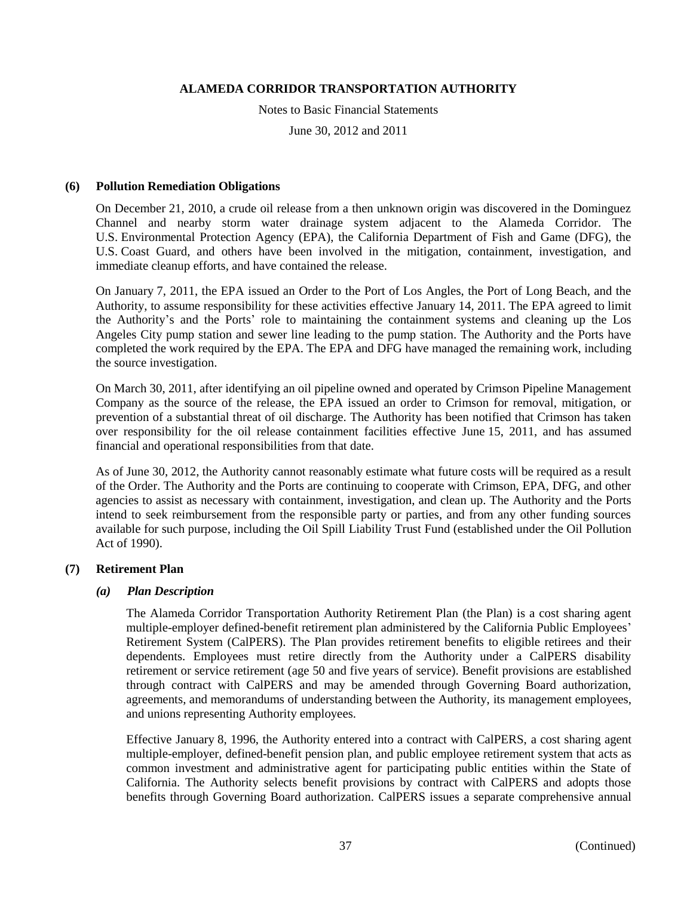## (6) Pollution Remediation Obligations

On December 21, 2010, a crude oil release from a then unknown origin was discovered in the Dominguez Channel and nearby storm water drainage system adjacent to the Alameda Corridor. The U.S. Environmental Protection Agency (EPA), the California Department of Fish and Game (DFG), the U.S. Coast Guard, and others have been involved in the mitigation, containment, investigation, and immediate cleanup efforts, and have contained the release.

On January 7, 2011, the EPA issued an Order to the Port of Los Angles, the Port of Long Beach, and the Authority, to assume responsibility for these activities effective January 14, 2011. The EPA agreed to limit the Authority's and the Ports' role to maintaining the containment systems and cleaning up the Los Angeles City pump station and sewer line leading to the pump station. The Authority and the Ports have completed the work required by the EPA. The EPA and DFG have managed the remaining work, including the source investigation.

On March 30, 2011, after identifying an oil pipeline owned and operated by Crimson Pipeline Management Company as the source of the release, the EPA issued an order to Crimson for removal, mitigation, or prevention of a substantial threat of oil discharge. The Authority has been notified that Crimson has taken over responsibility for the oil release containment facilities effective June 15, 2011, and has assumed financial and operational responsibilities from that date.

As of June 30, 2012, the Authority cannot reasonably estimate what future costs will be required as a result of the Order. The Authority and the Ports are continuing to cooperate with Crimson, EPA, DFG, and other agencies to assist as necessary with containment, investigation, and clean up. The Authority and the Ports intend to seek reimbursement from the responsible party or parties, and from any other funding sources available for such purpose, including the Oil Spill Liability Trust Fund (established under the Oil Pollution Act of 1990).

## (7) Retirement Plan

### *(a) Plan Description*

The Alameda Corridor Transportation Authority Retirement Plan (the Plan) is a cost sharing agent multiple-employer defined-benefit retirement plan administered by the California Public Employees' Retirement System (CalPERS). The Plan provides retirement benefits to eligible retirees and their dependents. Employees must retire directly from the Authority under a CalPERS disability retirement or service retirement (age 50 and five years of service). Benefit provisions are established through contract with CalPERS and may be amended through Governing Board authorization, agreements, and memorandums of understanding between the Authority, its management employees, and unions representing Authority employees.

Effective January 8, 1996, the Authority entered into a contract with CalPERS, a cost sharing agent multiple-employer, defined-benefit pension plan, and public employee retirement system that acts as common investment and administrative agent for participating public entities within the State of California. The Authority selects benefit provisions by contract with CalPERS and adopts those benefits through Governing Board authorization. CalPERS issues a separate comprehensive annual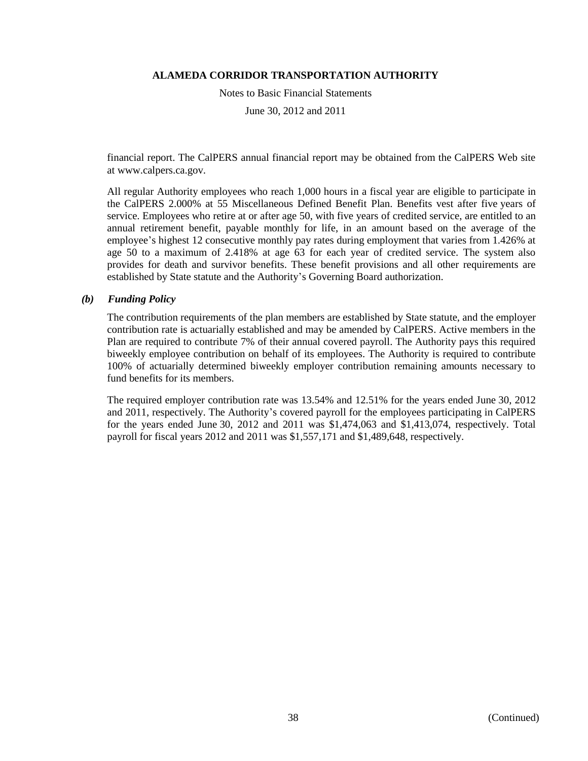financial report. The CalPERS annual financial report may be obtained from the CalPERS Web site at www.calpers.ca.gov.

All regular Authority employees who reach 1,000 hours in a fiscal year are eligible to participate in the CalPERS 2.000% at 55 Miscellaneous Defined Benefit Plan. Benefits vest after five years of service. Employees who retire at or after age 50, with five years of credited service, are entitled to an annual retirement benefit, payable monthly for life, in an amount based on the average of the employee's highest 12 consecutive monthly pay rates during employment that varies from 1.426% at age 50 to a maximum of 2.418% at age 63 for each year of credited service. The system also provides for death and survivor benefits. These benefit provisions and all other requirements are established by State statute and the Authority's Governing Board authorization.

### *(b) Funding Policy*

The contribution requirements of the plan members are established by State statute, and the employer contribution rate is actuarially established and may be amended by CalPERS. Active members in the Plan are required to contribute 7% of their annual covered payroll. The Authority pays this required biweekly employee contribution on behalf of its employees. The Authority is required to contribute 100% of actuarially determined biweekly employer contribution remaining amounts necessary to fund benefits for its members.

The required employer contribution rate was 13.54% and 12.51% for the years ended June 30, 2012 and 2011, respectively. The Authority's covered payroll for the employees participating in CalPERS for the years ended June 30, 2012 and 2011 was $1,474,063 and $1,413,074, respectively. Total payroll for fiscal years 2012 and 2011 was $1,557,171 and $1,489,648, respectively.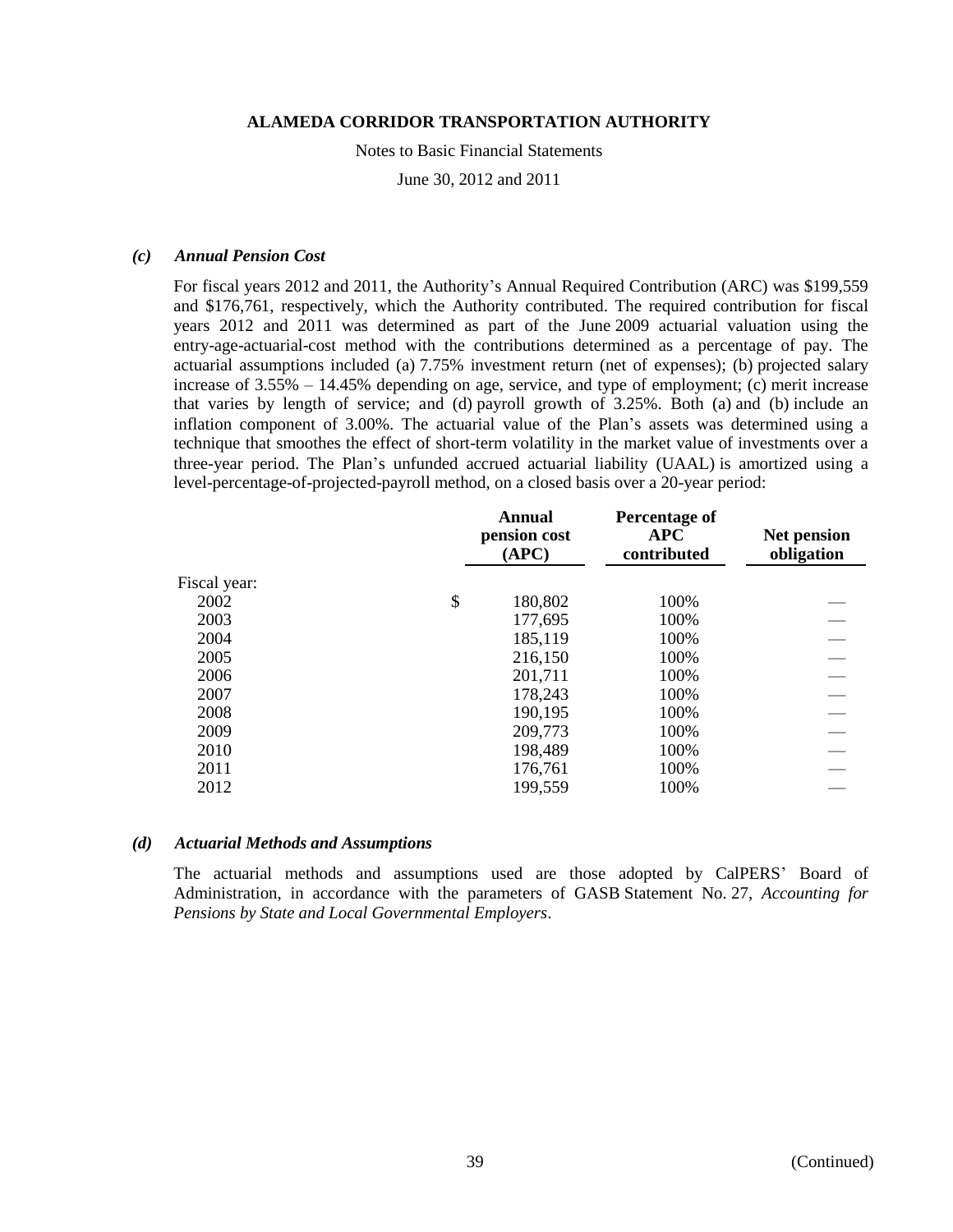### *(c) Annual Pension Cost*

For fiscal years 2012 and 2011, the Authority's Annual Required Contribution (ARC) was \$199,559 and \$176,761, respectively, which the Authority contributed. The required contribution for fiscal years 2012 and 2011 was determined as part of the June 2009 actuarial valuation using the entry-age-actuarial-cost method with the contributions determined as a percentage of pay. The actuarial assumptions included (a) 7.75% investment return (net of expenses); (b) projected salary increase of 3.55% – 14.45% depending on age, service, and type of employment; (c) merit increase that varies by length of service; and (d) payroll growth of 3.25%. Both (a) and (b) include an inflation component of 3.00%. The actuarial value of the Plan's assets was determined using a technique that smoothes the effect of short-term volatility in the market value of investments over a three-year period. The Plan's unfunded accrued actuarial liability (UAAL) is amortized using a level-percentage-of-projected-payroll method, on a closed basis over a 20-year period:

| | Annual pension cost (APC) | Percentage of APC contributed | Net pension obligation |
|---|---|---|---|
| Fiscal year: | | | |
| 2002 | $ 180,802 | 100% | — |
| 2003 | 177,695 | 100% | — |
| 2004 | 185,119 | 100% | — |
| 2005 | 216,150 | 100% | — |
| 2006 | 201,711 | 100% | — |
| 2007 | 178,243 | 100% | — |
| 2008 | 190,195 | 100% | — |
| 2009 | 209,773 | 100% | — |
| 2010 | 198,489 | 100% | — |
| 2011 | 176,761 | 100% | — |
| 2012 | 199,559 | 100% | — |

### *(d) Actuarial Methods and Assumptions*

The actuarial methods and assumptions used are those adopted by CalPERS' Board of Administration, in accordance with the parameters of GASB Statement No. 27, *Accounting for Pensions by State and Local Governmental Employers*.

(Continued)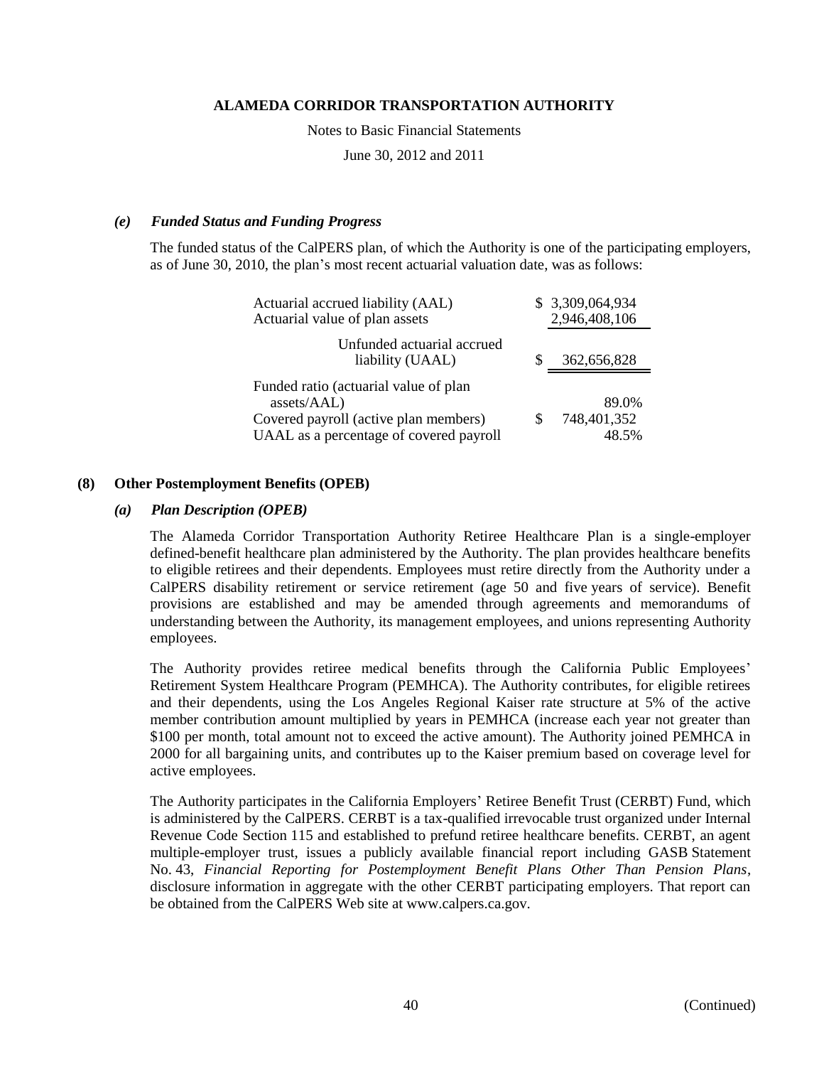#### *(e) Funded Status and Funding Progress*

The funded status of the CalPERS plan, of which the Authority is one of the participating employers, as of June 30, 2010, the plan's most recent actuarial valuation date, was as follows:

| | |
|---|---|
| Actuarial accrued liability (AAL) | $ 3,309,064,934 |
| Actuarial value of plan assets | 2,946,408,106 |
| Unfunded actuarial accrued liability (UAAL) | $ 362,656,828 |
| Funded ratio (actuarial value of plan assets/AAL) | 89.0% |
| Covered payroll (active plan members) | $ 748,401,352 |
| UAAL as a percentage of covered payroll | 48.5% |

## (8) Other Postemployment Benefits (OPEB)

#### *(a) Plan Description (OPEB)*

The Alameda Corridor Transportation Authority Retiree Healthcare Plan is a single-employer defined-benefit healthcare plan administered by the Authority. The plan provides healthcare benefits to eligible retirees and their dependents. Employees must retire directly from the Authority under a CalPERS disability retirement or service retirement (age 50 and five years of service). Benefit provisions are established and may be amended through agreements and memorandums of understanding between the Authority, its management employees, and unions representing Authority employees.

The Authority provides retiree medical benefits through the California Public Employees' Retirement System Healthcare Program (PEMHCA). The Authority contributes, for eligible retirees and their dependents, using the Los Angeles Regional Kaiser rate structure at 5% of the active member contribution amount multiplied by years in PEMHCA (increase each year not greater than \$100 per month, total amount not to exceed the active amount). The Authority joined PEMHCA in 2000 for all bargaining units, and contributes up to the Kaiser premium based on coverage level for active employees.

The Authority participates in the California Employers' Retiree Benefit Trust (CERBT) Fund, which is administered by the CalPERS. CERBT is a tax-qualified irrevocable trust organized under Internal Revenue Code Section 115 and established to prefund retiree healthcare benefits. CERBT, an agent multiple-employer trust, issues a publicly available financial report including GASB Statement No. 43, *Financial Reporting for Postemployment Benefit Plans Other Than Pension Plans*, disclosure information in aggregate with the other CERBT participating employers. That report can be obtained from the CalPERS Web site at www.calpers.ca.gov.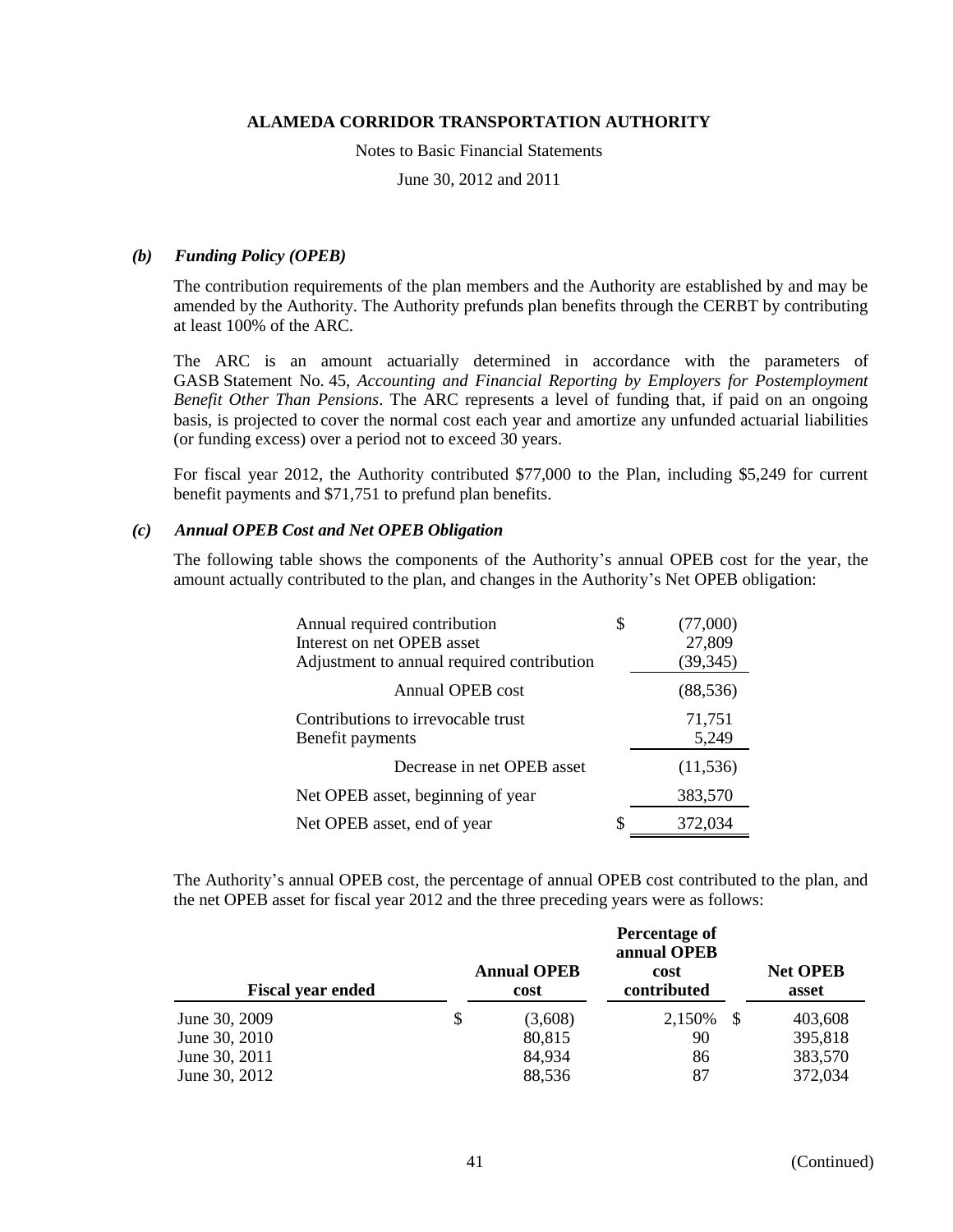### *(b) Funding Policy (OPEB)*

The contribution requirements of the plan members and the Authority are established by and may be amended by the Authority. The Authority prefunds plan benefits through the CERBT by contributing at least 100% of the ARC.

The ARC is an amount actuarially determined in accordance with the parameters of GASB Statement No. 45, *Accounting and Financial Reporting by Employers for Postemployment Benefit Other Than Pensions*. The ARC represents a level of funding that, if paid on an ongoing basis, is projected to cover the normal cost each year and amortize any unfunded actuarial liabilities (or funding excess) over a period not to exceed 30 years.

For fiscal year 2012, the Authority contributed $77,000 to the Plan, including $5,249 for current benefit payments and $71,751 to prefund plan benefits.

### *(c) Annual OPEB Cost and Net OPEB Obligation*

The following table shows the components of the Authority's annual OPEB cost for the year, the amount actually contributed to the plan, and changes in the Authority's Net OPEB obligation:

| | | |
|---|---|---|
| Annual required contribution | $ | (77,000) |
| Interest on net OPEB asset | | 27,809 |
| Adjustment to annual required contribution | | (39,345) |
| Annual OPEB cost | | (88,536) |
| Contributions to irrevocable trust | | 71,751 |
| Benefit payments | | 5,249 |
| Decrease in net OPEB asset | | (11,536) |
| Net OPEB asset, beginning of year | | 383,570 |
| Net OPEB asset, end of year | $ | 372,034 |

The Authority's annual OPEB cost, the percentage of annual OPEB cost contributed to the plan, and the net OPEB asset for fiscal year 2012 and the three preceding years were as follows:

| Fiscal year ended | | Annual OPEB cost | Percentage of annual OPEB cost contributed | | Net OPEB asset |
|---|---|---|---|---|---|
| June 30, 2009 | $ | (3,608) | 2,150% | $ | 403,608 |
| June 30, 2010 | | 80,815 | 90 | | 395,818 |
| June 30, 2011 | | 84,934 | 86 | | 383,570 |
| June 30, 2012 | | 88,536 | 87 | | 372,034 |

(Continued)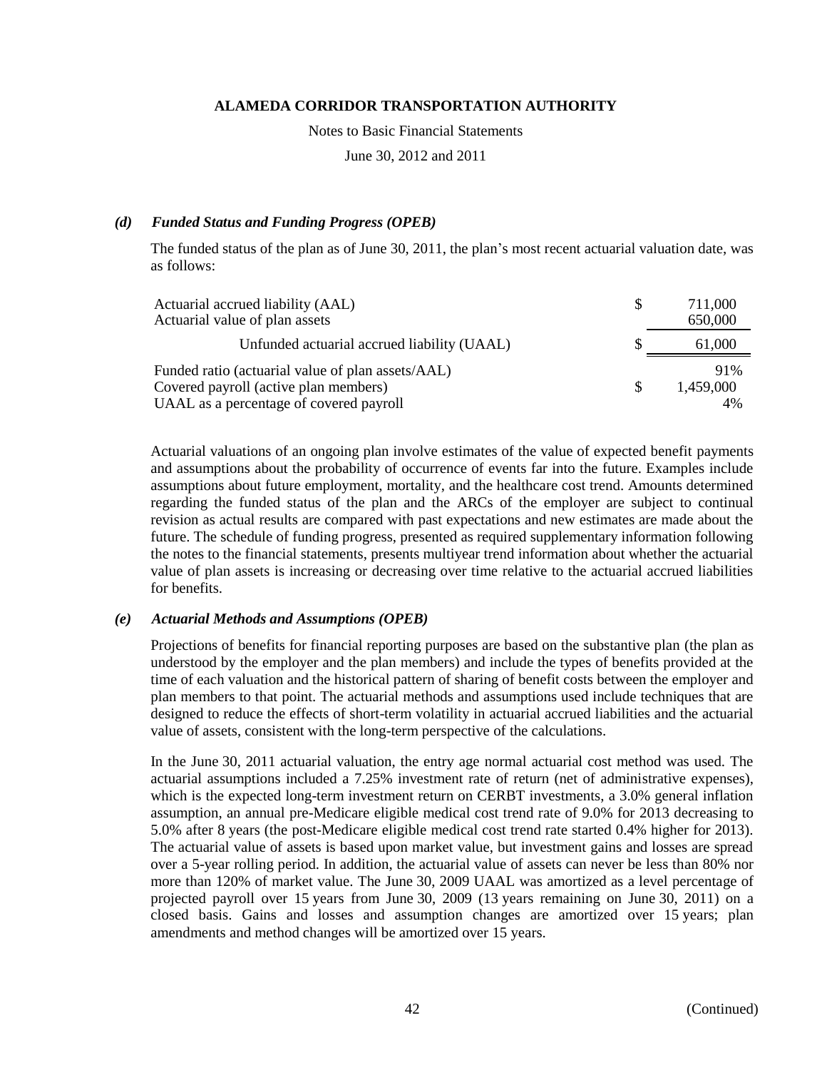# ALAMEDA CORRIDOR TRANSPORTATION AUTHORITY

Notes to Basic Financial Statements

June 30, 2012 and 2011

### *(d) Funded Status and Funding Progress (OPEB)*

The funded status of the plan as of June 30, 2011, the plan's most recent actuarial valuation date, was as follows:

| | | |
|---|---|---|
| Actuarial accrued liability (AAL) | $ | 711,000 |
| Actuarial value of plan assets | | 650,000 |
| Unfunded actuarial accrued liability (UAAL) | $ | 61,000 |
| Funded ratio (actuarial value of plan assets/AAL) | | 91% |
| Covered payroll (active plan members) | $ | 1,459,000 |
| UAAL as a percentage of covered payroll | | 4% |

Actuarial valuations of an ongoing plan involve estimates of the value of expected benefit payments and assumptions about the probability of occurrence of events far into the future. Examples include assumptions about future employment, mortality, and the healthcare cost trend. Amounts determined regarding the funded status of the plan and the ARCs of the employer are subject to continual revision as actual results are compared with past expectations and new estimates are made about the future. The schedule of funding progress, presented as required supplementary information following the notes to the financial statements, presents multiyear trend information about whether the actuarial value of plan assets is increasing or decreasing over time relative to the actuarial accrued liabilities for benefits.

### *(e) Actuarial Methods and Assumptions (OPEB)*

Projections of benefits for financial reporting purposes are based on the substantive plan (the plan as understood by the employer and the plan members) and include the types of benefits provided at the time of each valuation and the historical pattern of sharing of benefit costs between the employer and plan members to that point. The actuarial methods and assumptions used include techniques that are designed to reduce the effects of short-term volatility in actuarial accrued liabilities and the actuarial value of assets, consistent with the long-term perspective of the calculations.

In the June 30, 2011 actuarial valuation, the entry age normal actuarial cost method was used. The actuarial assumptions included a 7.25% investment rate of return (net of administrative expenses), which is the expected long-term investment return on CERBT investments, a 3.0% general inflation assumption, an annual pre-Medicare eligible medical cost trend rate of 9.0% for 2013 decreasing to 5.0% after 8 years (the post-Medicare eligible medical cost trend rate started 0.4% higher for 2013). The actuarial value of assets is based upon market value, but investment gains and losses are spread over a 5-year rolling period. In addition, the actuarial value of assets can never be less than 80% nor more than 120% of market value. The June 30, 2009 UAAL was amortized as a level percentage of projected payroll over 15 years from June 30, 2009 (13 years remaining on June 30, 2011) on a closed basis. Gains and losses and assumption changes are amortized over 15 years; plan amendments and method changes will be amortized over 15 years.

(Continued)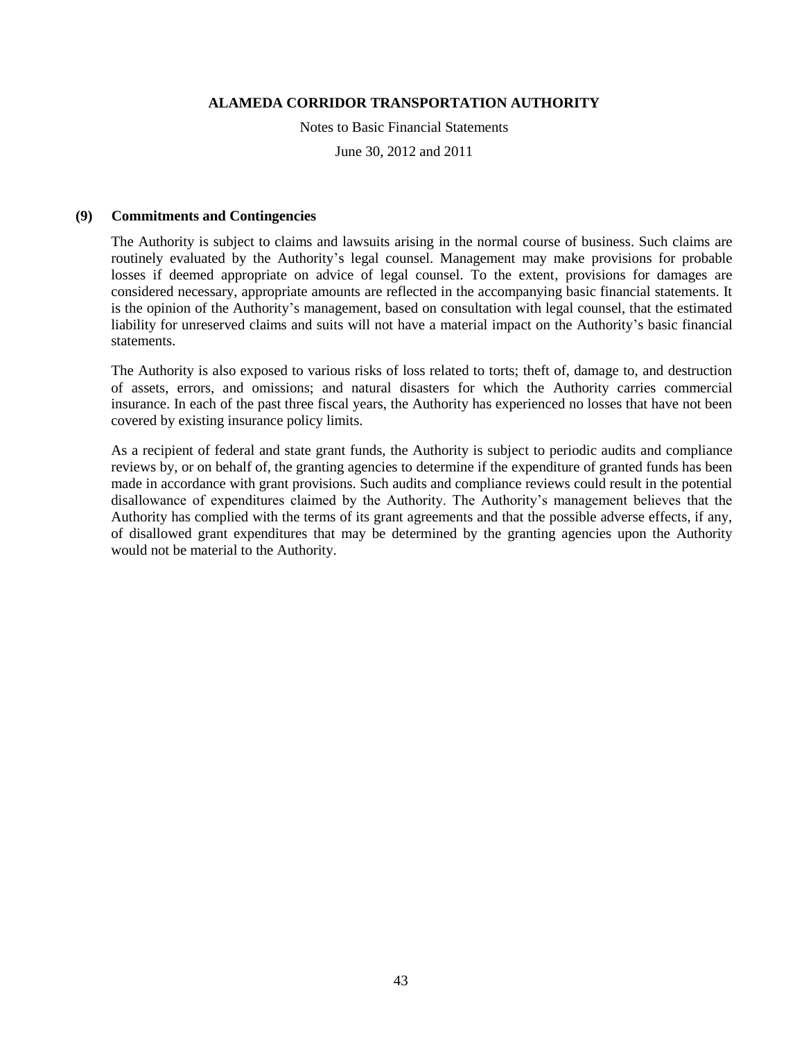### (9) Commitments and Contingencies

The Authority is subject to claims and lawsuits arising in the normal course of business. Such claims are routinely evaluated by the Authority's legal counsel. Management may make provisions for probable losses if deemed appropriate on advice of legal counsel. To the extent, provisions for damages are considered necessary, appropriate amounts are reflected in the accompanying basic financial statements. It is the opinion of the Authority's management, based on consultation with legal counsel, that the estimated liability for unreserved claims and suits will not have a material impact on the Authority's basic financial statements.

The Authority is also exposed to various risks of loss related to torts; theft of, damage to, and destruction of assets, errors, and omissions; and natural disasters for which the Authority carries commercial insurance. In each of the past three fiscal years, the Authority has experienced no losses that have not been covered by existing insurance policy limits.

As a recipient of federal and state grant funds, the Authority is subject to periodic audits and compliance reviews by, or on behalf of, the granting agencies to determine if the expenditure of granted funds has been made in accordance with grant provisions. Such audits and compliance reviews could result in the potential disallowance of expenditures claimed by the Authority. The Authority's management believes that the Authority has complied with the terms of its grant agreements and that the possible adverse effects, if any, of disallowed grant expenditures that may be determined by the granting agencies upon the Authority would not be material to the Authority.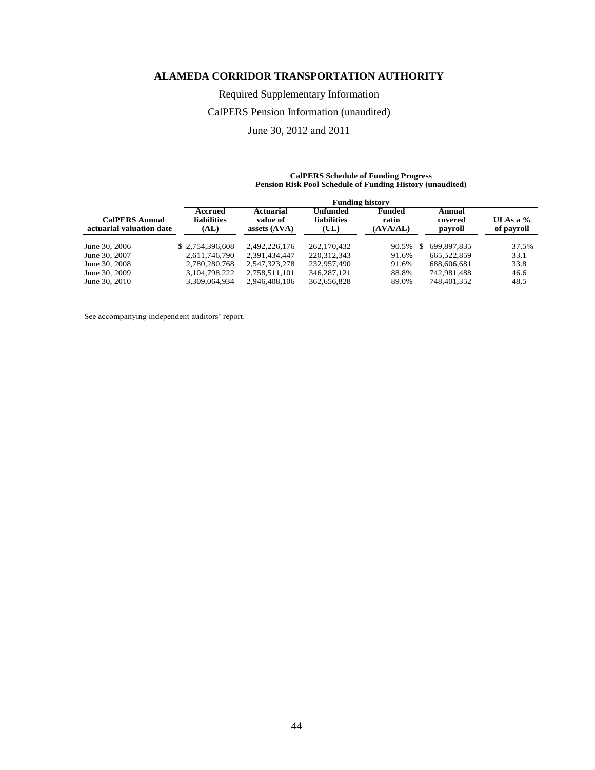# ALAMEDA CORRIDOR TRANSPORTATION AUTHORITY

Required Supplementary Information

CalPERS Pension Information (unaudited)

June 30, 2012 and 2011

**CalPERS Schedule of Funding Progress**
**Pension Risk Pool Schedule of Funding History (unaudited)**

| | Funding history | | | | | |
|---|---|---|---|---|---|---|
| **CalPERS Annual actuarial valuation date** | **Accrued liabilities (AL)** | **Actuarial value of assets (AVA)** | **Unfunded liabilities (UL)** | **Funded ratio (AVA/AL)** | **Annual covered payroll** | **ULAs a % of payroll** |
| June 30, 2006 | $ 2,754,396,608 | 2,492,226,176 | 262,170,432 | 90.5% | $ 699,897,835 | 37.5% |
| June 30, 2007 | 2,611,746,790 | 2,391,434,447 | 220,312,343 | 91.6% | 665,522,859 | 33.1 |
| June 30, 2008 | 2,780,280,768 | 2,547,323,278 | 232,957,490 | 91.6% | 688,606,681 | 33.8 |
| June 30, 2009 | 3,104,798,222 | 2,758,511,101 | 346,287,121 | 88.8% | 742,981,488 | 46.6 |
| June 30, 2010 | 3,309,064,934 | 2,946,408,106 | 362,656,828 | 89.0% | 748,401,352 | 48.5 |

See accompanying independent auditors' report.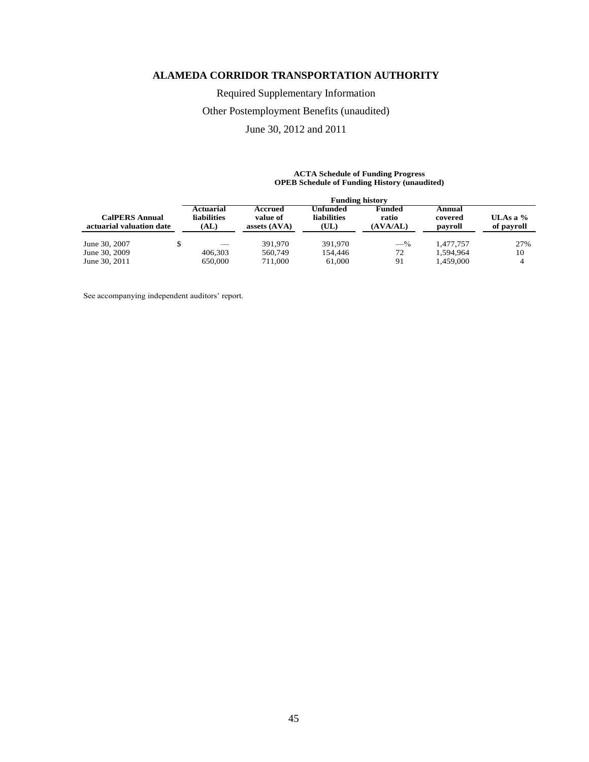# ALAMEDA CORRIDOR TRANSPORTATION AUTHORITY

Required Supplementary Information

Other Postemployment Benefits (unaudited)

June 30, 2012 and 2011

**ACTA Schedule of Funding Progress**
**OPEB Schedule of Funding History (unaudited)**

| | Funding history | | | | | |
|---|---|---|---|---|---|---|
| **CalPERS Annual actuarial valuation date** | **Actuarial liabilities (AL)** | **Accrued value of assets (AVA)** | **Unfunded liabilities (UL)** | **Funded ratio (AVA/AL)** | **Annual covered payroll** | **ULAs a % of payroll** |
| June 30, 2007 | $ — | 391,970 | 391,970 | —% | 1,477,757 | 27% |
| June 30, 2009 | 406,303 | 560,749 | 154,446 | 72 | 1,594,964 | 10 |
| June 30, 2011 | 650,000 | 711,000 | 61,000 | 91 | 1,459,000 | 4 |

See accompanying independent auditors' report.